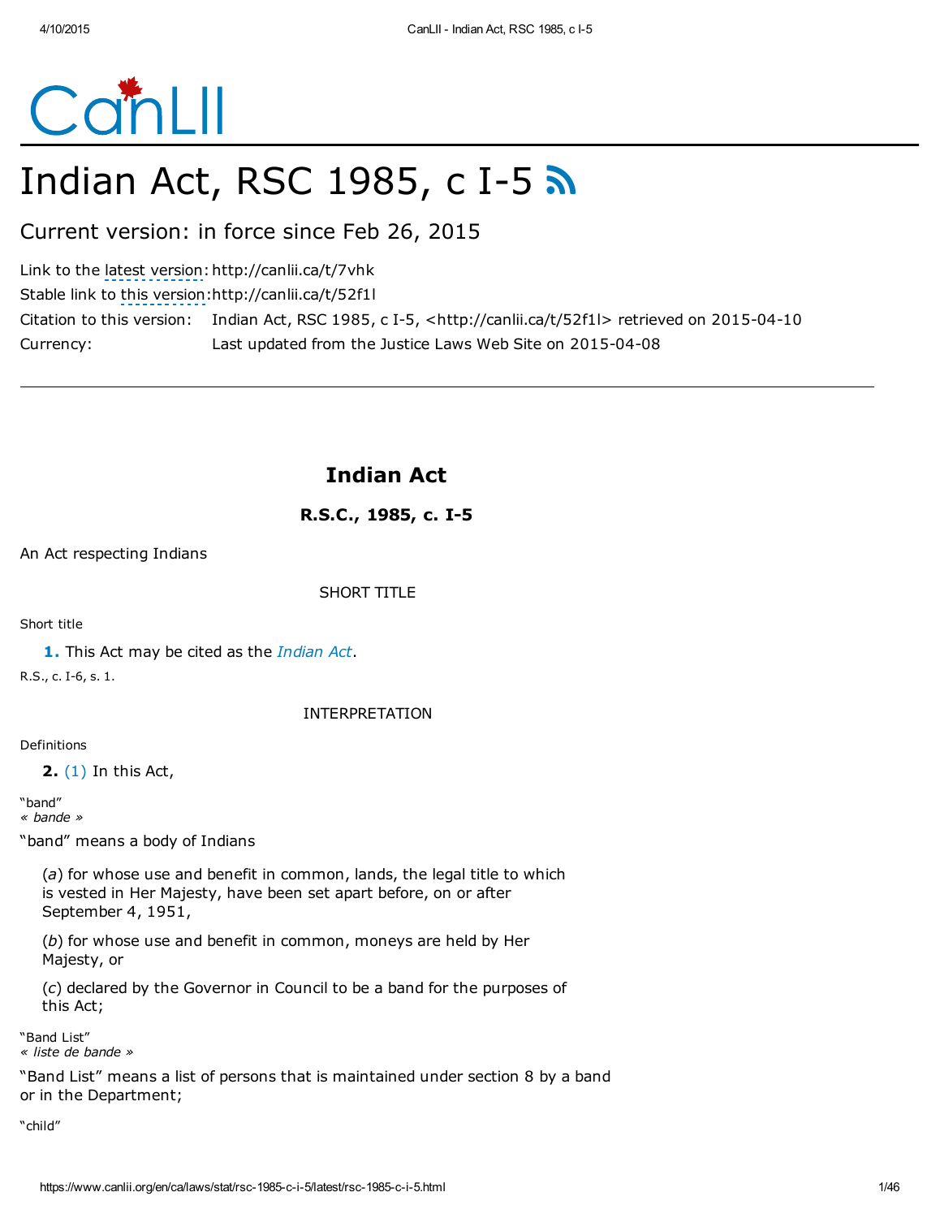# Indian Act, RSC 1985, c I-5

Current version: in force since Feb 26, 2015

Link to the latest version: http://canlii.ca/t/7vhk
Stable link to this version: http://canlii.ca/t/52f1l
Citation to this version: Indian Act, RSC 1985, c I-5, <http://canlii.ca/t/52f1l> retrieved on 2015-04-10
Currency: Last updated from the Justice Laws Web Site on 2015-04-08

---

## Indian Act

### R.S.C., 1985, c. I-5

An Act respecting Indians

SHORT TITLE

Short title

**1.** This Act may be cited as the *Indian Act*.

R.S., c. I-6, s. 1.

INTERPRETATION

Definitions

**2.** (1) In this Act,

"band"
*« bande »*

"band" means a body of Indians

(*a*) for whose use and benefit in common, lands, the legal title to which is vested in Her Majesty, have been set apart before, on or after September 4, 1951,

(*b*) for whose use and benefit in common, moneys are held by Her Majesty, or

(*c*) declared by the Governor in Council to be a band for the purposes of this Act;

"Band List"
*« liste de bande »*

"Band List" means a list of persons that is maintained under section 8 by a band or in the Department;

"child"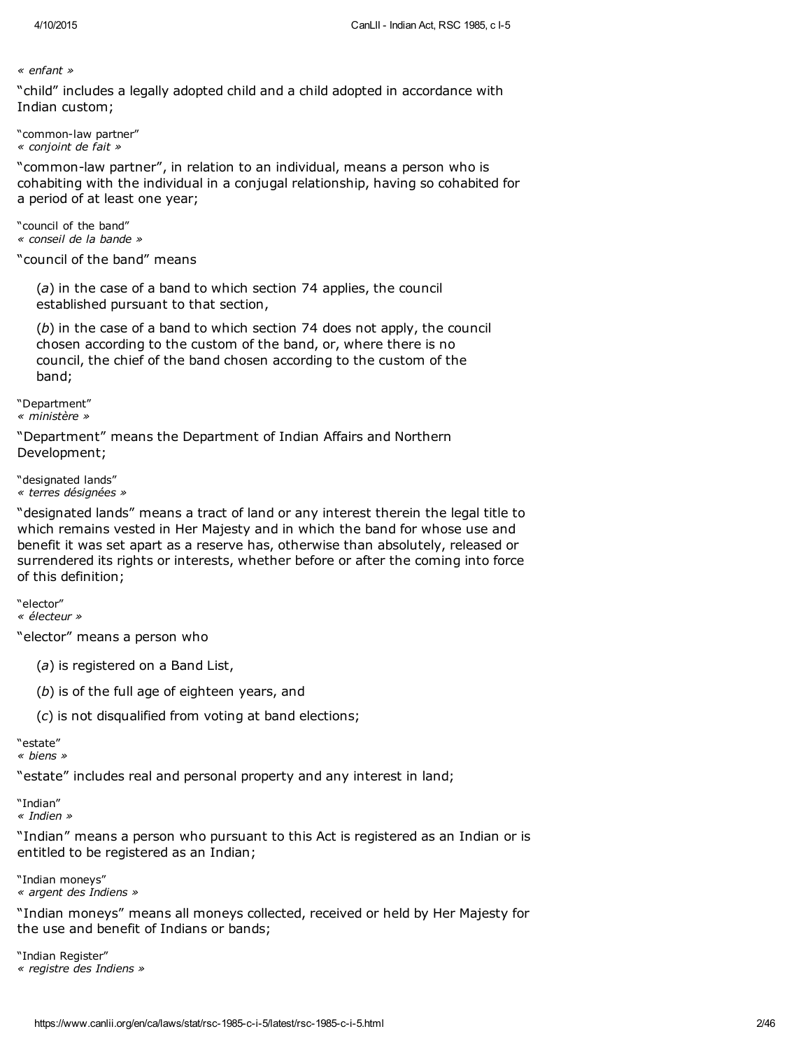*« enfant »*

"child" includes a legally adopted child and a child adopted in accordance with Indian custom;

"common-law partner"
*« conjoint de fait »*

"common-law partner", in relation to an individual, means a person who is cohabiting with the individual in a conjugal relationship, having so cohabited for a period of at least one year;

"council of the band"
*« conseil de la bande »*

"council of the band" means

(*a*) in the case of a band to which section 74 applies, the council established pursuant to that section,

(*b*) in the case of a band to which section 74 does not apply, the council chosen according to the custom of the band, or, where there is no council, the chief of the band chosen according to the custom of the band;

"Department"
*« ministère »*

"Department" means the Department of Indian Affairs and Northern Development;

"designated lands"
*« terres désignées »*

"designated lands" means a tract of land or any interest therein the legal title to which remains vested in Her Majesty and in which the band for whose use and benefit it was set apart as a reserve has, otherwise than absolutely, released or surrendered its rights or interests, whether before or after the coming into force of this definition;

"elector"
*« électeur »*

"elector" means a person who

(*a*) is registered on a Band List,

(*b*) is of the full age of eighteen years, and

(*c*) is not disqualified from voting at band elections;

"estate"
*« biens »*

"estate" includes real and personal property and any interest in land;

"Indian"
*« Indien »*

"Indian" means a person who pursuant to this Act is registered as an Indian or is entitled to be registered as an Indian;

"Indian moneys"
*« argent des Indiens »*

"Indian moneys" means all moneys collected, received or held by Her Majesty for the use and benefit of Indians or bands;

"Indian Register"
*« registre des Indiens »*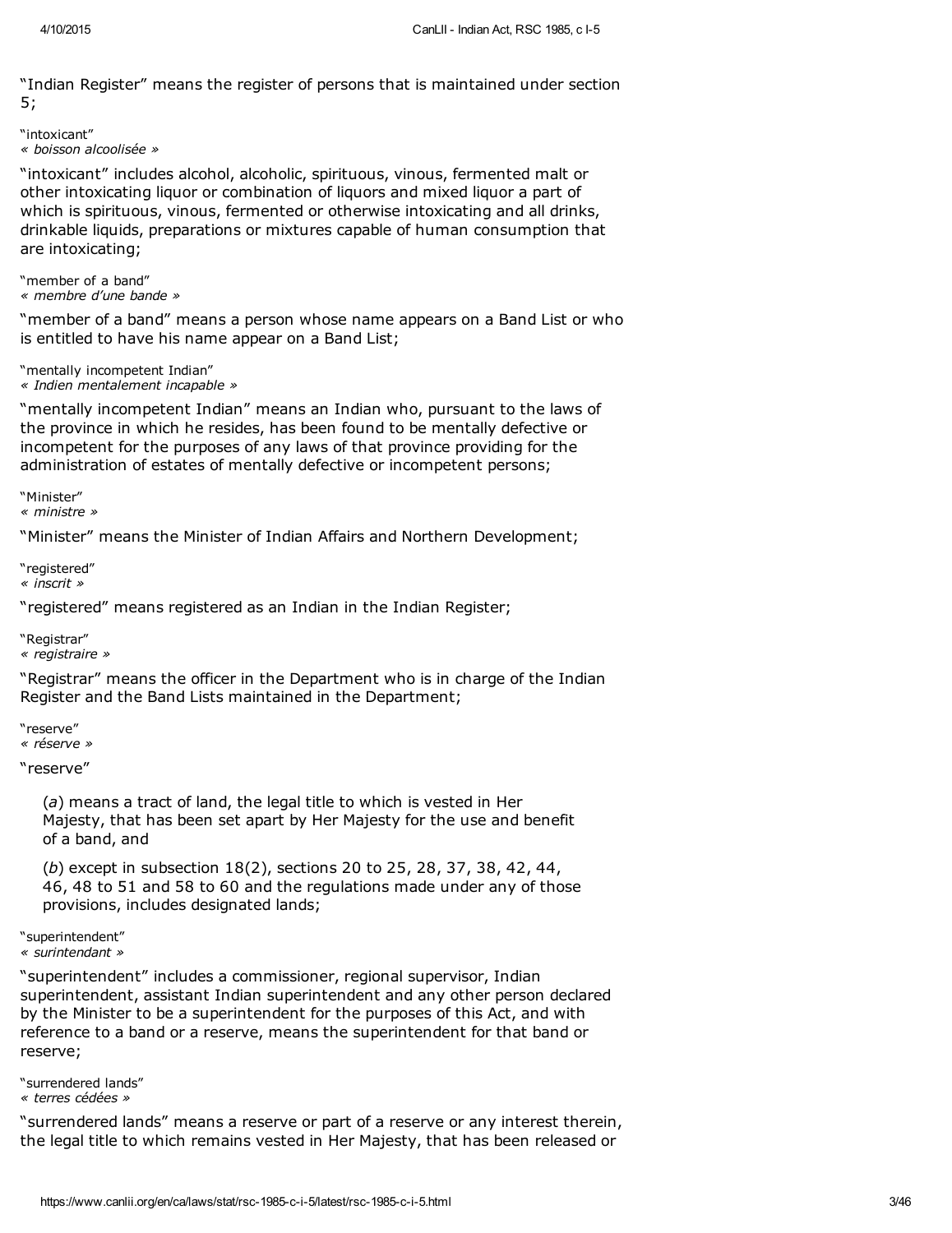"Indian Register" means the register of persons that is maintained under section 5;

"intoxicant"
*« boisson alcoolisée »*

"intoxicant" includes alcohol, alcoholic, spirituous, vinous, fermented malt or other intoxicating liquor or combination of liquors and mixed liquor a part of which is spirituous, vinous, fermented or otherwise intoxicating and all drinks, drinkable liquids, preparations or mixtures capable of human consumption that are intoxicating;

"member of a band"
*« membre d'une bande »*

"member of a band" means a person whose name appears on a Band List or who is entitled to have his name appear on a Band List;

"mentally incompetent Indian"
*« Indien mentalement incapable »*

"mentally incompetent Indian" means an Indian who, pursuant to the laws of the province in which he resides, has been found to be mentally defective or incompetent for the purposes of any laws of that province providing for the administration of estates of mentally defective or incompetent persons;

"Minister"
*« ministre »*

"Minister" means the Minister of Indian Affairs and Northern Development;

"registered"
*« inscrit »*

"registered" means registered as an Indian in the Indian Register;

"Registrar"
*« registraire »*

"Registrar" means the officer in the Department who is in charge of the Indian Register and the Band Lists maintained in the Department;

"reserve"
*« réserve »*

"reserve"

(*a*) means a tract of land, the legal title to which is vested in Her Majesty, that has been set apart by Her Majesty for the use and benefit of a band, and

(*b*) except in subsection 18(2), sections 20 to 25, 28, 37, 38, 42, 44, 46, 48 to 51 and 58 to 60 and the regulations made under any of those provisions, includes designated lands;

"superintendent"
*« surintendant »*

"superintendent" includes a commissioner, regional supervisor, Indian superintendent, assistant Indian superintendent and any other person declared by the Minister to be a superintendent for the purposes of this Act, and with reference to a band or a reserve, means the superintendent for that band or reserve;

"surrendered lands"
*« terres cédées »*

"surrendered lands" means a reserve or part of a reserve or any interest therein, the legal title to which remains vested in Her Majesty, that has been released or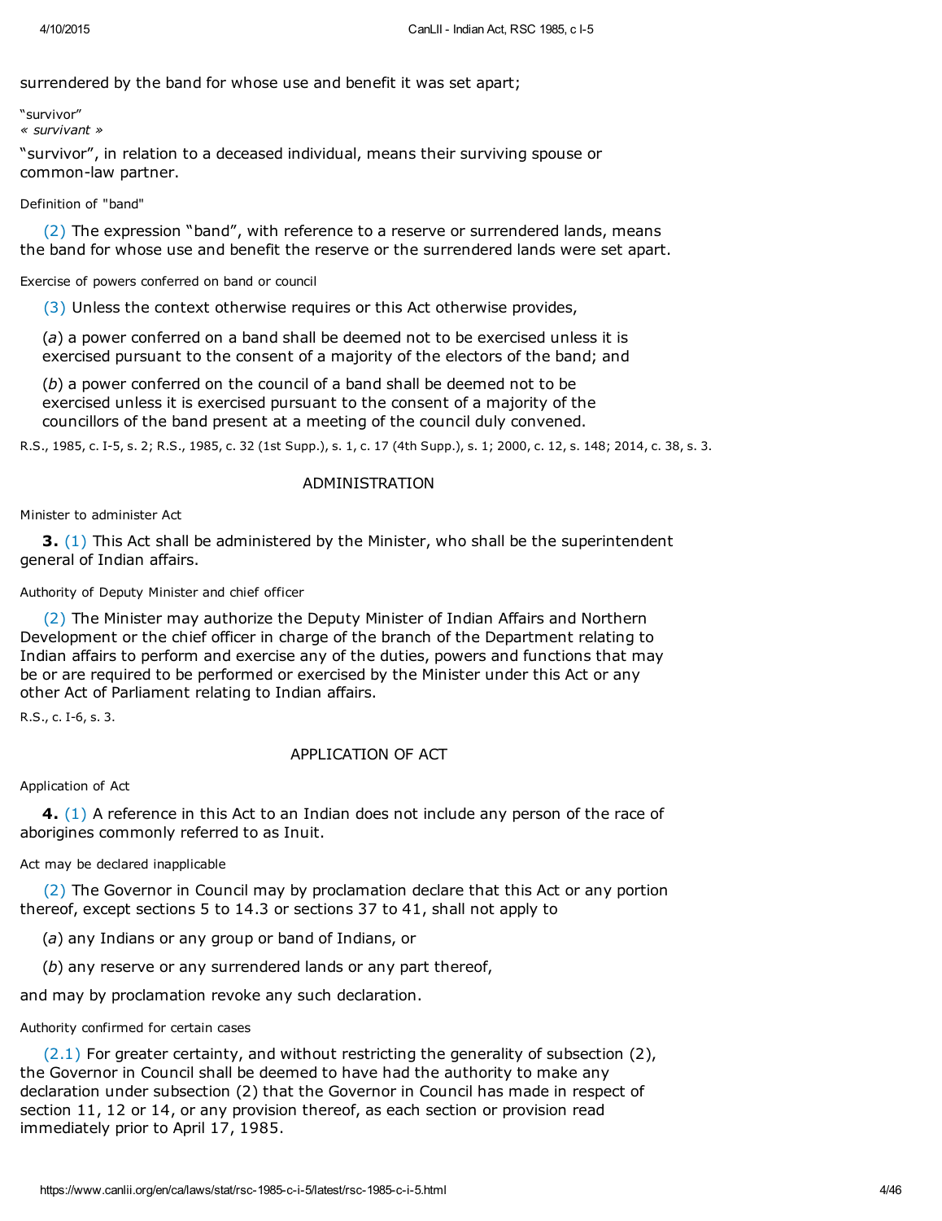surrendered by the band for whose use and benefit it was set apart;

"survivor"
*« survivant »*

"survivor", in relation to a deceased individual, means their surviving spouse or common-law partner.

Definition of "band"

(2) The expression "band", with reference to a reserve or surrendered lands, means the band for whose use and benefit the reserve or the surrendered lands were set apart.

Exercise of powers conferred on band or council

(3) Unless the context otherwise requires or this Act otherwise provides,

(*a*) a power conferred on a band shall be deemed not to be exercised unless it is exercised pursuant to the consent of a majority of the electors of the band; and

(*b*) a power conferred on the council of a band shall be deemed not to be exercised unless it is exercised pursuant to the consent of a majority of the councillors of the band present at a meeting of the council duly convened.

R.S., 1985, c. I-5, s. 2; R.S., 1985, c. 32 (1st Supp.), s. 1, c. 17 (4th Supp.), s. 1; 2000, c. 12, s. 148; 2014, c. 38, s. 3.

## ADMINISTRATION

Minister to administer Act

**3.** (1) This Act shall be administered by the Minister, who shall be the superintendent general of Indian affairs.

Authority of Deputy Minister and chief officer

(2) The Minister may authorize the Deputy Minister of Indian Affairs and Northern Development or the chief officer in charge of the branch of the Department relating to Indian affairs to perform and exercise any of the duties, powers and functions that may be or are required to be performed or exercised by the Minister under this Act or any other Act of Parliament relating to Indian affairs.

R.S., c. I-6, s. 3.

## APPLICATION OF ACT

Application of Act

**4.** (1) A reference in this Act to an Indian does not include any person of the race of aborigines commonly referred to as Inuit.

Act may be declared inapplicable

(2) The Governor in Council may by proclamation declare that this Act or any portion thereof, except sections 5 to 14.3 or sections 37 to 41, shall not apply to

(*a*) any Indians or any group or band of Indians, or

(*b*) any reserve or any surrendered lands or any part thereof,

and may by proclamation revoke any such declaration.

Authority confirmed for certain cases

(2.1) For greater certainty, and without restricting the generality of subsection (2), the Governor in Council shall be deemed to have had the authority to make any declaration under subsection (2) that the Governor in Council has made in respect of section 11, 12 or 14, or any provision thereof, as each section or provision read immediately prior to April 17, 1985.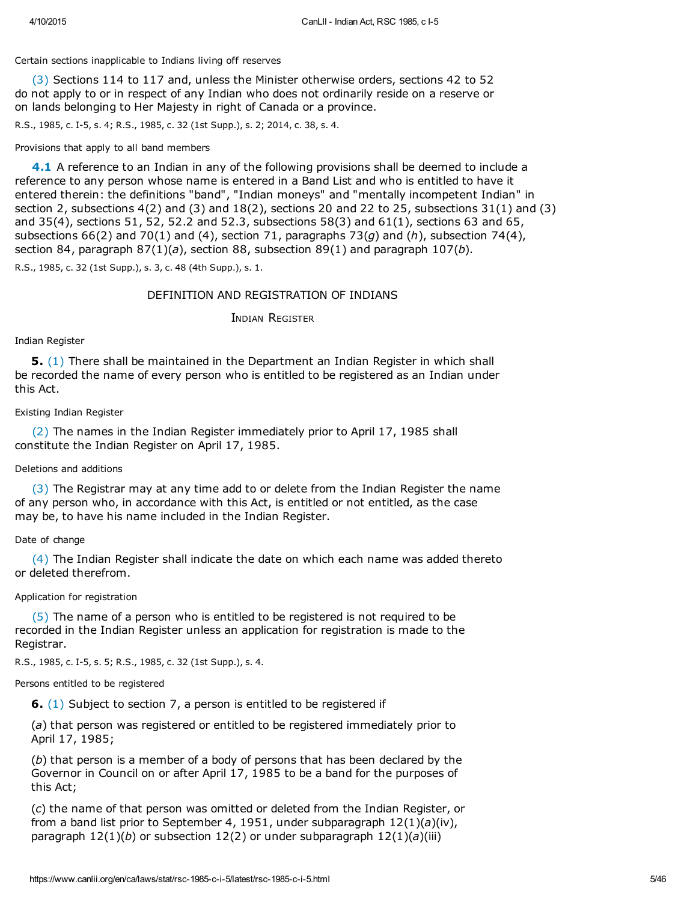Certain sections inapplicable to Indians living off reserves

(3) Sections 114 to 117 and, unless the Minister otherwise orders, sections 42 to 52 do not apply to or in respect of any Indian who does not ordinarily reside on a reserve or on lands belonging to Her Majesty in right of Canada or a province.

R.S., 1985, c. I-5, s. 4; R.S., 1985, c. 32 (1st Supp.), s. 2; 2014, c. 38, s. 4.

Provisions that apply to all band members

**4.1** A reference to an Indian in any of the following provisions shall be deemed to include a reference to any person whose name is entered in a Band List and who is entitled to have it entered therein: the definitions "band", "Indian moneys" and "mentally incompetent Indian" in section 2, subsections 4(2) and (3) and 18(2), sections 20 and 22 to 25, subsections 31(1) and (3) and 35(4), sections 51, 52, 52.2 and 52.3, subsections 58(3) and 61(1), sections 63 and 65, subsections 66(2) and 70(1) and (4), section 71, paragraphs 73(*g*) and (*h*), subsection 74(4), section 84, paragraph 87(1)(*a*), section 88, subsection 89(1) and paragraph 107(*b*).

R.S., 1985, c. 32 (1st Supp.), s. 3, c. 48 (4th Supp.), s. 1.

## DEFINITION AND REGISTRATION OF INDIANS

### Indian Register

Indian Register

**5.** (1) There shall be maintained in the Department an Indian Register in which shall be recorded the name of every person who is entitled to be registered as an Indian under this Act.

Existing Indian Register

(2) The names in the Indian Register immediately prior to April 17, 1985 shall constitute the Indian Register on April 17, 1985.

Deletions and additions

(3) The Registrar may at any time add to or delete from the Indian Register the name of any person who, in accordance with this Act, is entitled or not entitled, as the case may be, to have his name included in the Indian Register.

Date of change

(4) The Indian Register shall indicate the date on which each name was added thereto or deleted therefrom.

Application for registration

(5) The name of a person who is entitled to be registered is not required to be recorded in the Indian Register unless an application for registration is made to the Registrar.

R.S., 1985, c. I-5, s. 5; R.S., 1985, c. 32 (1st Supp.), s. 4.

Persons entitled to be registered

**6.** (1) Subject to section 7, a person is entitled to be registered if

(*a*) that person was registered or entitled to be registered immediately prior to April 17, 1985;

(*b*) that person is a member of a body of persons that has been declared by the Governor in Council on or after April 17, 1985 to be a band for the purposes of this Act;

(*c*) the name of that person was omitted or deleted from the Indian Register, or from a band list prior to September 4, 1951, under subparagraph 12(1)(*a*)(iv), paragraph 12(1)(*b*) or subsection 12(2) or under subparagraph 12(1)(*a*)(iii)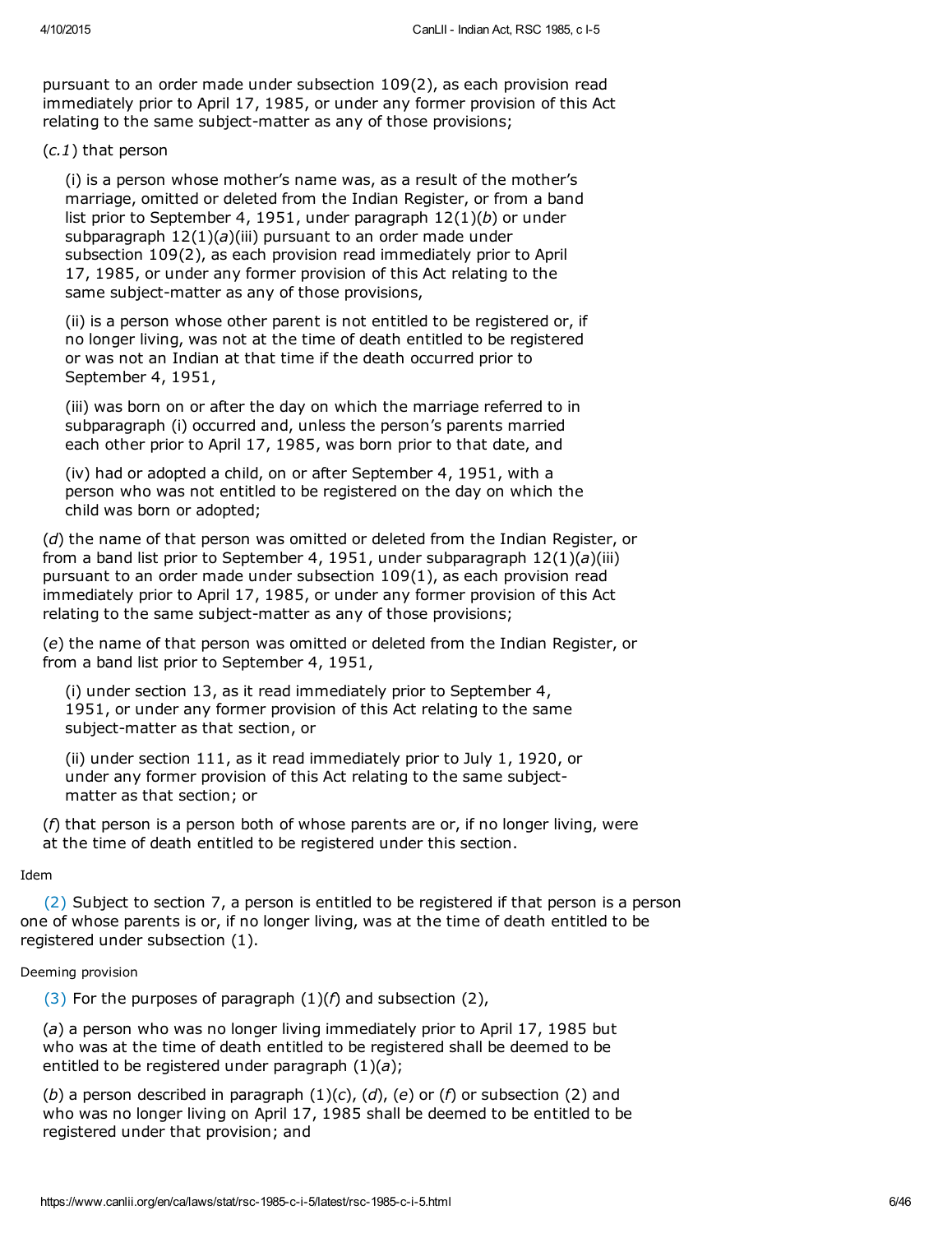pursuant to an order made under subsection 109(2), as each provision read immediately prior to April 17, 1985, or under any former provision of this Act relating to the same subject-matter as any of those provisions;

(*c.1*) that person

(i) is a person whose mother's name was, as a result of the mother's marriage, omitted or deleted from the Indian Register, or from a band list prior to September 4, 1951, under paragraph 12(1)(*b*) or under subparagraph 12(1)(*a*)(iii) pursuant to an order made under subsection 109(2), as each provision read immediately prior to April 17, 1985, or under any former provision of this Act relating to the same subject-matter as any of those provisions,

(ii) is a person whose other parent is not entitled to be registered or, if no longer living, was not at the time of death entitled to be registered or was not an Indian at that time if the death occurred prior to September 4, 1951,

(iii) was born on or after the day on which the marriage referred to in subparagraph (i) occurred and, unless the person's parents married each other prior to April 17, 1985, was born prior to that date, and

(iv) had or adopted a child, on or after September 4, 1951, with a person who was not entitled to be registered on the day on which the child was born or adopted;

(*d*) the name of that person was omitted or deleted from the Indian Register, or from a band list prior to September 4, 1951, under subparagraph 12(1)(*a*)(iii) pursuant to an order made under subsection 109(1), as each provision read immediately prior to April 17, 1985, or under any former provision of this Act relating to the same subject-matter as any of those provisions;

(*e*) the name of that person was omitted or deleted from the Indian Register, or from a band list prior to September 4, 1951,

(i) under section 13, as it read immediately prior to September 4, 1951, or under any former provision of this Act relating to the same subject-matter as that section, or

(ii) under section 111, as it read immediately prior to July 1, 1920, or under any former provision of this Act relating to the same subject-matter as that section; or

(*f*) that person is a person both of whose parents are or, if no longer living, were at the time of death entitled to be registered under this section.

Idem

(2) Subject to section 7, a person is entitled to be registered if that person is a person one of whose parents is or, if no longer living, was at the time of death entitled to be registered under subsection (1).

Deeming provision

(3) For the purposes of paragraph (1)(*f*) and subsection (2),

(*a*) a person who was no longer living immediately prior to April 17, 1985 but who was at the time of death entitled to be registered shall be deemed to be entitled to be registered under paragraph (1)(*a*);

(*b*) a person described in paragraph (1)(*c*), (*d*), (*e*) or (*f*) or subsection (2) and who was no longer living on April 17, 1985 shall be deemed to be entitled to be registered under that provision; and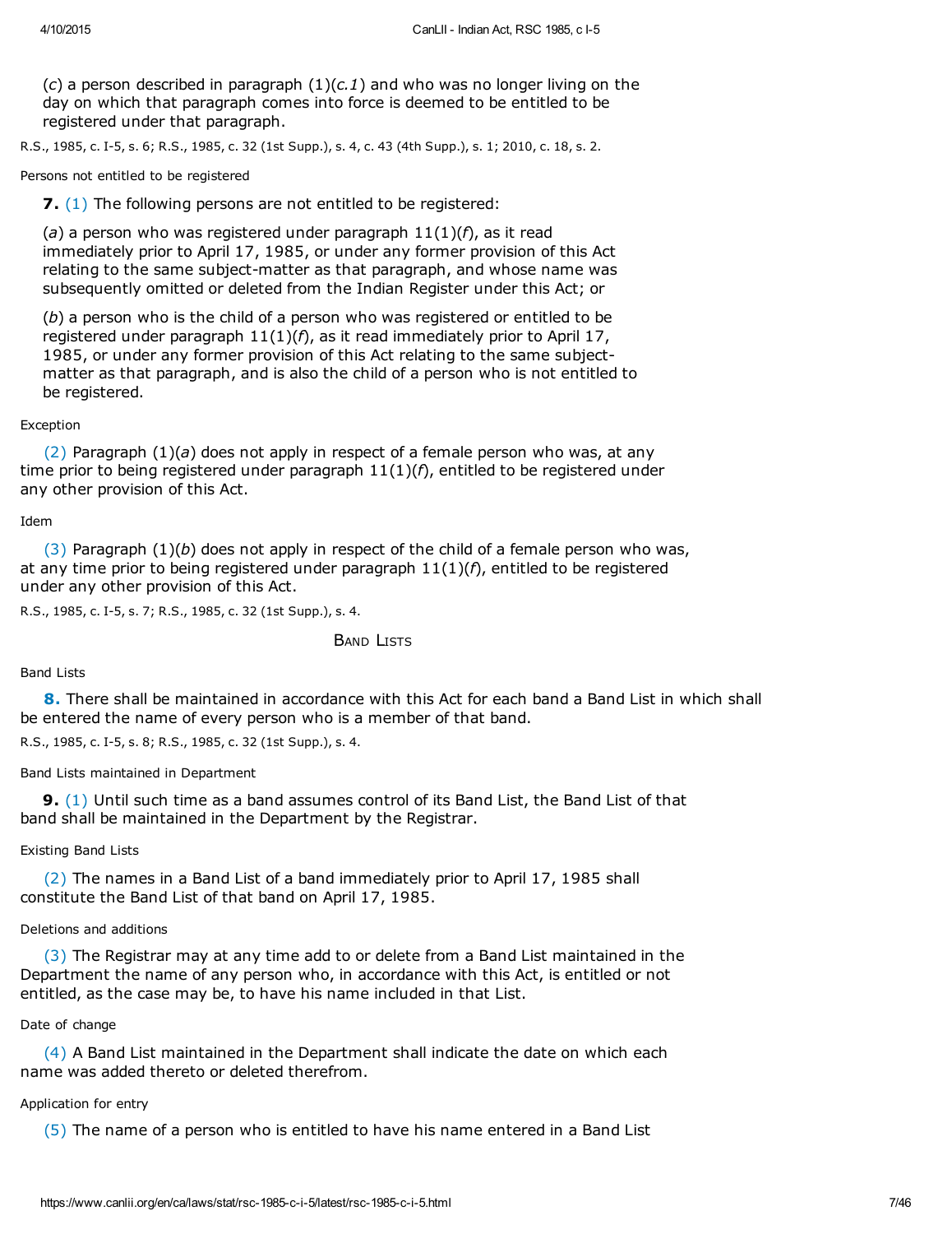(*c*) a person described in paragraph (1)(*c.1*) and who was no longer living on the day on which that paragraph comes into force is deemed to be entitled to be registered under that paragraph.

R.S., 1985, c. I-5, s. 6; R.S., 1985, c. 32 (1st Supp.), s. 4, c. 43 (4th Supp.), s. 1; 2010, c. 18, s. 2.

Persons not entitled to be registered

**7.** (1) The following persons are not entitled to be registered:

(*a*) a person who was registered under paragraph 11(1)(*f*), as it read immediately prior to April 17, 1985, or under any former provision of this Act relating to the same subject-matter as that paragraph, and whose name was subsequently omitted or deleted from the Indian Register under this Act; or

(*b*) a person who is the child of a person who was registered or entitled to be registered under paragraph 11(1)(*f*), as it read immediately prior to April 17, 1985, or under any former provision of this Act relating to the same subject-matter as that paragraph, and is also the child of a person who is not entitled to be registered.

Exception

(2) Paragraph (1)(*a*) does not apply in respect of a female person who was, at any time prior to being registered under paragraph 11(1)(*f*), entitled to be registered under any other provision of this Act.

Idem

(3) Paragraph (1)(*b*) does not apply in respect of the child of a female person who was, at any time prior to being registered under paragraph 11(1)(*f*), entitled to be registered under any other provision of this Act.

R.S., 1985, c. I-5, s. 7; R.S., 1985, c. 32 (1st Supp.), s. 4.

## Band Lists

Band Lists

**8.** There shall be maintained in accordance with this Act for each band a Band List in which shall be entered the name of every person who is a member of that band.

R.S., 1985, c. I-5, s. 8; R.S., 1985, c. 32 (1st Supp.), s. 4.

Band Lists maintained in Department

**9.** (1) Until such time as a band assumes control of its Band List, the Band List of that band shall be maintained in the Department by the Registrar.

Existing Band Lists

(2) The names in a Band List of a band immediately prior to April 17, 1985 shall constitute the Band List of that band on April 17, 1985.

Deletions and additions

(3) The Registrar may at any time add to or delete from a Band List maintained in the Department the name of any person who, in accordance with this Act, is entitled or not entitled, as the case may be, to have his name included in that List.

Date of change

(4) A Band List maintained in the Department shall indicate the date on which each name was added thereto or deleted therefrom.

Application for entry

(5) The name of a person who is entitled to have his name entered in a Band List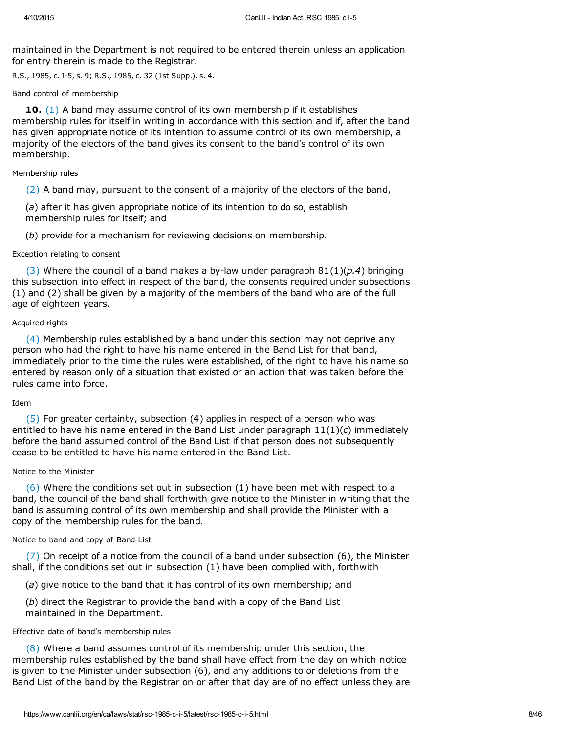maintained in the Department is not required to be entered therein unless an application for entry therein is made to the Registrar.

R.S., 1985, c. I-5, s. 9; R.S., 1985, c. 32 (1st Supp.), s. 4.

Band control of membership

**10.** (1) A band may assume control of its own membership if it establishes membership rules for itself in writing in accordance with this section and if, after the band has given appropriate notice of its intention to assume control of its own membership, a majority of the electors of the band gives its consent to the band's control of its own membership.

Membership rules

(2) A band may, pursuant to the consent of a majority of the electors of the band,

(*a*) after it has given appropriate notice of its intention to do so, establish membership rules for itself; and

(*b*) provide for a mechanism for reviewing decisions on membership.

Exception relating to consent

(3) Where the council of a band makes a by-law under paragraph 81(1)(*p.4*) bringing this subsection into effect in respect of the band, the consents required under subsections (1) and (2) shall be given by a majority of the members of the band who are of the full age of eighteen years.

Acquired rights

(4) Membership rules established by a band under this section may not deprive any person who had the right to have his name entered in the Band List for that band, immediately prior to the time the rules were established, of the right to have his name so entered by reason only of a situation that existed or an action that was taken before the rules came into force.

Idem

(5) For greater certainty, subsection (4) applies in respect of a person who was entitled to have his name entered in the Band List under paragraph 11(1)(*c*) immediately before the band assumed control of the Band List if that person does not subsequently cease to be entitled to have his name entered in the Band List.

Notice to the Minister

(6) Where the conditions set out in subsection (1) have been met with respect to a band, the council of the band shall forthwith give notice to the Minister in writing that the band is assuming control of its own membership and shall provide the Minister with a copy of the membership rules for the band.

Notice to band and copy of Band List

(7) On receipt of a notice from the council of a band under subsection (6), the Minister shall, if the conditions set out in subsection (1) have been complied with, forthwith

(*a*) give notice to the band that it has control of its own membership; and

(*b*) direct the Registrar to provide the band with a copy of the Band List maintained in the Department.

Effective date of band's membership rules

(8) Where a band assumes control of its membership under this section, the membership rules established by the band shall have effect from the day on which notice is given to the Minister under subsection (6), and any additions to or deletions from the Band List of the band by the Registrar on or after that day are of no effect unless they are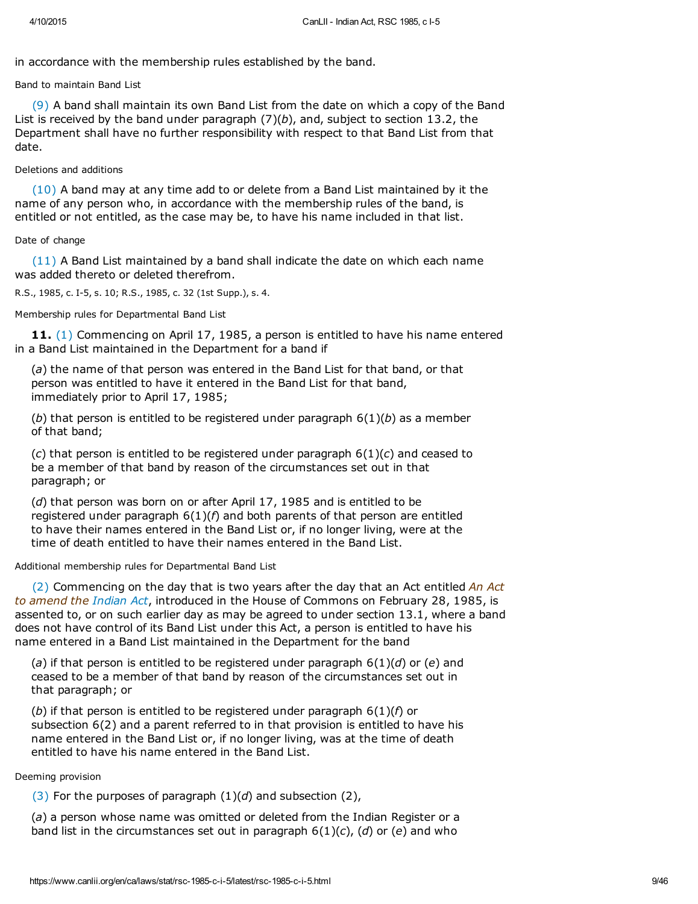in accordance with the membership rules established by the band.

Band to maintain Band List

(9) A band shall maintain its own Band List from the date on which a copy of the Band List is received by the band under paragraph (7)(*b*), and, subject to section 13.2, the Department shall have no further responsibility with respect to that Band List from that date.

Deletions and additions

(10) A band may at any time add to or delete from a Band List maintained by it the name of any person who, in accordance with the membership rules of the band, is entitled or not entitled, as the case may be, to have his name included in that list.

Date of change

(11) A Band List maintained by a band shall indicate the date on which each name was added thereto or deleted therefrom.

R.S., 1985, c. I-5, s. 10; R.S., 1985, c. 32 (1st Supp.), s. 4.

Membership rules for Departmental Band List

**11.** (1) Commencing on April 17, 1985, a person is entitled to have his name entered in a Band List maintained in the Department for a band if

(*a*) the name of that person was entered in the Band List for that band, or that person was entitled to have it entered in the Band List for that band, immediately prior to April 17, 1985;

(*b*) that person is entitled to be registered under paragraph 6(1)(*b*) as a member of that band;

(*c*) that person is entitled to be registered under paragraph 6(1)(*c*) and ceased to be a member of that band by reason of the circumstances set out in that paragraph; or

(*d*) that person was born on or after April 17, 1985 and is entitled to be registered under paragraph 6(1)(*f*) and both parents of that person are entitled to have their names entered in the Band List or, if no longer living, were at the time of death entitled to have their names entered in the Band List.

Additional membership rules for Departmental Band List

(2) Commencing on the day that is two years after the day that an Act entitled *An Act to amend the Indian Act*, introduced in the House of Commons on February 28, 1985, is assented to, or on such earlier day as may be agreed to under section 13.1, where a band does not have control of its Band List under this Act, a person is entitled to have his name entered in a Band List maintained in the Department for the band

(*a*) if that person is entitled to be registered under paragraph 6(1)(*d*) or (*e*) and ceased to be a member of that band by reason of the circumstances set out in that paragraph; or

(*b*) if that person is entitled to be registered under paragraph 6(1)(*f*) or subsection 6(2) and a parent referred to in that provision is entitled to have his name entered in the Band List or, if no longer living, was at the time of death entitled to have his name entered in the Band List.

Deeming provision

(3) For the purposes of paragraph (1)(*d*) and subsection (2),

(*a*) a person whose name was omitted or deleted from the Indian Register or a band list in the circumstances set out in paragraph 6(1)(*c*), (*d*) or (*e*) and who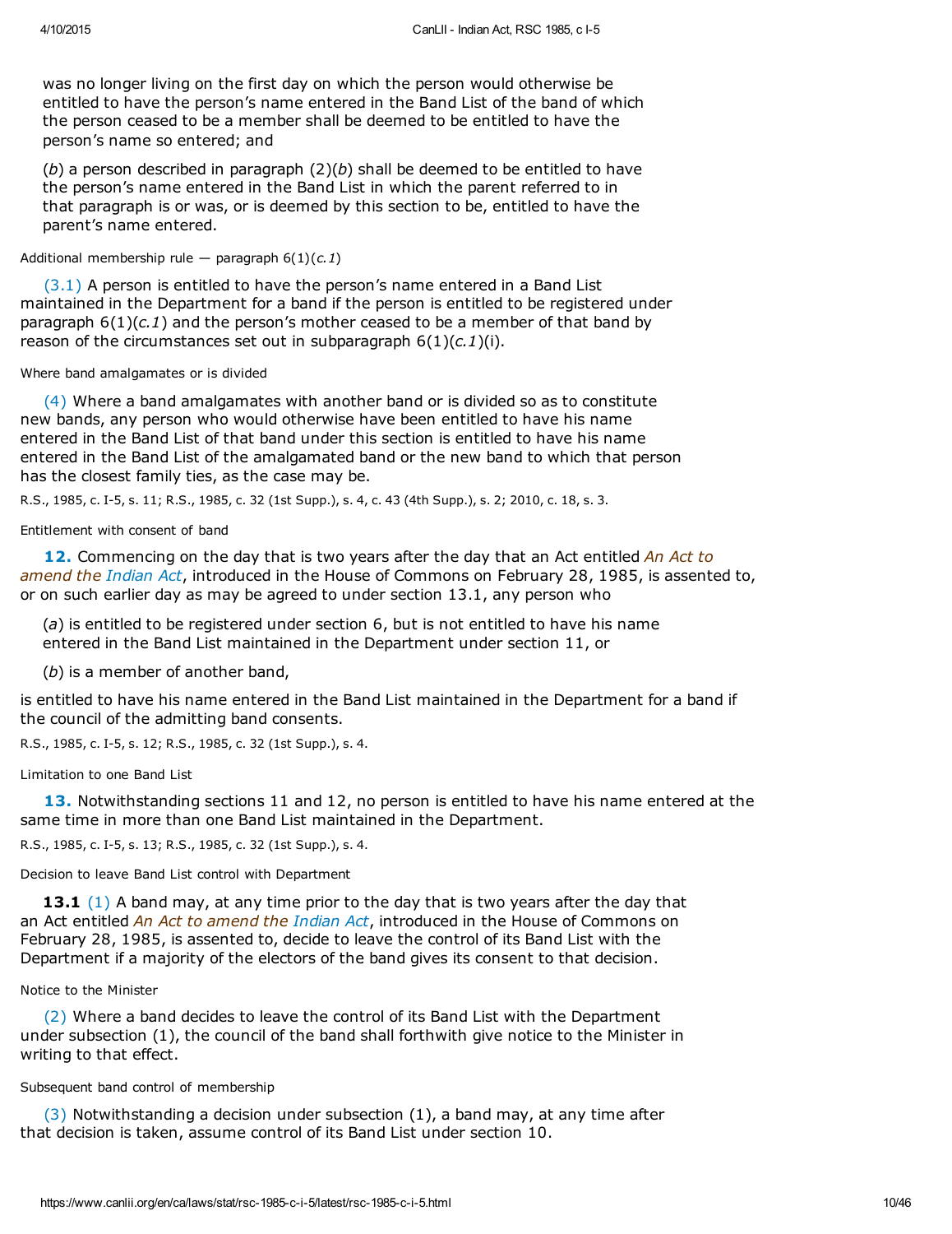was no longer living on the first day on which the person would otherwise be entitled to have the person's name entered in the Band List of the band of which the person ceased to be a member shall be deemed to be entitled to have the person's name so entered; and

(*b*) a person described in paragraph (2)(*b*) shall be deemed to be entitled to have the person's name entered in the Band List in which the parent referred to in that paragraph is or was, or is deemed by this section to be, entitled to have the parent's name entered.

Additional membership rule — paragraph 6(1)(*c.1*)

(3.1) A person is entitled to have the person's name entered in a Band List maintained in the Department for a band if the person is entitled to be registered under paragraph 6(1)(*c.1*) and the person's mother ceased to be a member of that band by reason of the circumstances set out in subparagraph 6(1)(*c.1*)(i).

Where band amalgamates or is divided

(4) Where a band amalgamates with another band or is divided so as to constitute new bands, any person who would otherwise have been entitled to have his name entered in the Band List of that band under this section is entitled to have his name entered in the Band List of the amalgamated band or the new band to which that person has the closest family ties, as the case may be.

R.S., 1985, c. I-5, s. 11; R.S., 1985, c. 32 (1st Supp.), s. 4, c. 43 (4th Supp.), s. 2; 2010, c. 18, s. 3.

Entitlement with consent of band

**12.** Commencing on the day that is two years after the day that an Act entitled *An Act to amend the Indian Act*, introduced in the House of Commons on February 28, 1985, is assented to, or on such earlier day as may be agreed to under section 13.1, any person who

(*a*) is entitled to be registered under section 6, but is not entitled to have his name entered in the Band List maintained in the Department under section 11, or

(*b*) is a member of another band,

is entitled to have his name entered in the Band List maintained in the Department for a band if the council of the admitting band consents.

R.S., 1985, c. I-5, s. 12; R.S., 1985, c. 32 (1st Supp.), s. 4.

Limitation to one Band List

**13.** Notwithstanding sections 11 and 12, no person is entitled to have his name entered at the same time in more than one Band List maintained in the Department.

R.S., 1985, c. I-5, s. 13; R.S., 1985, c. 32 (1st Supp.), s. 4.

Decision to leave Band List control with Department

**13.1** (1) A band may, at any time prior to the day that is two years after the day that an Act entitled *An Act to amend the Indian Act*, introduced in the House of Commons on February 28, 1985, is assented to, decide to leave the control of its Band List with the Department if a majority of the electors of the band gives its consent to that decision.

Notice to the Minister

(2) Where a band decides to leave the control of its Band List with the Department under subsection (1), the council of the band shall forthwith give notice to the Minister in writing to that effect.

Subsequent band control of membership

(3) Notwithstanding a decision under subsection (1), a band may, at any time after that decision is taken, assume control of its Band List under section 10.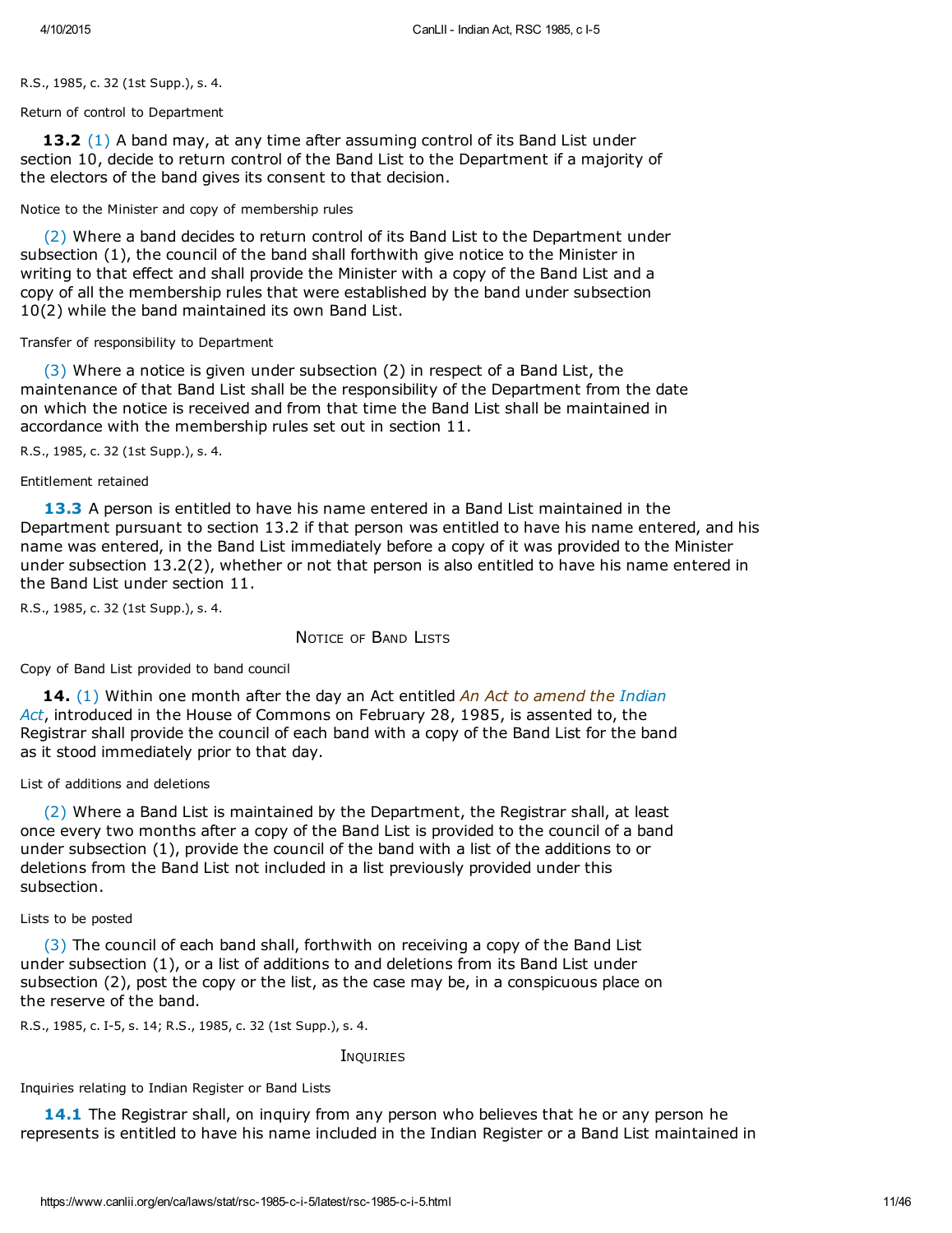R.S., 1985, c. 32 (1st Supp.), s. 4.

Return of control to Department

**13.2** (1) A band may, at any time after assuming control of its Band List under section 10, decide to return control of the Band List to the Department if a majority of the electors of the band gives its consent to that decision.

Notice to the Minister and copy of membership rules

(2) Where a band decides to return control of its Band List to the Department under subsection (1), the council of the band shall forthwith give notice to the Minister in writing to that effect and shall provide the Minister with a copy of the Band List and a copy of all the membership rules that were established by the band under subsection 10(2) while the band maintained its own Band List.

Transfer of responsibility to Department

(3) Where a notice is given under subsection (2) in respect of a Band List, the maintenance of that Band List shall be the responsibility of the Department from the date on which the notice is received and from that time the Band List shall be maintained in accordance with the membership rules set out in section 11.

R.S., 1985, c. 32 (1st Supp.), s. 4.

Entitlement retained

**13.3** A person is entitled to have his name entered in a Band List maintained in the Department pursuant to section 13.2 if that person was entitled to have his name entered, and his name was entered, in the Band List immediately before a copy of it was provided to the Minister under subsection 13.2(2), whether or not that person is also entitled to have his name entered in the Band List under section 11.

R.S., 1985, c. 32 (1st Supp.), s. 4.

## Notice of Band Lists

Copy of Band List provided to band council

**14.** (1) Within one month after the day an Act entitled *An Act to amend the Indian Act*, introduced in the House of Commons on February 28, 1985, is assented to, the Registrar shall provide the council of each band with a copy of the Band List for the band as it stood immediately prior to that day.

List of additions and deletions

(2) Where a Band List is maintained by the Department, the Registrar shall, at least once every two months after a copy of the Band List is provided to the council of a band under subsection (1), provide the council of the band with a list of the additions to or deletions from the Band List not included in a list previously provided under this subsection.

Lists to be posted

(3) The council of each band shall, forthwith on receiving a copy of the Band List under subsection (1), or a list of additions to and deletions from its Band List under subsection (2), post the copy or the list, as the case may be, in a conspicuous place on the reserve of the band.

R.S., 1985, c. I-5, s. 14; R.S., 1985, c. 32 (1st Supp.), s. 4.

## Inquiries

Inquiries relating to Indian Register or Band Lists

**14.1** The Registrar shall, on inquiry from any person who believes that he or any person he represents is entitled to have his name included in the Indian Register or a Band List maintained in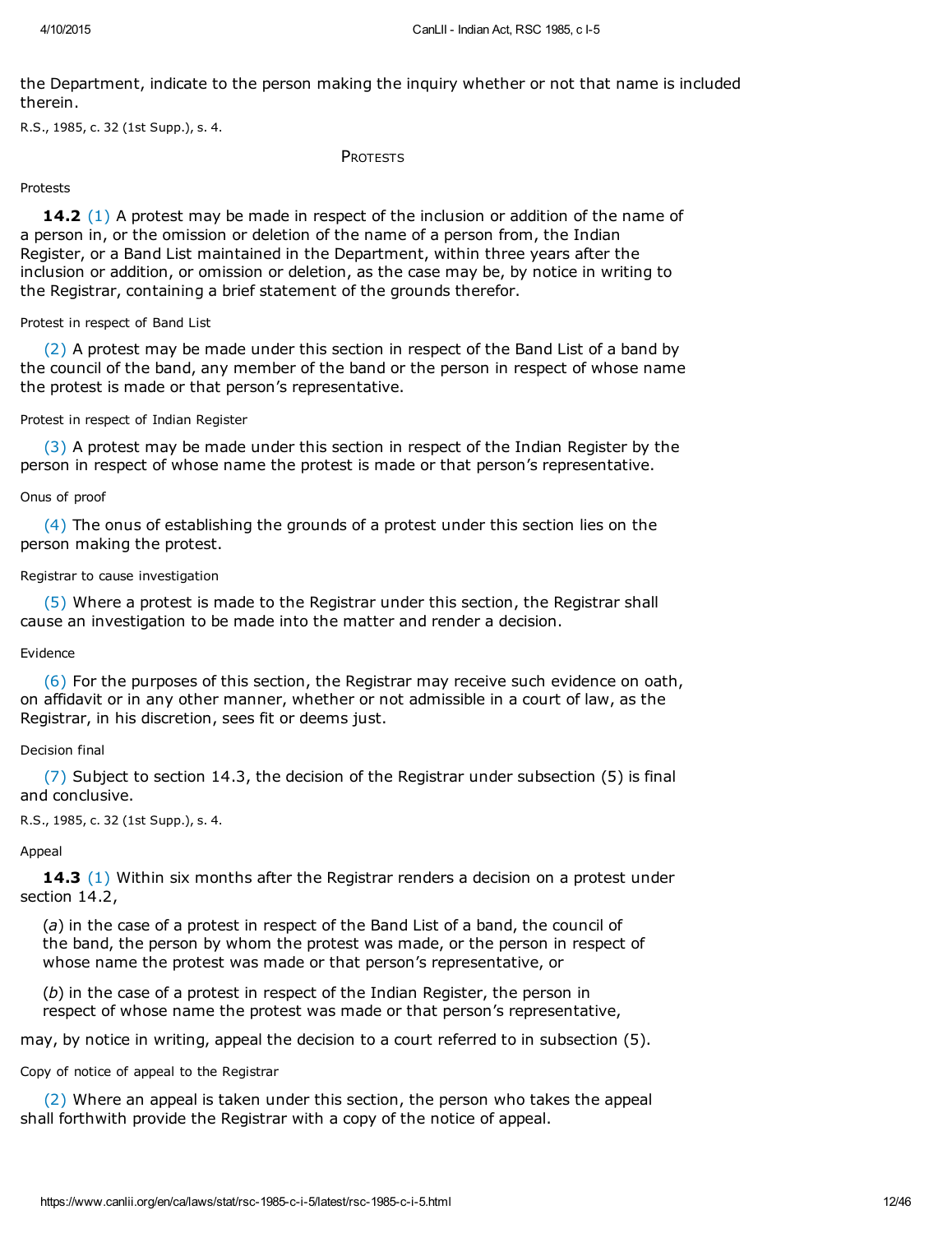the Department, indicate to the person making the inquiry whether or not that name is included therein.

R.S., 1985, c. 32 (1st Supp.), s. 4.

## Protests

Protests

**14.2** (1) A protest may be made in respect of the inclusion or addition of the name of a person in, or the omission or deletion of the name of a person from, the Indian Register, or a Band List maintained in the Department, within three years after the inclusion or addition, or omission or deletion, as the case may be, by notice in writing to the Registrar, containing a brief statement of the grounds therefor.

Protest in respect of Band List

(2) A protest may be made under this section in respect of the Band List of a band by the council of the band, any member of the band or the person in respect of whose name the protest is made or that person's representative.

Protest in respect of Indian Register

(3) A protest may be made under this section in respect of the Indian Register by the person in respect of whose name the protest is made or that person's representative.

Onus of proof

(4) The onus of establishing the grounds of a protest under this section lies on the person making the protest.

Registrar to cause investigation

(5) Where a protest is made to the Registrar under this section, the Registrar shall cause an investigation to be made into the matter and render a decision.

Evidence

(6) For the purposes of this section, the Registrar may receive such evidence on oath, on affidavit or in any other manner, whether or not admissible in a court of law, as the Registrar, in his discretion, sees fit or deems just.

Decision final

(7) Subject to section 14.3, the decision of the Registrar under subsection (5) is final and conclusive.

R.S., 1985, c. 32 (1st Supp.), s. 4.

Appeal

**14.3** (1) Within six months after the Registrar renders a decision on a protest under section 14.2,

(*a*) in the case of a protest in respect of the Band List of a band, the council of the band, the person by whom the protest was made, or the person in respect of whose name the protest was made or that person's representative, or

(*b*) in the case of a protest in respect of the Indian Register, the person in respect of whose name the protest was made or that person's representative,

may, by notice in writing, appeal the decision to a court referred to in subsection (5).

Copy of notice of appeal to the Registrar

(2) Where an appeal is taken under this section, the person who takes the appeal shall forthwith provide the Registrar with a copy of the notice of appeal.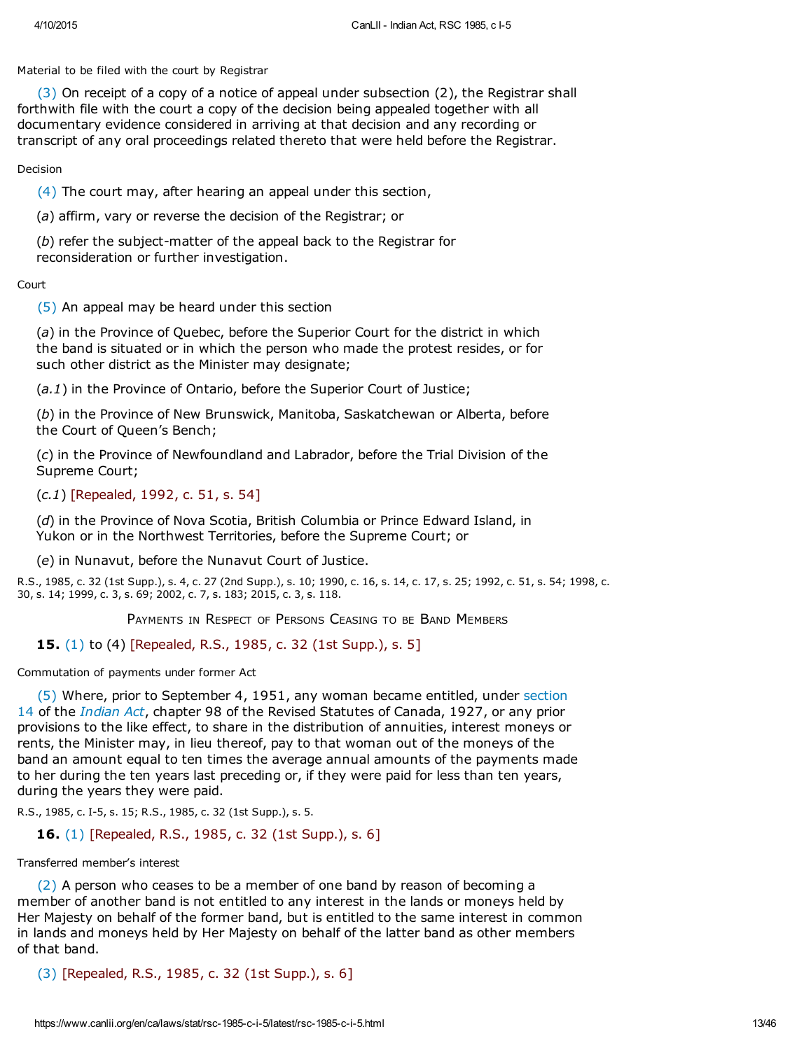Material to be filed with the court by Registrar

(3) On receipt of a copy of a notice of appeal under subsection (2), the Registrar shall forthwith file with the court a copy of the decision being appealed together with all documentary evidence considered in arriving at that decision and any recording or transcript of any oral proceedings related thereto that were held before the Registrar.

Decision

(4) The court may, after hearing an appeal under this section,

(*a*) affirm, vary or reverse the decision of the Registrar; or

(*b*) refer the subject-matter of the appeal back to the Registrar for reconsideration or further investigation.

Court

(5) An appeal may be heard under this section

(*a*) in the Province of Quebec, before the Superior Court for the district in which the band is situated or in which the person who made the protest resides, or for such other district as the Minister may designate;

(*a.1*) in the Province of Ontario, before the Superior Court of Justice;

(*b*) in the Province of New Brunswick, Manitoba, Saskatchewan or Alberta, before the Court of Queen's Bench;

(*c*) in the Province of Newfoundland and Labrador, before the Trial Division of the Supreme Court;

(*c.1*) [Repealed, 1992, c. 51, s. 54]

(*d*) in the Province of Nova Scotia, British Columbia or Prince Edward Island, in Yukon or in the Northwest Territories, before the Supreme Court; or

(*e*) in Nunavut, before the Nunavut Court of Justice.

R.S., 1985, c. 32 (1st Supp.), s. 4, c. 27 (2nd Supp.), s. 10; 1990, c. 16, s. 14, c. 17, s. 25; 1992, c. 51, s. 54; 1998, c. 30, s. 14; 1999, c. 3, s. 69; 2002, c. 7, s. 183; 2015, c. 3, s. 118.

## Payments in Respect of Persons Ceasing to be Band Members

**15.** (1) to (4) [Repealed, R.S., 1985, c. 32 (1st Supp.), s. 5]

Commutation of payments under former Act

(5) Where, prior to September 4, 1951, any woman became entitled, under section 14 of the *Indian Act*, chapter 98 of the Revised Statutes of Canada, 1927, or any prior provisions to the like effect, to share in the distribution of annuities, interest moneys or rents, the Minister may, in lieu thereof, pay to that woman out of the moneys of the band an amount equal to ten times the average annual amounts of the payments made to her during the ten years last preceding or, if they were paid for less than ten years, during the years they were paid.

R.S., 1985, c. I-5, s. 15; R.S., 1985, c. 32 (1st Supp.), s. 5.

**16.** (1) [Repealed, R.S., 1985, c. 32 (1st Supp.), s. 6]

Transferred member's interest

(2) A person who ceases to be a member of one band by reason of becoming a member of another band is not entitled to any interest in the lands or moneys held by Her Majesty on behalf of the former band, but is entitled to the same interest in common in lands and moneys held by Her Majesty on behalf of the latter band as other members of that band.

(3) [Repealed, R.S., 1985, c. 32 (1st Supp.), s. 6]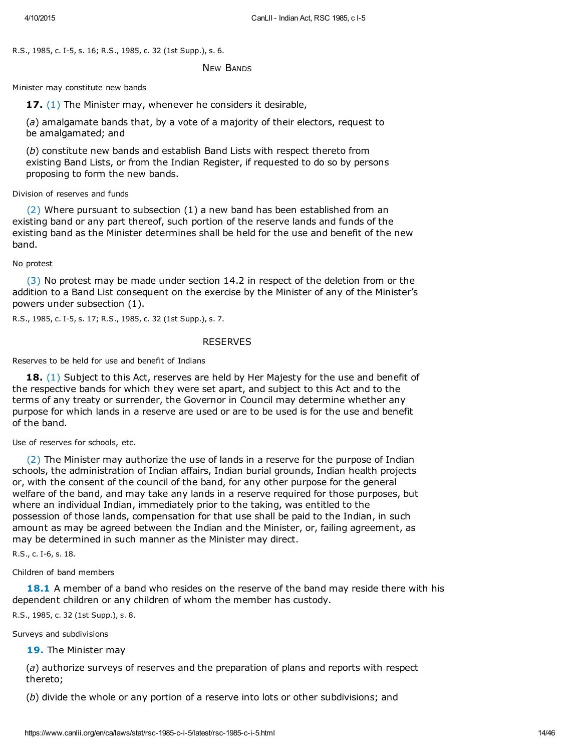R.S., 1985, c. I-5, s. 16; R.S., 1985, c. 32 (1st Supp.), s. 6.

## New Bands

Minister may constitute new bands

**17.** (1) The Minister may, whenever he considers it desirable,

(*a*) amalgamate bands that, by a vote of a majority of their electors, request to be amalgamated; and

(*b*) constitute new bands and establish Band Lists with respect thereto from existing Band Lists, or from the Indian Register, if requested to do so by persons proposing to form the new bands.

Division of reserves and funds

(2) Where pursuant to subsection (1) a new band has been established from an existing band or any part thereof, such portion of the reserve lands and funds of the existing band as the Minister determines shall be held for the use and benefit of the new band.

No protest

(3) No protest may be made under section 14.2 in respect of the deletion from or the addition to a Band List consequent on the exercise by the Minister of any of the Minister's powers under subsection (1).

R.S., 1985, c. I-5, s. 17; R.S., 1985, c. 32 (1st Supp.), s. 7.

## RESERVES

Reserves to be held for use and benefit of Indians

**18.** (1) Subject to this Act, reserves are held by Her Majesty for the use and benefit of the respective bands for which they were set apart, and subject to this Act and to the terms of any treaty or surrender, the Governor in Council may determine whether any purpose for which lands in a reserve are used or are to be used is for the use and benefit of the band.

Use of reserves for schools, etc.

(2) The Minister may authorize the use of lands in a reserve for the purpose of Indian schools, the administration of Indian affairs, Indian burial grounds, Indian health projects or, with the consent of the council of the band, for any other purpose for the general welfare of the band, and may take any lands in a reserve required for those purposes, but where an individual Indian, immediately prior to the taking, was entitled to the possession of those lands, compensation for that use shall be paid to the Indian, in such amount as may be agreed between the Indian and the Minister, or, failing agreement, as may be determined in such manner as the Minister may direct.

R.S., c. I-6, s. 18.

Children of band members

**18.1** A member of a band who resides on the reserve of the band may reside there with his dependent children or any children of whom the member has custody.

R.S., 1985, c. 32 (1st Supp.), s. 8.

Surveys and subdivisions

**19.** The Minister may

(*a*) authorize surveys of reserves and the preparation of plans and reports with respect thereto;

(*b*) divide the whole or any portion of a reserve into lots or other subdivisions; and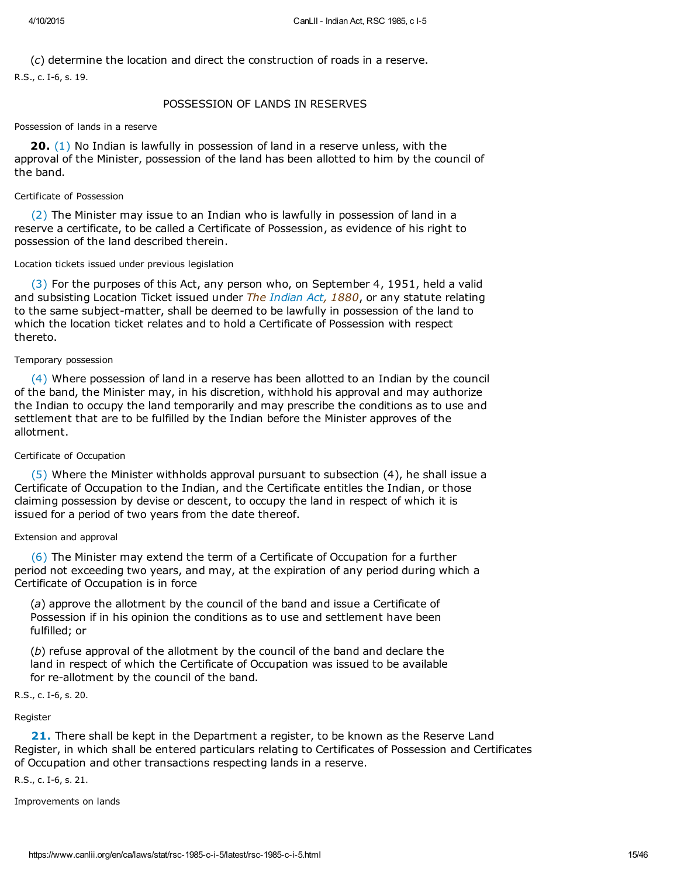(*c*) determine the location and direct the construction of roads in a reserve.

R.S., c. I-6, s. 19.

## POSSESSION OF LANDS IN RESERVES

Possession of lands in a reserve

**20.** (1) No Indian is lawfully in possession of land in a reserve unless, with the approval of the Minister, possession of the land has been allotted to him by the council of the band.

Certificate of Possession

(2) The Minister may issue to an Indian who is lawfully in possession of land in a reserve a certificate, to be called a Certificate of Possession, as evidence of his right to possession of the land described therein.

Location tickets issued under previous legislation

(3) For the purposes of this Act, any person who, on September 4, 1951, held a valid and subsisting Location Ticket issued under *The Indian Act, 1880*, or any statute relating to the same subject-matter, shall be deemed to be lawfully in possession of the land to which the location ticket relates and to hold a Certificate of Possession with respect thereto.

Temporary possession

(4) Where possession of land in a reserve has been allotted to an Indian by the council of the band, the Minister may, in his discretion, withhold his approval and may authorize the Indian to occupy the land temporarily and may prescribe the conditions as to use and settlement that are to be fulfilled by the Indian before the Minister approves of the allotment.

Certificate of Occupation

(5) Where the Minister withholds approval pursuant to subsection (4), he shall issue a Certificate of Occupation to the Indian, and the Certificate entitles the Indian, or those claiming possession by devise or descent, to occupy the land in respect of which it is issued for a period of two years from the date thereof.

Extension and approval

(6) The Minister may extend the term of a Certificate of Occupation for a further period not exceeding two years, and may, at the expiration of any period during which a Certificate of Occupation is in force

(*a*) approve the allotment by the council of the band and issue a Certificate of Possession if in his opinion the conditions as to use and settlement have been fulfilled; or

(*b*) refuse approval of the allotment by the council of the band and declare the land in respect of which the Certificate of Occupation was issued to be available for re-allotment by the council of the band.

R.S., c. I-6, s. 20.

Register

**21.** There shall be kept in the Department a register, to be known as the Reserve Land Register, in which shall be entered particulars relating to Certificates of Possession and Certificates of Occupation and other transactions respecting lands in a reserve.

R.S., c. I-6, s. 21.

Improvements on lands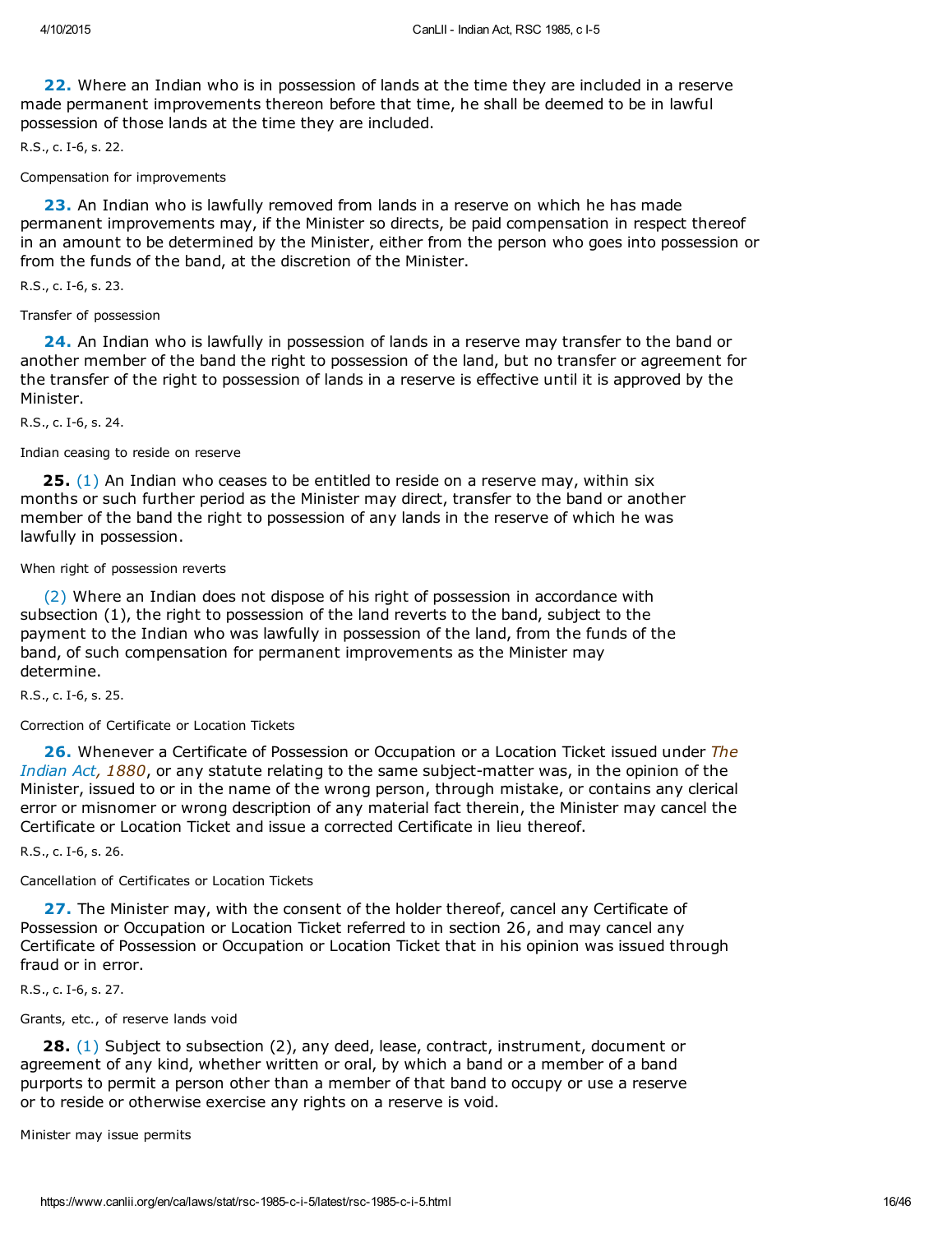**22.** Where an Indian who is in possession of lands at the time they are included in a reserve made permanent improvements thereon before that time, he shall be deemed to be in lawful possession of those lands at the time they are included.

R.S., c. I-6, s. 22.

Compensation for improvements

**23.** An Indian who is lawfully removed from lands in a reserve on which he has made permanent improvements may, if the Minister so directs, be paid compensation in respect thereof in an amount to be determined by the Minister, either from the person who goes into possession or from the funds of the band, at the discretion of the Minister.

R.S., c. I-6, s. 23.

Transfer of possession

**24.** An Indian who is lawfully in possession of lands in a reserve may transfer to the band or another member of the band the right to possession of the land, but no transfer or agreement for the transfer of the right to possession of lands in a reserve is effective until it is approved by the Minister.

R.S., c. I-6, s. 24.

Indian ceasing to reside on reserve

**25.** (1) An Indian who ceases to be entitled to reside on a reserve may, within six months or such further period as the Minister may direct, transfer to the band or another member of the band the right to possession of any lands in the reserve of which he was lawfully in possession.

When right of possession reverts

(2) Where an Indian does not dispose of his right of possession in accordance with subsection (1), the right to possession of the land reverts to the band, subject to the payment to the Indian who was lawfully in possession of the land, from the funds of the band, of such compensation for permanent improvements as the Minister may determine.

R.S., c. I-6, s. 25.

Correction of Certificate or Location Tickets

**26.** Whenever a Certificate of Possession or Occupation or a Location Ticket issued under *The Indian Act, 1880*, or any statute relating to the same subject-matter was, in the opinion of the Minister, issued to or in the name of the wrong person, through mistake, or contains any clerical error or misnomer or wrong description of any material fact therein, the Minister may cancel the Certificate or Location Ticket and issue a corrected Certificate in lieu thereof.

R.S., c. I-6, s. 26.

Cancellation of Certificates or Location Tickets

**27.** The Minister may, with the consent of the holder thereof, cancel any Certificate of Possession or Occupation or Location Ticket referred to in section 26, and may cancel any Certificate of Possession or Occupation or Location Ticket that in his opinion was issued through fraud or in error.

R.S., c. I-6, s. 27.

Grants, etc., of reserve lands void

**28.** (1) Subject to subsection (2), any deed, lease, contract, instrument, document or agreement of any kind, whether written or oral, by which a band or a member of a band purports to permit a person other than a member of that band to occupy or use a reserve or to reside or otherwise exercise any rights on a reserve is void.

Minister may issue permits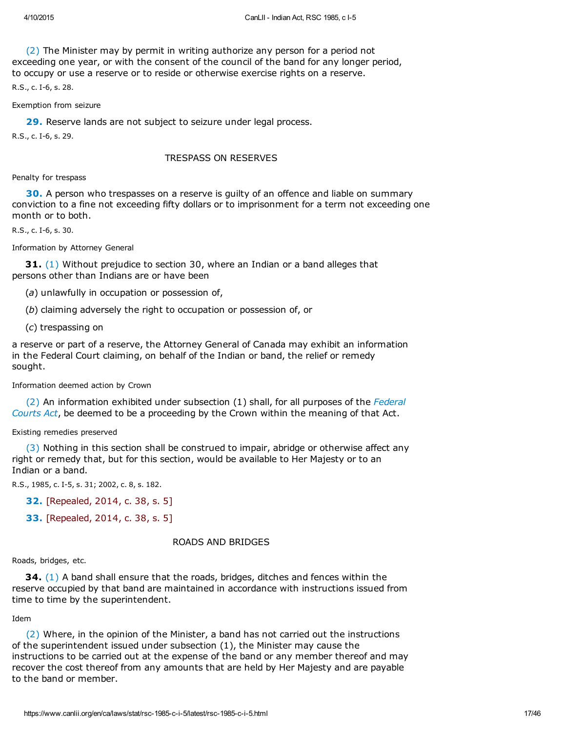(2) The Minister may by permit in writing authorize any person for a period not exceeding one year, or with the consent of the council of the band for any longer period, to occupy or use a reserve or to reside or otherwise exercise rights on a reserve.

R.S., c. I-6, s. 28.

Exemption from seizure

**29.** Reserve lands are not subject to seizure under legal process.

R.S., c. I-6, s. 29.

## TRESPASS ON RESERVES

Penalty for trespass

**30.** A person who trespasses on a reserve is guilty of an offence and liable on summary conviction to a fine not exceeding fifty dollars or to imprisonment for a term not exceeding one month or to both.

R.S., c. I-6, s. 30.

Information by Attorney General

**31.** (1) Without prejudice to section 30, where an Indian or a band alleges that persons other than Indians are or have been

(*a*) unlawfully in occupation or possession of,

(*b*) claiming adversely the right to occupation or possession of, or

(*c*) trespassing on

a reserve or part of a reserve, the Attorney General of Canada may exhibit an information in the Federal Court claiming, on behalf of the Indian or band, the relief or remedy sought.

Information deemed action by Crown

(2) An information exhibited under subsection (1) shall, for all purposes of the *Federal Courts Act*, be deemed to be a proceeding by the Crown within the meaning of that Act.

Existing remedies preserved

(3) Nothing in this section shall be construed to impair, abridge or otherwise affect any right or remedy that, but for this section, would be available to Her Majesty or to an Indian or a band.

R.S., 1985, c. I-5, s. 31; 2002, c. 8, s. 182.

**32.** [Repealed, 2014, c. 38, s. 5]

**33.** [Repealed, 2014, c. 38, s. 5]

## ROADS AND BRIDGES

Roads, bridges, etc.

**34.** (1) A band shall ensure that the roads, bridges, ditches and fences within the reserve occupied by that band are maintained in accordance with instructions issued from time to time by the superintendent.

Idem

(2) Where, in the opinion of the Minister, a band has not carried out the instructions of the superintendent issued under subsection (1), the Minister may cause the instructions to be carried out at the expense of the band or any member thereof and may recover the cost thereof from any amounts that are held by Her Majesty and are payable to the band or member.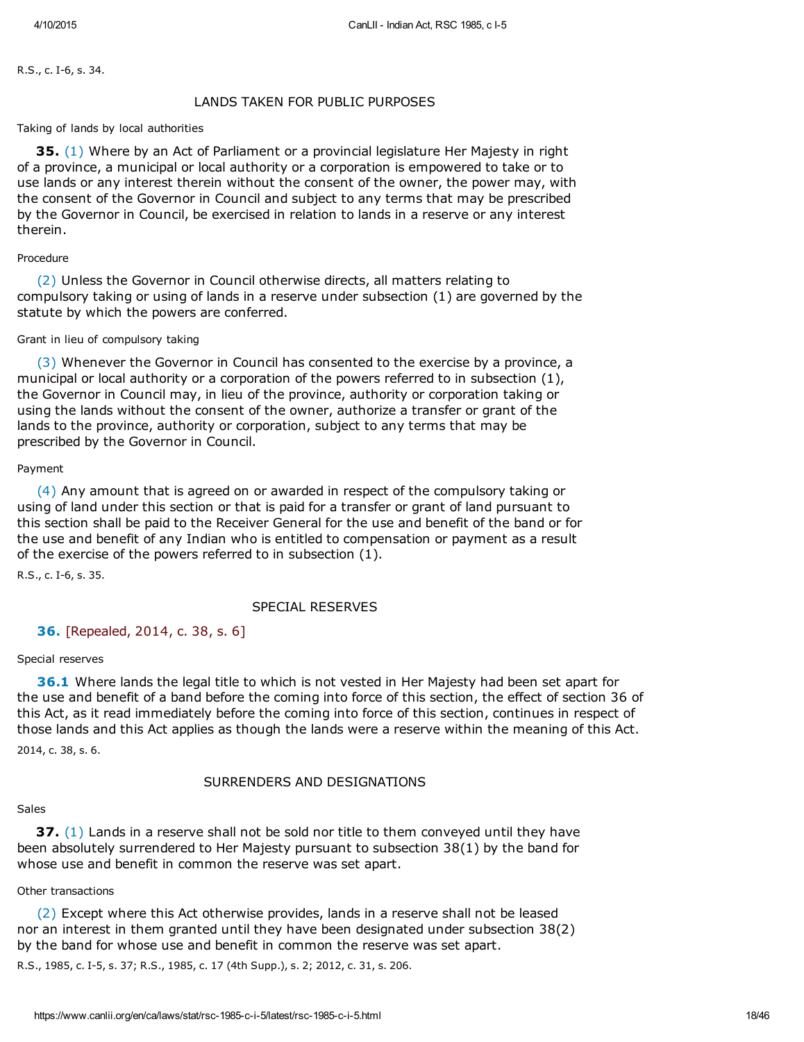R.S., c. I-6, s. 34.

## LANDS TAKEN FOR PUBLIC PURPOSES

Taking of lands by local authorities

**35.** (1) Where by an Act of Parliament or a provincial legislature Her Majesty in right of a province, a municipal or local authority or a corporation is empowered to take or to use lands or any interest therein without the consent of the owner, the power may, with the consent of the Governor in Council and subject to any terms that may be prescribed by the Governor in Council, be exercised in relation to lands in a reserve or any interest therein.

Procedure

(2) Unless the Governor in Council otherwise directs, all matters relating to compulsory taking or using of lands in a reserve under subsection (1) are governed by the statute by which the powers are conferred.

Grant in lieu of compulsory taking

(3) Whenever the Governor in Council has consented to the exercise by a province, a municipal or local authority or a corporation of the powers referred to in subsection (1), the Governor in Council may, in lieu of the province, authority or corporation taking or using the lands without the consent of the owner, authorize a transfer or grant of the lands to the province, authority or corporation, subject to any terms that may be prescribed by the Governor in Council.

Payment

(4) Any amount that is agreed on or awarded in respect of the compulsory taking or using of land under this section or that is paid for a transfer or grant of land pursuant to this section shall be paid to the Receiver General for the use and benefit of the band or for the use and benefit of any Indian who is entitled to compensation or payment as a result of the exercise of the powers referred to in subsection (1).

R.S., c. I-6, s. 35.

## SPECIAL RESERVES

**36.** [Repealed, 2014, c. 38, s. 6]

Special reserves

**36.1** Where lands the legal title to which is not vested in Her Majesty had been set apart for the use and benefit of a band before the coming into force of this section, the effect of section 36 of this Act, as it read immediately before the coming into force of this section, continues in respect of those lands and this Act applies as though the lands were a reserve within the meaning of this Act.

2014, c. 38, s. 6.

## SURRENDERS AND DESIGNATIONS

Sales

**37.** (1) Lands in a reserve shall not be sold nor title to them conveyed until they have been absolutely surrendered to Her Majesty pursuant to subsection 38(1) by the band for whose use and benefit in common the reserve was set apart.

Other transactions

(2) Except where this Act otherwise provides, lands in a reserve shall not be leased nor an interest in them granted until they have been designated under subsection 38(2) by the band for whose use and benefit in common the reserve was set apart.

R.S., 1985, c. I-5, s. 37; R.S., 1985, c. 17 (4th Supp.), s. 2; 2012, c. 31, s. 206.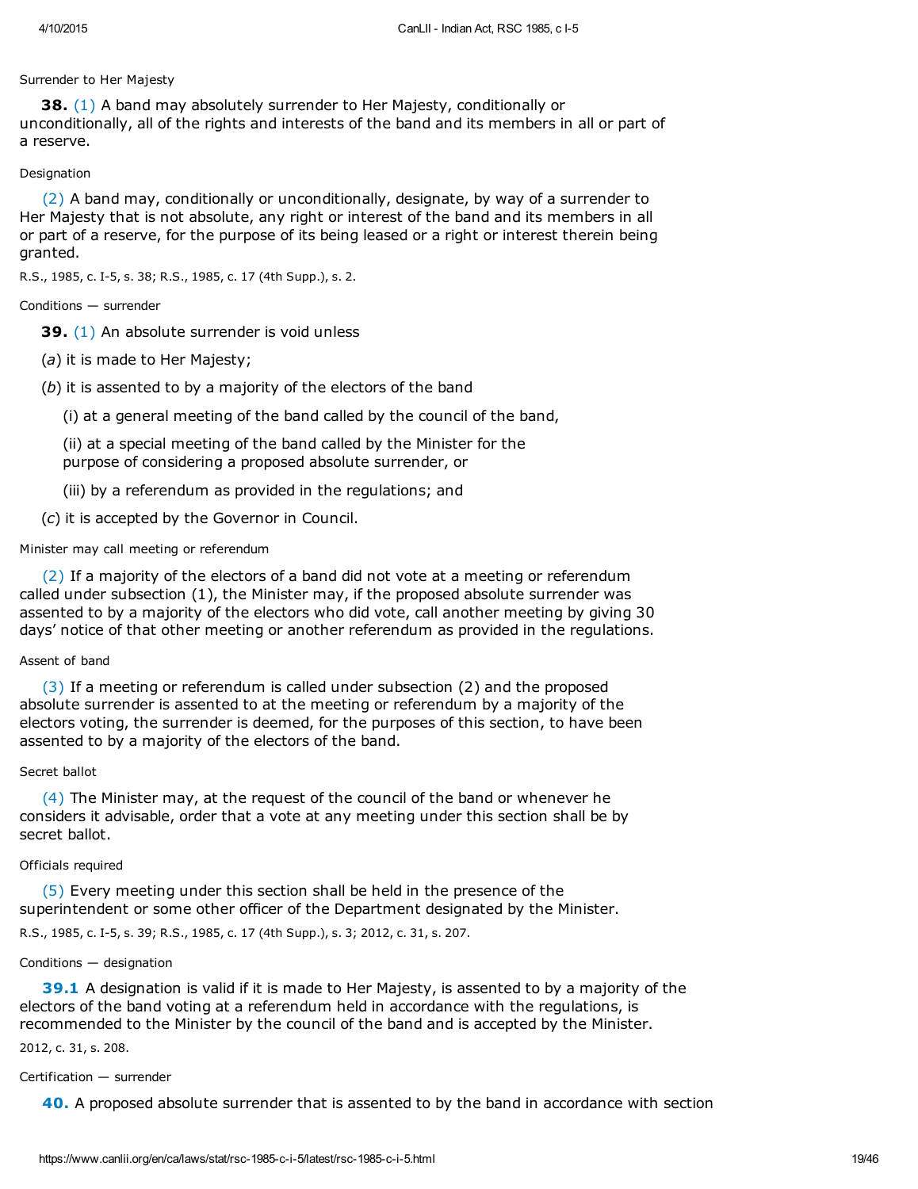Surrender to Her Majesty

**38.** (1) A band may absolutely surrender to Her Majesty, conditionally or unconditionally, all of the rights and interests of the band and its members in all or part of a reserve.

Designation

(2) A band may, conditionally or unconditionally, designate, by way of a surrender to Her Majesty that is not absolute, any right or interest of the band and its members in all or part of a reserve, for the purpose of its being leased or a right or interest therein being granted.

R.S., 1985, c. I-5, s. 38; R.S., 1985, c. 17 (4th Supp.), s. 2.

Conditions — surrender

**39.** (1) An absolute surrender is void unless

(*a*) it is made to Her Majesty;

(*b*) it is assented to by a majority of the electors of the band

(i) at a general meeting of the band called by the council of the band,

(ii) at a special meeting of the band called by the Minister for the purpose of considering a proposed absolute surrender, or

(iii) by a referendum as provided in the regulations; and

(*c*) it is accepted by the Governor in Council.

Minister may call meeting or referendum

(2) If a majority of the electors of a band did not vote at a meeting or referendum called under subsection (1), the Minister may, if the proposed absolute surrender was assented to by a majority of the electors who did vote, call another meeting by giving 30 days' notice of that other meeting or another referendum as provided in the regulations.

Assent of band

(3) If a meeting or referendum is called under subsection (2) and the proposed absolute surrender is assented to at the meeting or referendum by a majority of the electors voting, the surrender is deemed, for the purposes of this section, to have been assented to by a majority of the electors of the band.

Secret ballot

(4) The Minister may, at the request of the council of the band or whenever he considers it advisable, order that a vote at any meeting under this section shall be by secret ballot.

Officials required

(5) Every meeting under this section shall be held in the presence of the superintendent or some other officer of the Department designated by the Minister.

R.S., 1985, c. I-5, s. 39; R.S., 1985, c. 17 (4th Supp.), s. 3; 2012, c. 31, s. 207.

Conditions — designation

**39.1** A designation is valid if it is made to Her Majesty, is assented to by a majority of the electors of the band voting at a referendum held in accordance with the regulations, is recommended to the Minister by the council of the band and is accepted by the Minister.

2012, c. 31, s. 208.

Certification — surrender

**40.** A proposed absolute surrender that is assented to by the band in accordance with section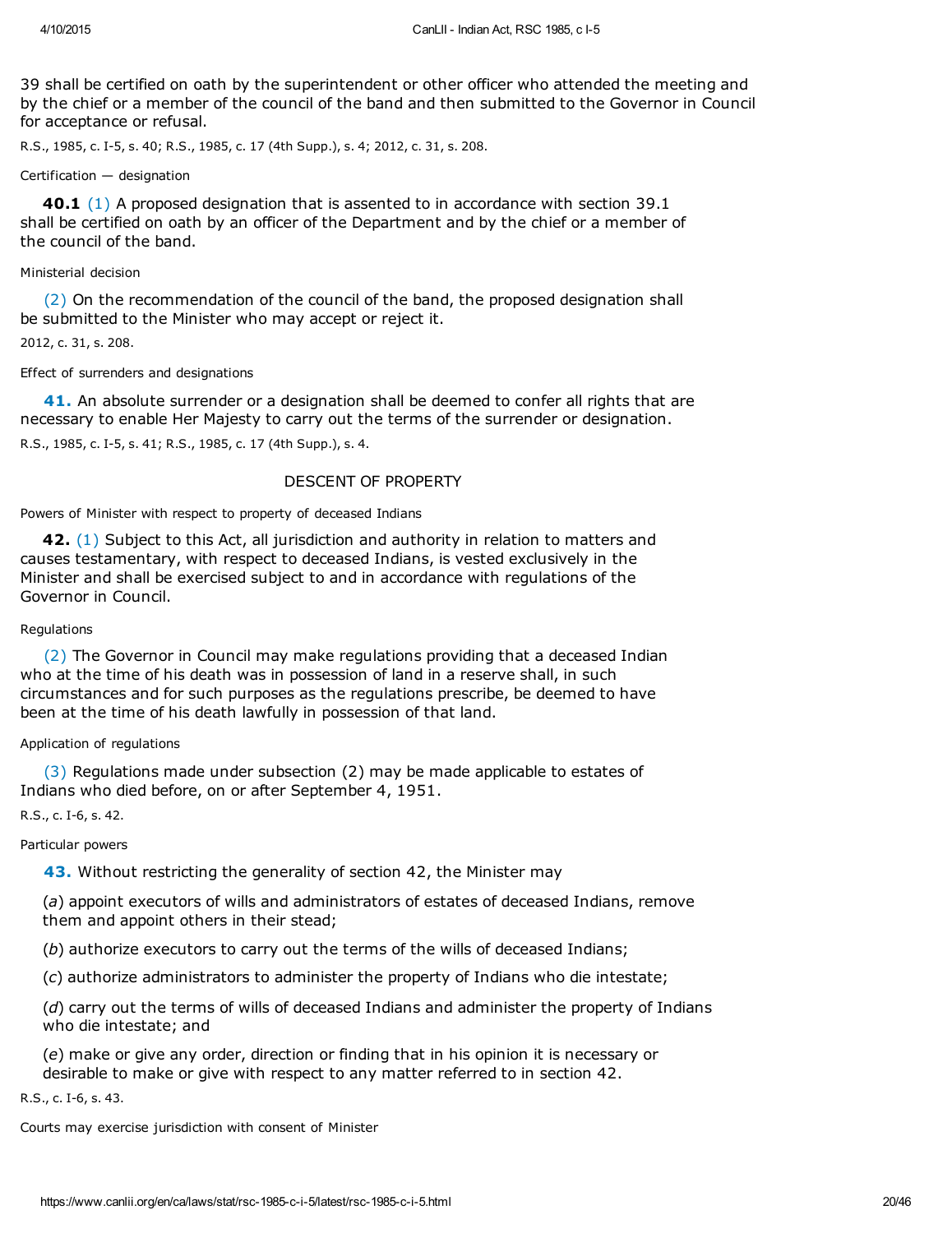39 shall be certified on oath by the superintendent or other officer who attended the meeting and by the chief or a member of the council of the band and then submitted to the Governor in Council for acceptance or refusal.

R.S., 1985, c. I-5, s. 40; R.S., 1985, c. 17 (4th Supp.), s. 4; 2012, c. 31, s. 208.

Certification — designation

**40.1** (1) A proposed designation that is assented to in accordance with section 39.1 shall be certified on oath by an officer of the Department and by the chief or a member of the council of the band.

Ministerial decision

(2) On the recommendation of the council of the band, the proposed designation shall be submitted to the Minister who may accept or reject it.

2012, c. 31, s. 208.

Effect of surrenders and designations

**41.** An absolute surrender or a designation shall be deemed to confer all rights that are necessary to enable Her Majesty to carry out the terms of the surrender or designation.

R.S., 1985, c. I-5, s. 41; R.S., 1985, c. 17 (4th Supp.), s. 4.

DESCENT OF PROPERTY

Powers of Minister with respect to property of deceased Indians

**42.** (1) Subject to this Act, all jurisdiction and authority in relation to matters and causes testamentary, with respect to deceased Indians, is vested exclusively in the Minister and shall be exercised subject to and in accordance with regulations of the Governor in Council.

Regulations

(2) The Governor in Council may make regulations providing that a deceased Indian who at the time of his death was in possession of land in a reserve shall, in such circumstances and for such purposes as the regulations prescribe, be deemed to have been at the time of his death lawfully in possession of that land.

Application of regulations

(3) Regulations made under subsection (2) may be made applicable to estates of Indians who died before, on or after September 4, 1951.

R.S., c. I-6, s. 42.

Particular powers

**43.** Without restricting the generality of section 42, the Minister may

(*a*) appoint executors of wills and administrators of estates of deceased Indians, remove them and appoint others in their stead;

(*b*) authorize executors to carry out the terms of the wills of deceased Indians;

(*c*) authorize administrators to administer the property of Indians who die intestate;

(*d*) carry out the terms of wills of deceased Indians and administer the property of Indians who die intestate; and

(*e*) make or give any order, direction or finding that in his opinion it is necessary or desirable to make or give with respect to any matter referred to in section 42.

R.S., c. I-6, s. 43.

Courts may exercise jurisdiction with consent of Minister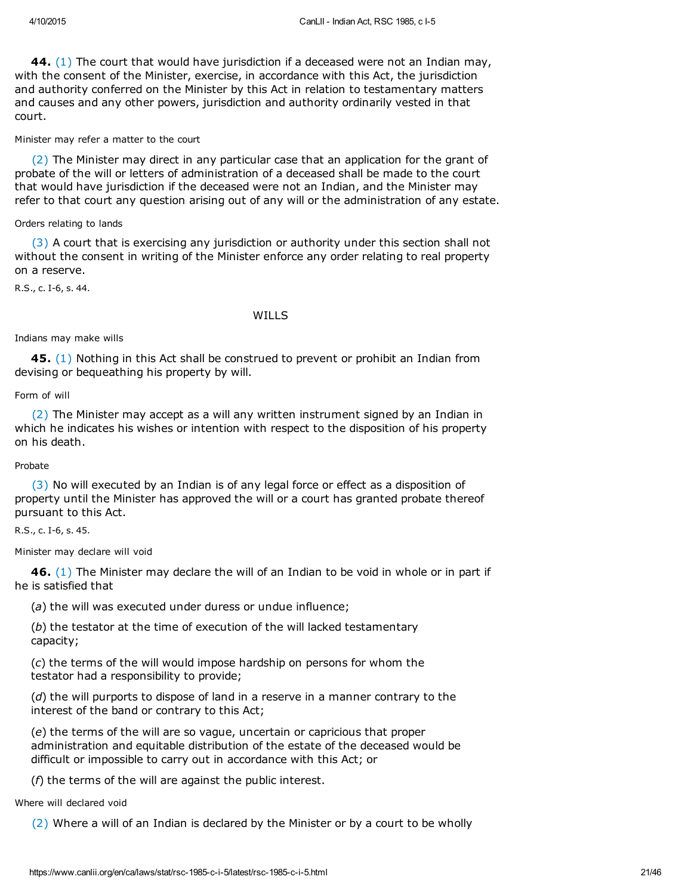**44.** (1) The court that would have jurisdiction if a deceased were not an Indian may, with the consent of the Minister, exercise, in accordance with this Act, the jurisdiction and authority conferred on the Minister by this Act in relation to testamentary matters and causes and any other powers, jurisdiction and authority ordinarily vested in that court.

Minister may refer a matter to the court

(2) The Minister may direct in any particular case that an application for the grant of probate of the will or letters of administration of a deceased shall be made to the court that would have jurisdiction if the deceased were not an Indian, and the Minister may refer to that court any question arising out of any will or the administration of any estate.

Orders relating to lands

(3) A court that is exercising any jurisdiction or authority under this section shall not without the consent in writing of the Minister enforce any order relating to real property on a reserve.

R.S., c. I-6, s. 44.

## WILLS

Indians may make wills

**45.** (1) Nothing in this Act shall be construed to prevent or prohibit an Indian from devising or bequeathing his property by will.

Form of will

(2) The Minister may accept as a will any written instrument signed by an Indian in which he indicates his wishes or intention with respect to the disposition of his property on his death.

Probate

(3) No will executed by an Indian is of any legal force or effect as a disposition of property until the Minister has approved the will or a court has granted probate thereof pursuant to this Act.

R.S., c. I-6, s. 45.

Minister may declare will void

**46.** (1) The Minister may declare the will of an Indian to be void in whole or in part if he is satisfied that

(*a*) the will was executed under duress or undue influence;

(*b*) the testator at the time of execution of the will lacked testamentary capacity;

(*c*) the terms of the will would impose hardship on persons for whom the testator had a responsibility to provide;

(*d*) the will purports to dispose of land in a reserve in a manner contrary to the interest of the band or contrary to this Act;

(*e*) the terms of the will are so vague, uncertain or capricious that proper administration and equitable distribution of the estate of the deceased would be difficult or impossible to carry out in accordance with this Act; or

(*f*) the terms of the will are against the public interest.

Where will declared void

(2) Where a will of an Indian is declared by the Minister or by a court to be wholly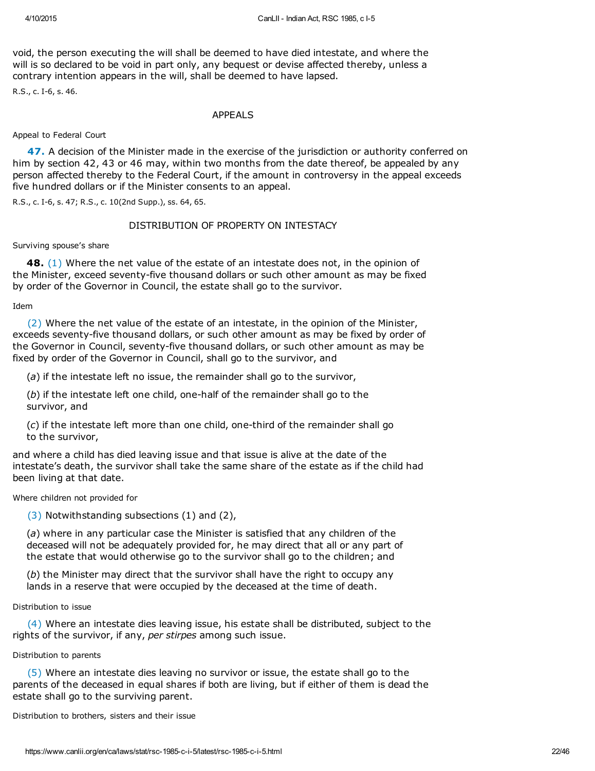void, the person executing the will shall be deemed to have died intestate, and where the will is so declared to be void in part only, any bequest or devise affected thereby, unless a contrary intention appears in the will, shall be deemed to have lapsed.

R.S., c. I-6, s. 46.

## APPEALS

Appeal to Federal Court

**47.** A decision of the Minister made in the exercise of the jurisdiction or authority conferred on him by section 42, 43 or 46 may, within two months from the date thereof, be appealed by any person affected thereby to the Federal Court, if the amount in controversy in the appeal exceeds five hundred dollars or if the Minister consents to an appeal.

R.S., c. I-6, s. 47; R.S., c. 10(2nd Supp.), ss. 64, 65.

## DISTRIBUTION OF PROPERTY ON INTESTACY

Surviving spouse's share

**48.** (1) Where the net value of the estate of an intestate does not, in the opinion of the Minister, exceed seventy-five thousand dollars or such other amount as may be fixed by order of the Governor in Council, the estate shall go to the survivor.

Idem

(2) Where the net value of the estate of an intestate, in the opinion of the Minister, exceeds seventy-five thousand dollars, or such other amount as may be fixed by order of the Governor in Council, seventy-five thousand dollars, or such other amount as may be fixed by order of the Governor in Council, shall go to the survivor, and

(*a*) if the intestate left no issue, the remainder shall go to the survivor,

(*b*) if the intestate left one child, one-half of the remainder shall go to the survivor, and

(*c*) if the intestate left more than one child, one-third of the remainder shall go to the survivor,

and where a child has died leaving issue and that issue is alive at the date of the intestate's death, the survivor shall take the same share of the estate as if the child had been living at that date.

Where children not provided for

(3) Notwithstanding subsections (1) and (2),

(*a*) where in any particular case the Minister is satisfied that any children of the deceased will not be adequately provided for, he may direct that all or any part of the estate that would otherwise go to the survivor shall go to the children; and

(*b*) the Minister may direct that the survivor shall have the right to occupy any lands in a reserve that were occupied by the deceased at the time of death.

Distribution to issue

(4) Where an intestate dies leaving issue, his estate shall be distributed, subject to the rights of the survivor, if any, *per stirpes* among such issue.

Distribution to parents

(5) Where an intestate dies leaving no survivor or issue, the estate shall go to the parents of the deceased in equal shares if both are living, but if either of them is dead the estate shall go to the surviving parent.

Distribution to brothers, sisters and their issue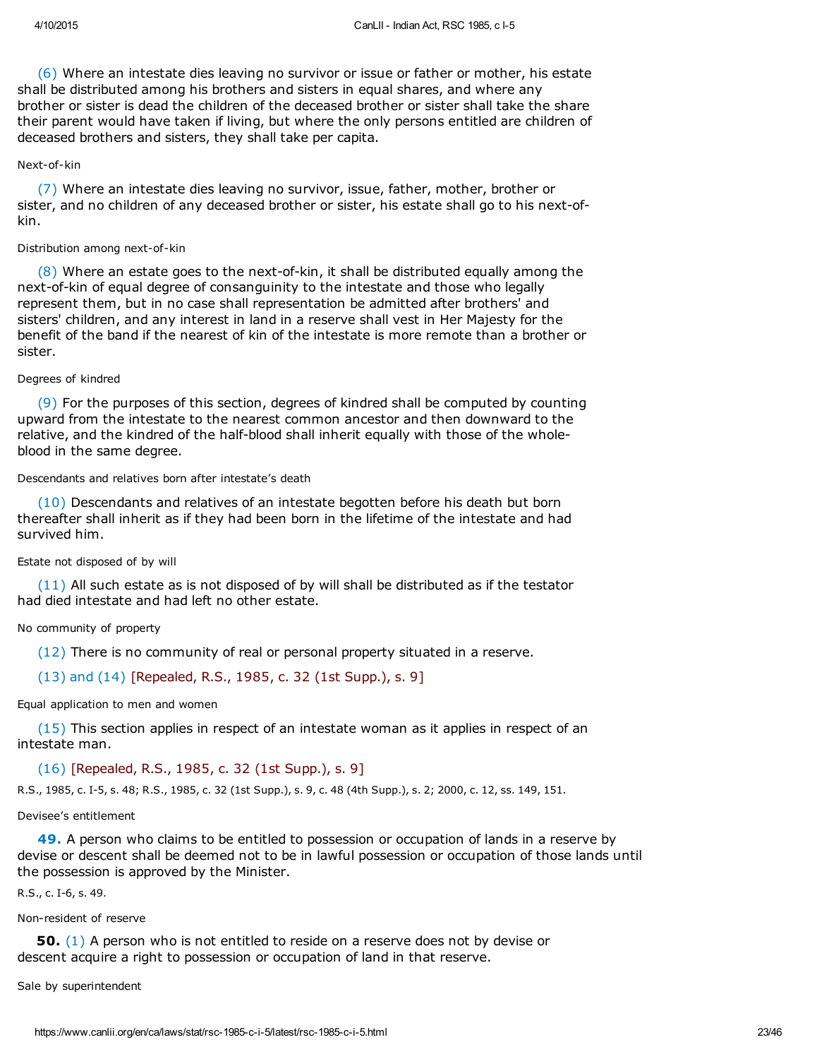(6) Where an intestate dies leaving no survivor or issue or father or mother, his estate shall be distributed among his brothers and sisters in equal shares, and where any brother or sister is dead the children of the deceased brother or sister shall take the share their parent would have taken if living, but where the only persons entitled are children of deceased brothers and sisters, they shall take per capita.

Next-of-kin

(7) Where an intestate dies leaving no survivor, issue, father, mother, brother or sister, and no children of any deceased brother or sister, his estate shall go to his next-of-kin.

Distribution among next-of-kin

(8) Where an estate goes to the next-of-kin, it shall be distributed equally among the next-of-kin of equal degree of consanguinity to the intestate and those who legally represent them, but in no case shall representation be admitted after brothers' and sisters' children, and any interest in land in a reserve shall vest in Her Majesty for the benefit of the band if the nearest of kin of the intestate is more remote than a brother or sister.

Degrees of kindred

(9) For the purposes of this section, degrees of kindred shall be computed by counting upward from the intestate to the nearest common ancestor and then downward to the relative, and the kindred of the half-blood shall inherit equally with those of the whole-blood in the same degree.

Descendants and relatives born after intestate's death

(10) Descendants and relatives of an intestate begotten before his death but born thereafter shall inherit as if they had been born in the lifetime of the intestate and had survived him.

Estate not disposed of by will

(11) All such estate as is not disposed of by will shall be distributed as if the testator had died intestate and had left no other estate.

No community of property

(12) There is no community of real or personal property situated in a reserve.

(13) and (14) [Repealed, R.S., 1985, c. 32 (1st Supp.), s. 9]

Equal application to men and women

(15) This section applies in respect of an intestate woman as it applies in respect of an intestate man.

(16) [Repealed, R.S., 1985, c. 32 (1st Supp.), s. 9]

R.S., 1985, c. I-5, s. 48; R.S., 1985, c. 32 (1st Supp.), s. 9, c. 48 (4th Supp.), s. 2; 2000, c. 12, ss. 149, 151.

Devisee's entitlement

**49.** A person who claims to be entitled to possession or occupation of lands in a reserve by devise or descent shall be deemed not to be in lawful possession or occupation of those lands until the possession is approved by the Minister.

R.S., c. I-6, s. 49.

Non-resident of reserve

**50.** (1) A person who is not entitled to reside on a reserve does not by devise or descent acquire a right to possession or occupation of land in that reserve.

Sale by superintendent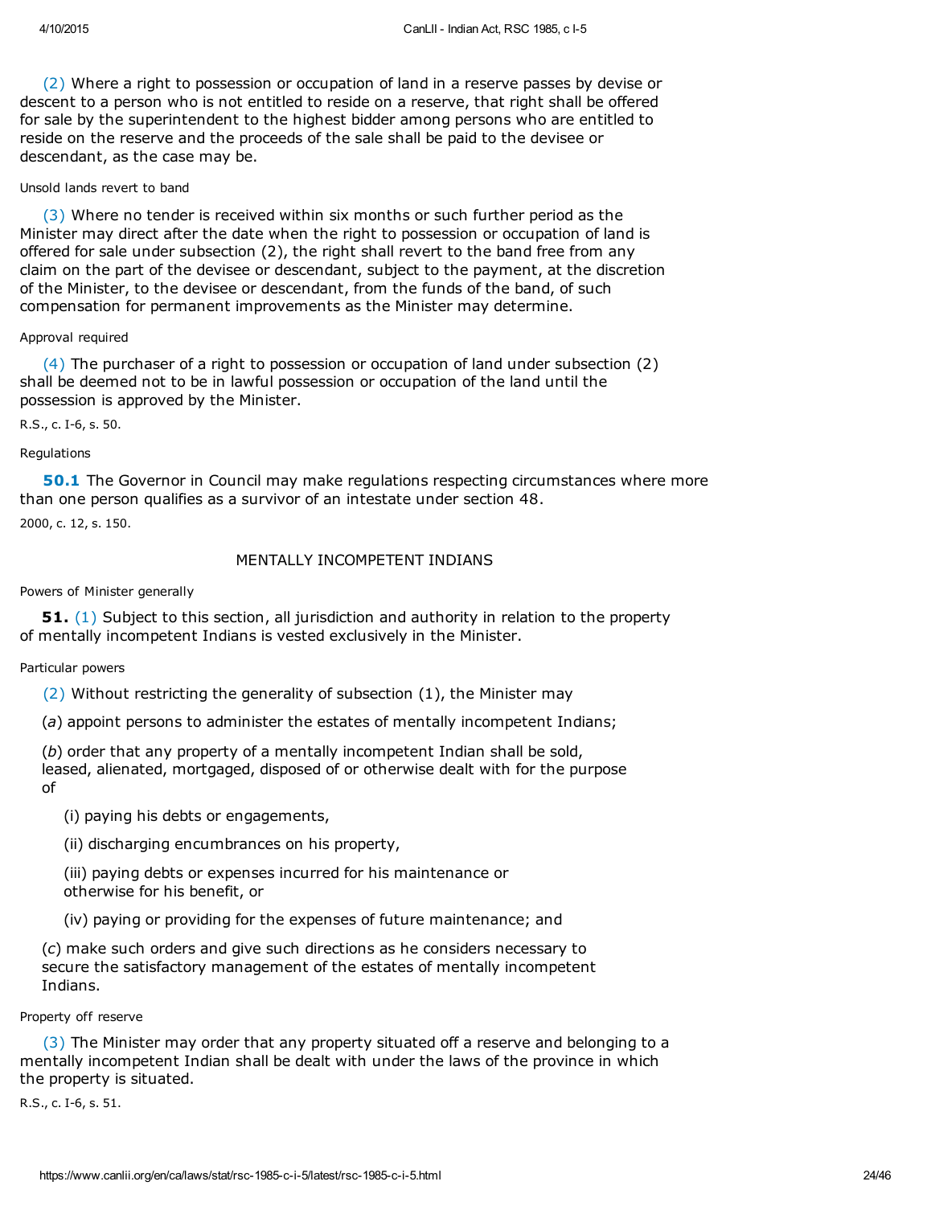(2) Where a right to possession or occupation of land in a reserve passes by devise or descent to a person who is not entitled to reside on a reserve, that right shall be offered for sale by the superintendent to the highest bidder among persons who are entitled to reside on the reserve and the proceeds of the sale shall be paid to the devisee or descendant, as the case may be.

Unsold lands revert to band

(3) Where no tender is received within six months or such further period as the Minister may direct after the date when the right to possession or occupation of land is offered for sale under subsection (2), the right shall revert to the band free from any claim on the part of the devisee or descendant, subject to the payment, at the discretion of the Minister, to the devisee or descendant, from the funds of the band, of such compensation for permanent improvements as the Minister may determine.

Approval required

(4) The purchaser of a right to possession or occupation of land under subsection (2) shall be deemed not to be in lawful possession or occupation of the land until the possession is approved by the Minister.

R.S., c. I-6, s. 50.

Regulations

**50.1** The Governor in Council may make regulations respecting circumstances where more than one person qualifies as a survivor of an intestate under section 48.

2000, c. 12, s. 150.

## MENTALLY INCOMPETENT INDIANS

Powers of Minister generally

**51.** (1) Subject to this section, all jurisdiction and authority in relation to the property of mentally incompetent Indians is vested exclusively in the Minister.

Particular powers

(2) Without restricting the generality of subsection (1), the Minister may

(*a*) appoint persons to administer the estates of mentally incompetent Indians;

(*b*) order that any property of a mentally incompetent Indian shall be sold, leased, alienated, mortgaged, disposed of or otherwise dealt with for the purpose of

- (i) paying his debts or engagements,
- (ii) discharging encumbrances on his property,
- (iii) paying debts or expenses incurred for his maintenance or otherwise for his benefit, or
- (iv) paying or providing for the expenses of future maintenance; and

(*c*) make such orders and give such directions as he considers necessary to secure the satisfactory management of the estates of mentally incompetent Indians.

Property off reserve

(3) The Minister may order that any property situated off a reserve and belonging to a mentally incompetent Indian shall be dealt with under the laws of the province in which the property is situated.

R.S., c. I-6, s. 51.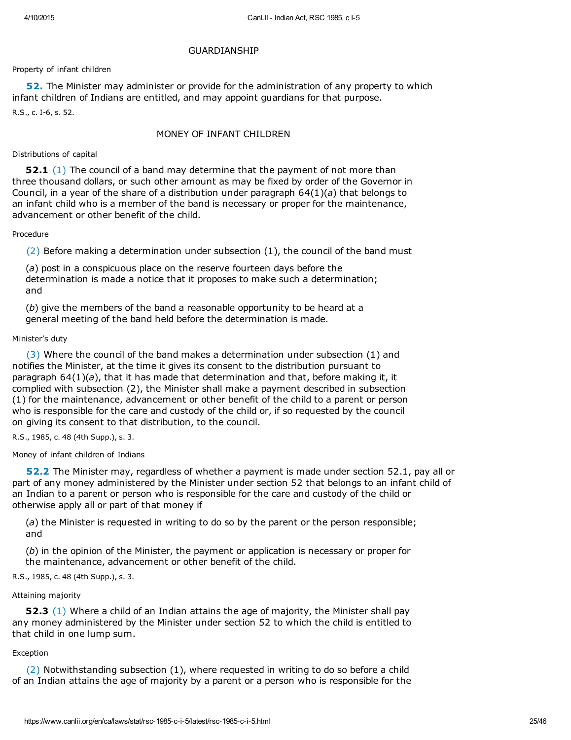## GUARDIANSHIP

Property of infant children

**52.** The Minister may administer or provide for the administration of any property to which infant children of Indians are entitled, and may appoint guardians for that purpose.

R.S., c. I-6, s. 52.

## MONEY OF INFANT CHILDREN

Distributions of capital

**52.1** (1) The council of a band may determine that the payment of not more than three thousand dollars, or such other amount as may be fixed by order of the Governor in Council, in a year of the share of a distribution under paragraph 64(1)(*a*) that belongs to an infant child who is a member of the band is necessary or proper for the maintenance, advancement or other benefit of the child.

Procedure

(2) Before making a determination under subsection (1), the council of the band must

(*a*) post in a conspicuous place on the reserve fourteen days before the determination is made a notice that it proposes to make such a determination; and

(*b*) give the members of the band a reasonable opportunity to be heard at a general meeting of the band held before the determination is made.

Minister's duty

(3) Where the council of the band makes a determination under subsection (1) and notifies the Minister, at the time it gives its consent to the distribution pursuant to paragraph 64(1)(*a*), that it has made that determination and that, before making it, it complied with subsection (2), the Minister shall make a payment described in subsection (1) for the maintenance, advancement or other benefit of the child to a parent or person who is responsible for the care and custody of the child or, if so requested by the council on giving its consent to that distribution, to the council.

R.S., 1985, c. 48 (4th Supp.), s. 3.

Money of infant children of Indians

**52.2** The Minister may, regardless of whether a payment is made under section 52.1, pay all or part of any money administered by the Minister under section 52 that belongs to an infant child of an Indian to a parent or person who is responsible for the care and custody of the child or otherwise apply all or part of that money if

(*a*) the Minister is requested in writing to do so by the parent or the person responsible; and

(*b*) in the opinion of the Minister, the payment or application is necessary or proper for the maintenance, advancement or other benefit of the child.

R.S., 1985, c. 48 (4th Supp.), s. 3.

Attaining majority

**52.3** (1) Where a child of an Indian attains the age of majority, the Minister shall pay any money administered by the Minister under section 52 to which the child is entitled to that child in one lump sum.

Exception

(2) Notwithstanding subsection (1), where requested in writing to do so before a child of an Indian attains the age of majority by a parent or a person who is responsible for the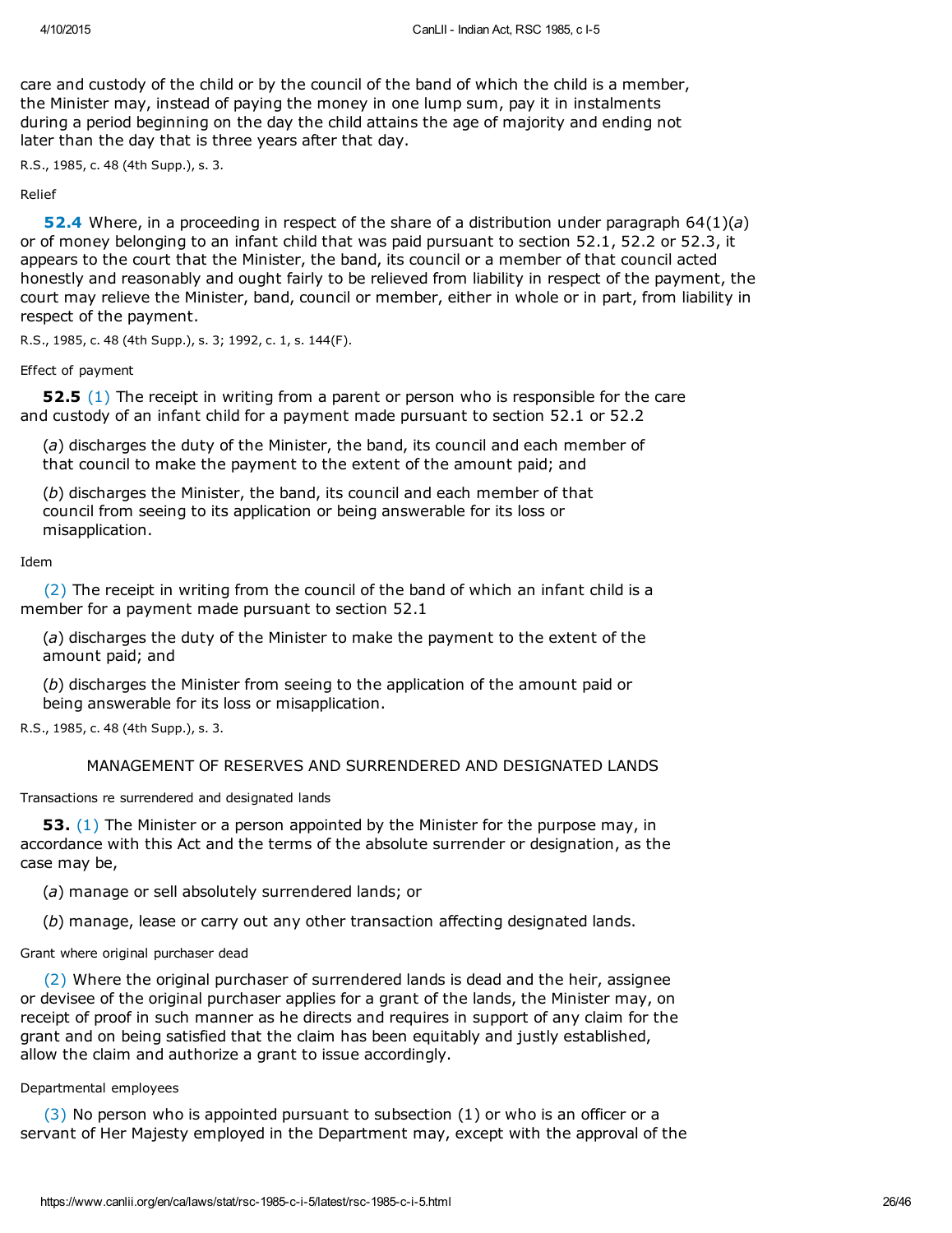care and custody of the child or by the council of the band of which the child is a member, the Minister may, instead of paying the money in one lump sum, pay it in instalments during a period beginning on the day the child attains the age of majority and ending not later than the day that is three years after that day.

R.S., 1985, c. 48 (4th Supp.), s. 3.

Relief

**52.4** Where, in a proceeding in respect of the share of a distribution under paragraph 64(1)(*a*) or of money belonging to an infant child that was paid pursuant to section 52.1, 52.2 or 52.3, it appears to the court that the Minister, the band, its council or a member of that council acted honestly and reasonably and ought fairly to be relieved from liability in respect of the payment, the court may relieve the Minister, band, council or member, either in whole or in part, from liability in respect of the payment.

R.S., 1985, c. 48 (4th Supp.), s. 3; 1992, c. 1, s. 144(F).

Effect of payment

**52.5** (1) The receipt in writing from a parent or person who is responsible for the care and custody of an infant child for a payment made pursuant to section 52.1 or 52.2

(*a*) discharges the duty of the Minister, the band, its council and each member of that council to make the payment to the extent of the amount paid; and

(*b*) discharges the Minister, the band, its council and each member of that council from seeing to its application or being answerable for its loss or misapplication.

Idem

(2) The receipt in writing from the council of the band of which an infant child is a member for a payment made pursuant to section 52.1

(*a*) discharges the duty of the Minister to make the payment to the extent of the amount paid; and

(*b*) discharges the Minister from seeing to the application of the amount paid or being answerable for its loss or misapplication.

R.S., 1985, c. 48 (4th Supp.), s. 3.

## MANAGEMENT OF RESERVES AND SURRENDERED AND DESIGNATED LANDS

Transactions re surrendered and designated lands

**53.** (1) The Minister or a person appointed by the Minister for the purpose may, in accordance with this Act and the terms of the absolute surrender or designation, as the case may be,

(*a*) manage or sell absolutely surrendered lands; or

(*b*) manage, lease or carry out any other transaction affecting designated lands.

Grant where original purchaser dead

(2) Where the original purchaser of surrendered lands is dead and the heir, assignee or devisee of the original purchaser applies for a grant of the lands, the Minister may, on receipt of proof in such manner as he directs and requires in support of any claim for the grant and on being satisfied that the claim has been equitably and justly established, allow the claim and authorize a grant to issue accordingly.

Departmental employees

(3) No person who is appointed pursuant to subsection (1) or who is an officer or a servant of Her Majesty employed in the Department may, except with the approval of the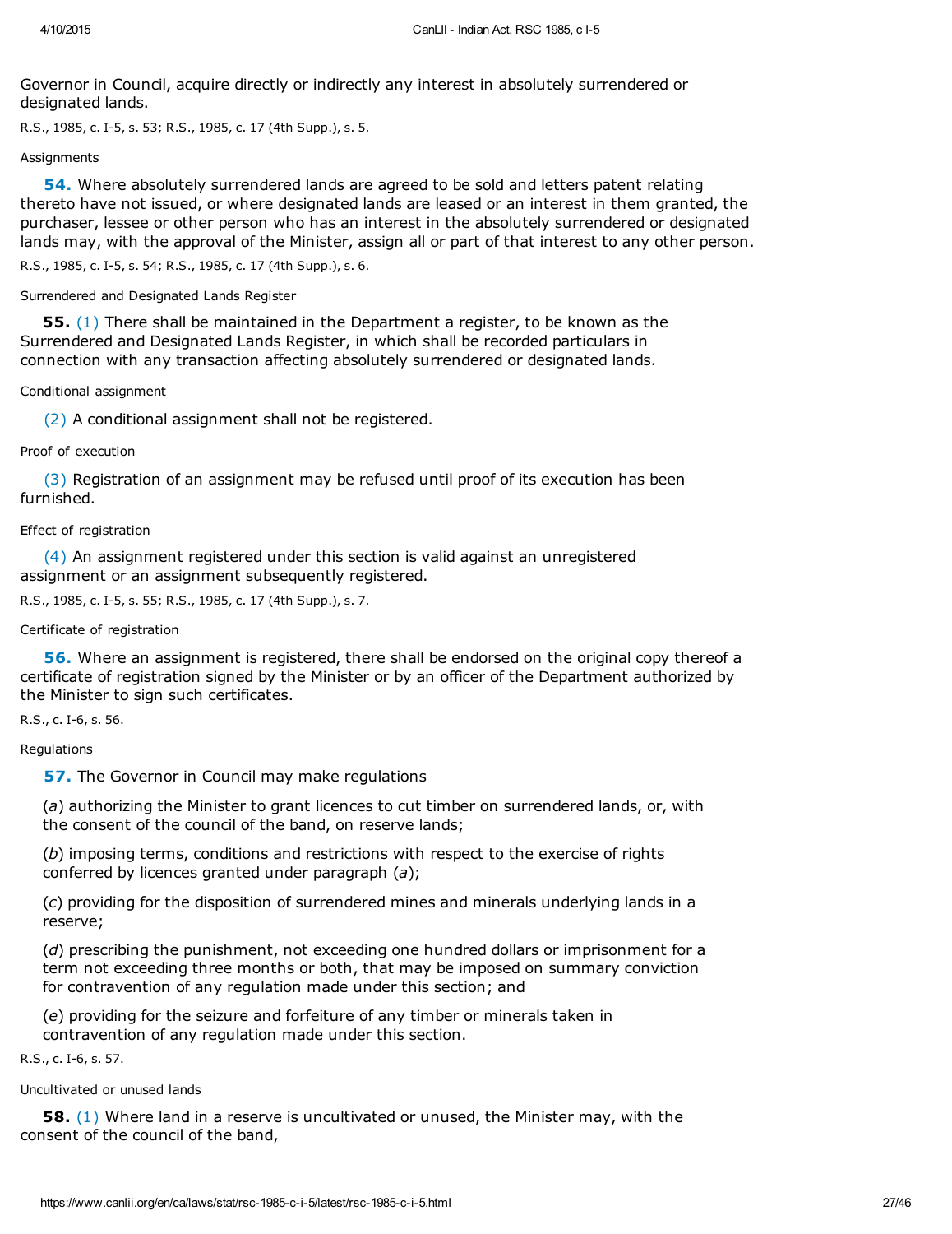Governor in Council, acquire directly or indirectly any interest in absolutely surrendered or designated lands.

R.S., 1985, c. I-5, s. 53; R.S., 1985, c. 17 (4th Supp.), s. 5.

Assignments

**54.** Where absolutely surrendered lands are agreed to be sold and letters patent relating thereto have not issued, or where designated lands are leased or an interest in them granted, the purchaser, lessee or other person who has an interest in the absolutely surrendered or designated lands may, with the approval of the Minister, assign all or part of that interest to any other person.

R.S., 1985, c. I-5, s. 54; R.S., 1985, c. 17 (4th Supp.), s. 6.

Surrendered and Designated Lands Register

**55.** (1) There shall be maintained in the Department a register, to be known as the Surrendered and Designated Lands Register, in which shall be recorded particulars in connection with any transaction affecting absolutely surrendered or designated lands.

Conditional assignment

(2) A conditional assignment shall not be registered.

Proof of execution

(3) Registration of an assignment may be refused until proof of its execution has been furnished.

Effect of registration

(4) An assignment registered under this section is valid against an unregistered assignment or an assignment subsequently registered.

R.S., 1985, c. I-5, s. 55; R.S., 1985, c. 17 (4th Supp.), s. 7.

Certificate of registration

**56.** Where an assignment is registered, there shall be endorsed on the original copy thereof a certificate of registration signed by the Minister or by an officer of the Department authorized by the Minister to sign such certificates.

R.S., c. I-6, s. 56.

Regulations

**57.** The Governor in Council may make regulations

(*a*) authorizing the Minister to grant licences to cut timber on surrendered lands, or, with the consent of the council of the band, on reserve lands;

(*b*) imposing terms, conditions and restrictions with respect to the exercise of rights conferred by licences granted under paragraph (*a*);

(*c*) providing for the disposition of surrendered mines and minerals underlying lands in a reserve;

(*d*) prescribing the punishment, not exceeding one hundred dollars or imprisonment for a term not exceeding three months or both, that may be imposed on summary conviction for contravention of any regulation made under this section; and

(*e*) providing for the seizure and forfeiture of any timber or minerals taken in contravention of any regulation made under this section.

R.S., c. I-6, s. 57.

Uncultivated or unused lands

**58.** (1) Where land in a reserve is uncultivated or unused, the Minister may, with the consent of the council of the band,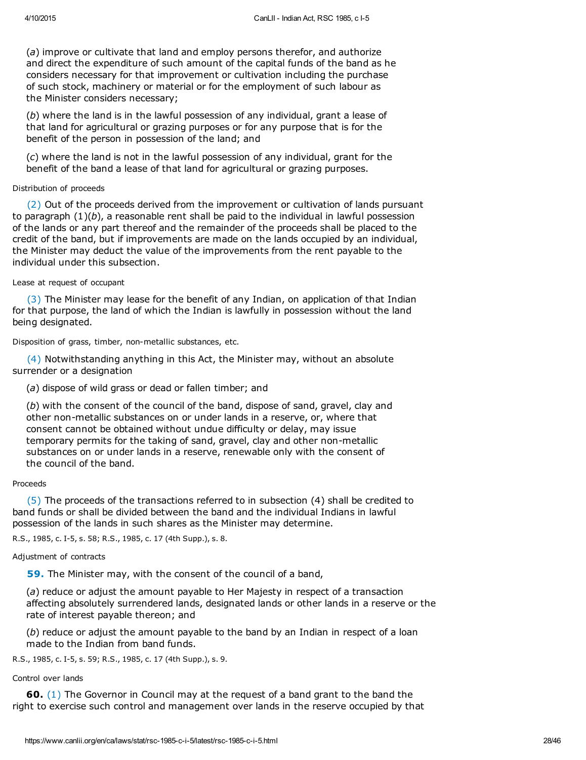(*a*) improve or cultivate that land and employ persons therefor, and authorize and direct the expenditure of such amount of the capital funds of the band as he considers necessary for that improvement or cultivation including the purchase of such stock, machinery or material or for the employment of such labour as the Minister considers necessary;

(*b*) where the land is in the lawful possession of any individual, grant a lease of that land for agricultural or grazing purposes or for any purpose that is for the benefit of the person in possession of the land; and

(*c*) where the land is not in the lawful possession of any individual, grant for the benefit of the band a lease of that land for agricultural or grazing purposes.

Distribution of proceeds

(2) Out of the proceeds derived from the improvement or cultivation of lands pursuant to paragraph (1)(*b*), a reasonable rent shall be paid to the individual in lawful possession of the lands or any part thereof and the remainder of the proceeds shall be placed to the credit of the band, but if improvements are made on the lands occupied by an individual, the Minister may deduct the value of the improvements from the rent payable to the individual under this subsection.

Lease at request of occupant

(3) The Minister may lease for the benefit of any Indian, on application of that Indian for that purpose, the land of which the Indian is lawfully in possession without the land being designated.

Disposition of grass, timber, non-metallic substances, etc.

(4) Notwithstanding anything in this Act, the Minister may, without an absolute surrender or a designation

(*a*) dispose of wild grass or dead or fallen timber; and

(*b*) with the consent of the council of the band, dispose of sand, gravel, clay and other non-metallic substances on or under lands in a reserve, or, where that consent cannot be obtained without undue difficulty or delay, may issue temporary permits for the taking of sand, gravel, clay and other non-metallic substances on or under lands in a reserve, renewable only with the consent of the council of the band.

Proceeds

(5) The proceeds of the transactions referred to in subsection (4) shall be credited to band funds or shall be divided between the band and the individual Indians in lawful possession of the lands in such shares as the Minister may determine.

R.S., 1985, c. I-5, s. 58; R.S., 1985, c. 17 (4th Supp.), s. 8.

Adjustment of contracts

**59.** The Minister may, with the consent of the council of a band,

(*a*) reduce or adjust the amount payable to Her Majesty in respect of a transaction affecting absolutely surrendered lands, designated lands or other lands in a reserve or the rate of interest payable thereon; and

(*b*) reduce or adjust the amount payable to the band by an Indian in respect of a loan made to the Indian from band funds.

R.S., 1985, c. I-5, s. 59; R.S., 1985, c. 17 (4th Supp.), s. 9.

Control over lands

**60.** (1) The Governor in Council may at the request of a band grant to the band the right to exercise such control and management over lands in the reserve occupied by that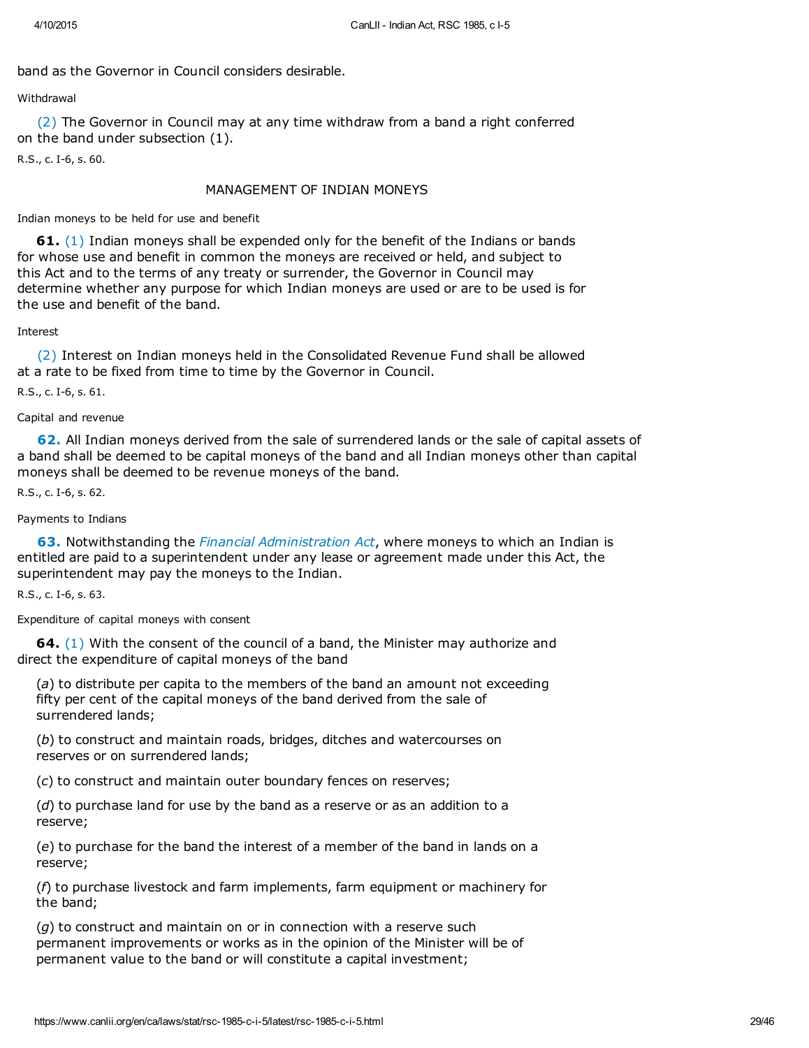band as the Governor in Council considers desirable.

Withdrawal

(2) The Governor in Council may at any time withdraw from a band a right conferred on the band under subsection (1).

R.S., c. I-6, s. 60.

## MANAGEMENT OF INDIAN MONEYS

Indian moneys to be held for use and benefit

**61.** (1) Indian moneys shall be expended only for the benefit of the Indians or bands for whose use and benefit in common the moneys are received or held, and subject to this Act and to the terms of any treaty or surrender, the Governor in Council may determine whether any purpose for which Indian moneys are used or are to be used is for the use and benefit of the band.

Interest

(2) Interest on Indian moneys held in the Consolidated Revenue Fund shall be allowed at a rate to be fixed from time to time by the Governor in Council.

R.S., c. I-6, s. 61.

Capital and revenue

**62.** All Indian moneys derived from the sale of surrendered lands or the sale of capital assets of a band shall be deemed to be capital moneys of the band and all Indian moneys other than capital moneys shall be deemed to be revenue moneys of the band.

R.S., c. I-6, s. 62.

Payments to Indians

**63.** Notwithstanding the *Financial Administration Act*, where moneys to which an Indian is entitled are paid to a superintendent under any lease or agreement made under this Act, the superintendent may pay the moneys to the Indian.

R.S., c. I-6, s. 63.

Expenditure of capital moneys with consent

**64.** (1) With the consent of the council of a band, the Minister may authorize and direct the expenditure of capital moneys of the band

(*a*) to distribute per capita to the members of the band an amount not exceeding fifty per cent of the capital moneys of the band derived from the sale of surrendered lands;

(*b*) to construct and maintain roads, bridges, ditches and watercourses on reserves or on surrendered lands;

(*c*) to construct and maintain outer boundary fences on reserves;

(*d*) to purchase land for use by the band as a reserve or as an addition to a reserve;

(*e*) to purchase for the band the interest of a member of the band in lands on a reserve;

(*f*) to purchase livestock and farm implements, farm equipment or machinery for the band;

(*g*) to construct and maintain on or in connection with a reserve such permanent improvements or works as in the opinion of the Minister will be of permanent value to the band or will constitute a capital investment;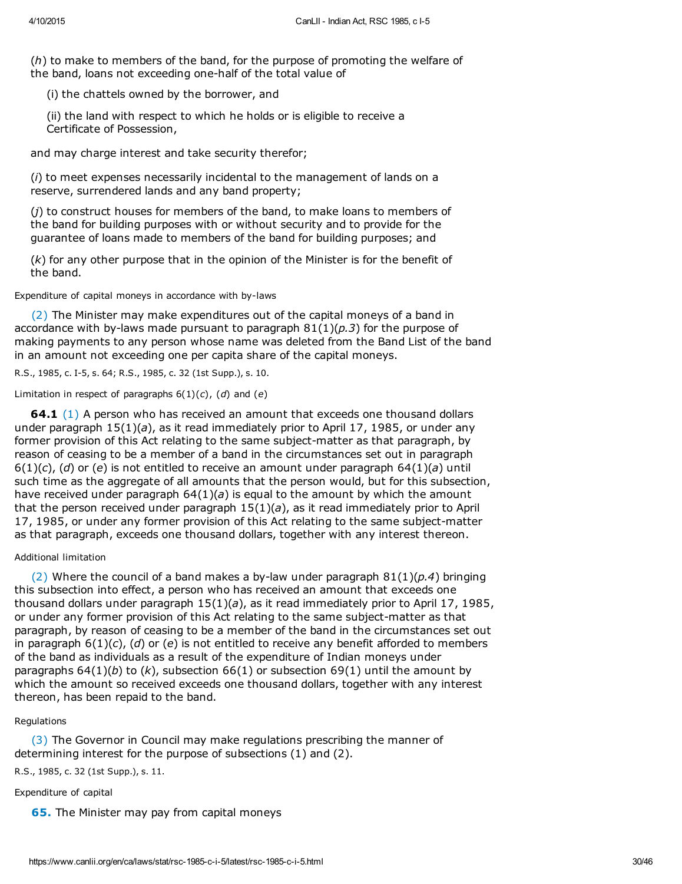(*h*) to make to members of the band, for the purpose of promoting the welfare of the band, loans not exceeding one-half of the total value of

(i) the chattels owned by the borrower, and

(ii) the land with respect to which he holds or is eligible to receive a Certificate of Possession,

and may charge interest and take security therefor;

(*i*) to meet expenses necessarily incidental to the management of lands on a reserve, surrendered lands and any band property;

(*j*) to construct houses for members of the band, to make loans to members of the band for building purposes with or without security and to provide for the guarantee of loans made to members of the band for building purposes; and

(*k*) for any other purpose that in the opinion of the Minister is for the benefit of the band.

Expenditure of capital moneys in accordance with by-laws

(2) The Minister may make expenditures out of the capital moneys of a band in accordance with by-laws made pursuant to paragraph 81(1)(*p.3*) for the purpose of making payments to any person whose name was deleted from the Band List of the band in an amount not exceeding one per capita share of the capital moneys.

R.S., 1985, c. I-5, s. 64; R.S., 1985, c. 32 (1st Supp.), s. 10.

Limitation in respect of paragraphs 6(1)(*c*), (*d*) and (*e*)

**64.1** (1) A person who has received an amount that exceeds one thousand dollars under paragraph 15(1)(*a*), as it read immediately prior to April 17, 1985, or under any former provision of this Act relating to the same subject-matter as that paragraph, by reason of ceasing to be a member of a band in the circumstances set out in paragraph 6(1)(*c*), (*d*) or (*e*) is not entitled to receive an amount under paragraph 64(1)(*a*) until such time as the aggregate of all amounts that the person would, but for this subsection, have received under paragraph 64(1)(*a*) is equal to the amount by which the amount that the person received under paragraph 15(1)(*a*), as it read immediately prior to April 17, 1985, or under any former provision of this Act relating to the same subject-matter as that paragraph, exceeds one thousand dollars, together with any interest thereon.

Additional limitation

(2) Where the council of a band makes a by-law under paragraph 81(1)(*p.4*) bringing this subsection into effect, a person who has received an amount that exceeds one thousand dollars under paragraph 15(1)(*a*), as it read immediately prior to April 17, 1985, or under any former provision of this Act relating to the same subject-matter as that paragraph, by reason of ceasing to be a member of the band in the circumstances set out in paragraph 6(1)(*c*), (*d*) or (*e*) is not entitled to receive any benefit afforded to members of the band as individuals as a result of the expenditure of Indian moneys under paragraphs 64(1)(*b*) to (*k*), subsection 66(1) or subsection 69(1) until the amount by which the amount so received exceeds one thousand dollars, together with any interest thereon, has been repaid to the band.

Regulations

(3) The Governor in Council may make regulations prescribing the manner of determining interest for the purpose of subsections (1) and (2).

R.S., 1985, c. 32 (1st Supp.), s. 11.

Expenditure of capital

**65.** The Minister may pay from capital moneys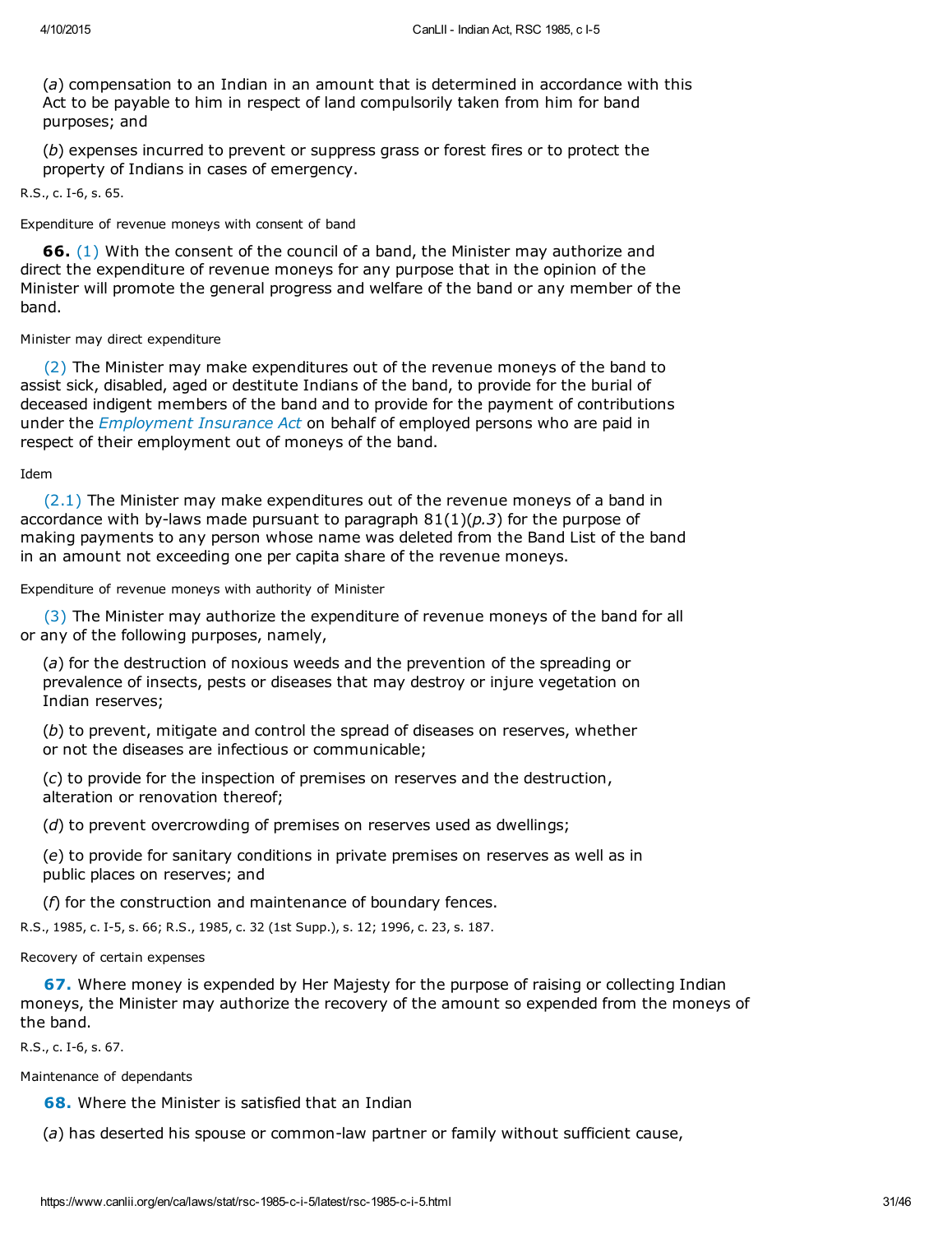(*a*) compensation to an Indian in an amount that is determined in accordance with this Act to be payable to him in respect of land compulsorily taken from him for band purposes; and

(*b*) expenses incurred to prevent or suppress grass or forest fires or to protect the property of Indians in cases of emergency.

R.S., c. I-6, s. 65.

Expenditure of revenue moneys with consent of band

**66.** (1) With the consent of the council of a band, the Minister may authorize and direct the expenditure of revenue moneys for any purpose that in the opinion of the Minister will promote the general progress and welfare of the band or any member of the band.

Minister may direct expenditure

(2) The Minister may make expenditures out of the revenue moneys of the band to assist sick, disabled, aged or destitute Indians of the band, to provide for the burial of deceased indigent members of the band and to provide for the payment of contributions under the *Employment Insurance Act* on behalf of employed persons who are paid in respect of their employment out of moneys of the band.

Idem

(2.1) The Minister may make expenditures out of the revenue moneys of a band in accordance with by-laws made pursuant to paragraph 81(1)(*p.3*) for the purpose of making payments to any person whose name was deleted from the Band List of the band in an amount not exceeding one per capita share of the revenue moneys.

Expenditure of revenue moneys with authority of Minister

(3) The Minister may authorize the expenditure of revenue moneys of the band for all or any of the following purposes, namely,

(*a*) for the destruction of noxious weeds and the prevention of the spreading or prevalence of insects, pests or diseases that may destroy or injure vegetation on Indian reserves;

(*b*) to prevent, mitigate and control the spread of diseases on reserves, whether or not the diseases are infectious or communicable;

(*c*) to provide for the inspection of premises on reserves and the destruction, alteration or renovation thereof;

(*d*) to prevent overcrowding of premises on reserves used as dwellings;

(*e*) to provide for sanitary conditions in private premises on reserves as well as in public places on reserves; and

(*f*) for the construction and maintenance of boundary fences.

R.S., 1985, c. I-5, s. 66; R.S., 1985, c. 32 (1st Supp.), s. 12; 1996, c. 23, s. 187.

Recovery of certain expenses

**67.** Where money is expended by Her Majesty for the purpose of raising or collecting Indian moneys, the Minister may authorize the recovery of the amount so expended from the moneys of the band.

R.S., c. I-6, s. 67.

Maintenance of dependants

**68.** Where the Minister is satisfied that an Indian

(*a*) has deserted his spouse or common-law partner or family without sufficient cause,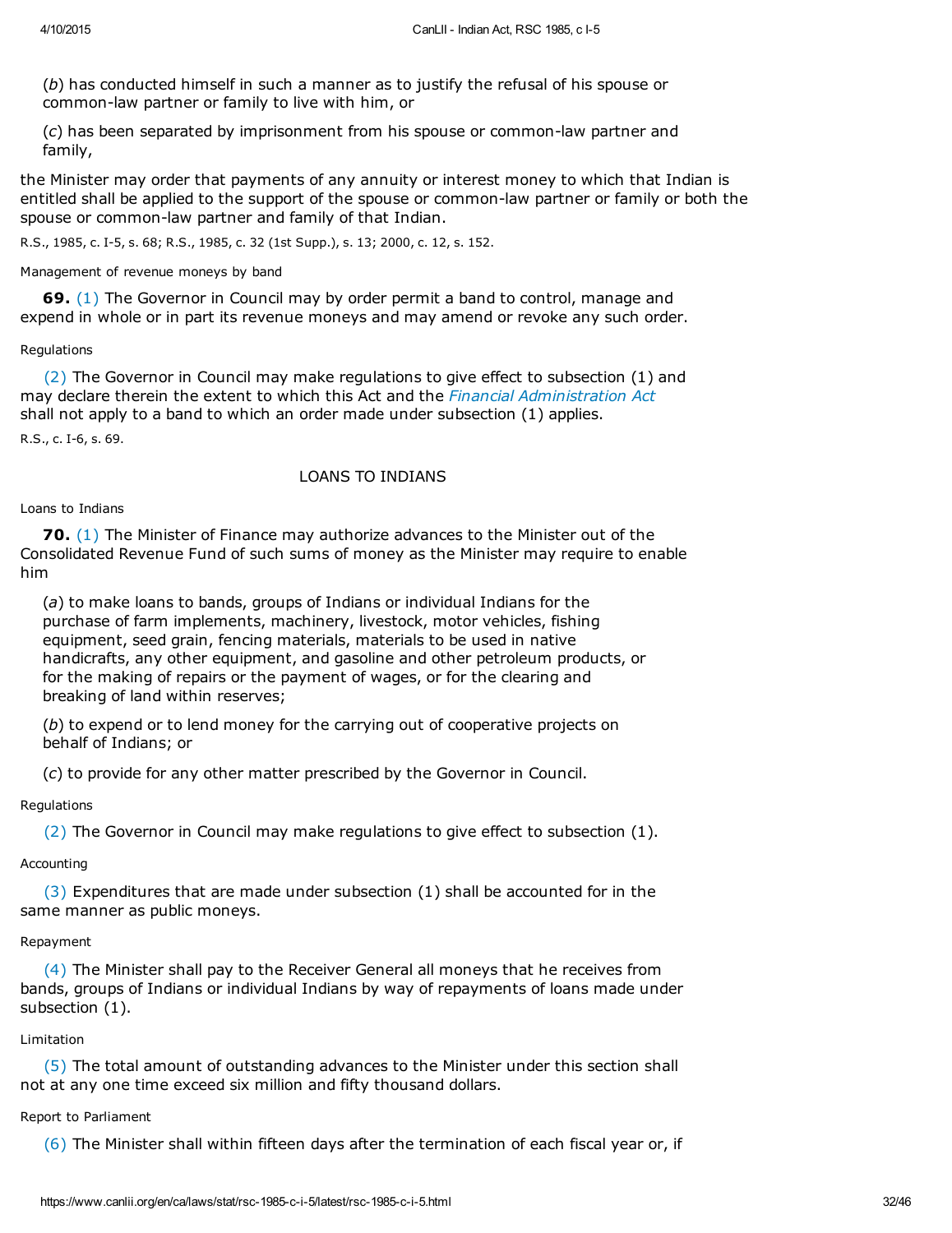(*b*) has conducted himself in such a manner as to justify the refusal of his spouse or common-law partner or family to live with him, or

(*c*) has been separated by imprisonment from his spouse or common-law partner and family,

the Minister may order that payments of any annuity or interest money to which that Indian is entitled shall be applied to the support of the spouse or common-law partner or family or both the spouse or common-law partner and family of that Indian.

R.S., 1985, c. I-5, s. 68; R.S., 1985, c. 32 (1st Supp.), s. 13; 2000, c. 12, s. 152.

Management of revenue moneys by band

**69.** (1) The Governor in Council may by order permit a band to control, manage and expend in whole or in part its revenue moneys and may amend or revoke any such order.

Regulations

(2) The Governor in Council may make regulations to give effect to subsection (1) and may declare therein the extent to which this Act and the *Financial Administration Act* shall not apply to a band to which an order made under subsection (1) applies.

R.S., c. I-6, s. 69.

## LOANS TO INDIANS

Loans to Indians

**70.** (1) The Minister of Finance may authorize advances to the Minister out of the Consolidated Revenue Fund of such sums of money as the Minister may require to enable him

(*a*) to make loans to bands, groups of Indians or individual Indians for the purchase of farm implements, machinery, livestock, motor vehicles, fishing equipment, seed grain, fencing materials, materials to be used in native handicrafts, any other equipment, and gasoline and other petroleum products, or for the making of repairs or the payment of wages, or for the clearing and breaking of land within reserves;

(*b*) to expend or to lend money for the carrying out of cooperative projects on behalf of Indians; or

(*c*) to provide for any other matter prescribed by the Governor in Council.

Regulations

(2) The Governor in Council may make regulations to give effect to subsection (1).

Accounting

(3) Expenditures that are made under subsection (1) shall be accounted for in the same manner as public moneys.

Repayment

(4) The Minister shall pay to the Receiver General all moneys that he receives from bands, groups of Indians or individual Indians by way of repayments of loans made under subsection (1).

Limitation

(5) The total amount of outstanding advances to the Minister under this section shall not at any one time exceed six million and fifty thousand dollars.

Report to Parliament

(6) The Minister shall within fifteen days after the termination of each fiscal year or, if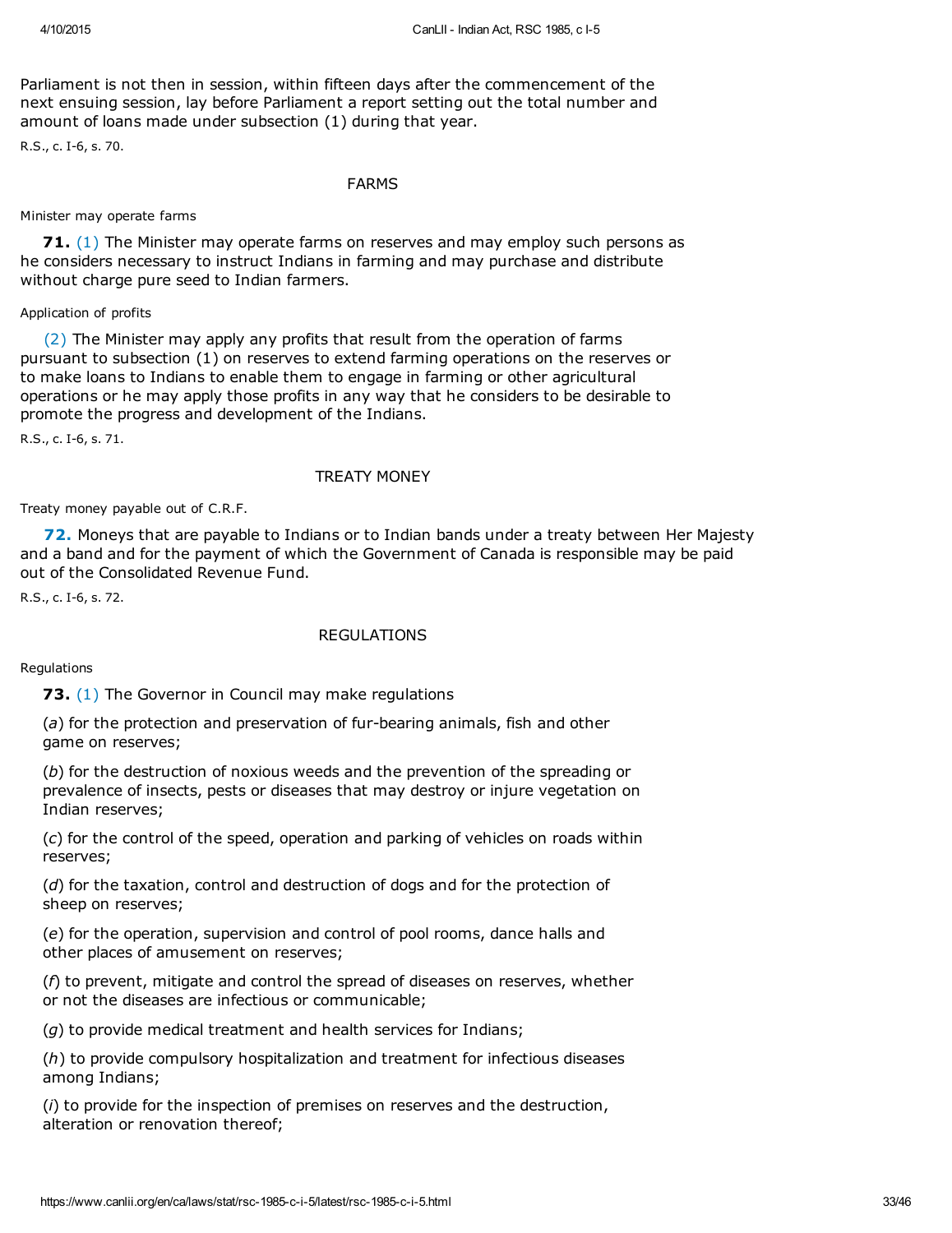Parliament is not then in session, within fifteen days after the commencement of the next ensuing session, lay before Parliament a report setting out the total number and amount of loans made under subsection (1) during that year.

R.S., c. I-6, s. 70.

## FARMS

Minister may operate farms

**71.** (1) The Minister may operate farms on reserves and may employ such persons as he considers necessary to instruct Indians in farming and may purchase and distribute without charge pure seed to Indian farmers.

Application of profits

(2) The Minister may apply any profits that result from the operation of farms pursuant to subsection (1) on reserves to extend farming operations on the reserves or to make loans to Indians to enable them to engage in farming or other agricultural operations or he may apply those profits in any way that he considers to be desirable to promote the progress and development of the Indians.

R.S., c. I-6, s. 71.

## TREATY MONEY

Treaty money payable out of C.R.F.

**72.** Moneys that are payable to Indians or to Indian bands under a treaty between Her Majesty and a band and for the payment of which the Government of Canada is responsible may be paid out of the Consolidated Revenue Fund.

R.S., c. I-6, s. 72.

## REGULATIONS

Regulations

**73.** (1) The Governor in Council may make regulations

(*a*) for the protection and preservation of fur-bearing animals, fish and other game on reserves;

(*b*) for the destruction of noxious weeds and the prevention of the spreading or prevalence of insects, pests or diseases that may destroy or injure vegetation on Indian reserves;

(*c*) for the control of the speed, operation and parking of vehicles on roads within reserves;

(*d*) for the taxation, control and destruction of dogs and for the protection of sheep on reserves;

(*e*) for the operation, supervision and control of pool rooms, dance halls and other places of amusement on reserves;

(*f*) to prevent, mitigate and control the spread of diseases on reserves, whether or not the diseases are infectious or communicable;

(*g*) to provide medical treatment and health services for Indians;

(*h*) to provide compulsory hospitalization and treatment for infectious diseases among Indians;

(*i*) to provide for the inspection of premises on reserves and the destruction, alteration or renovation thereof;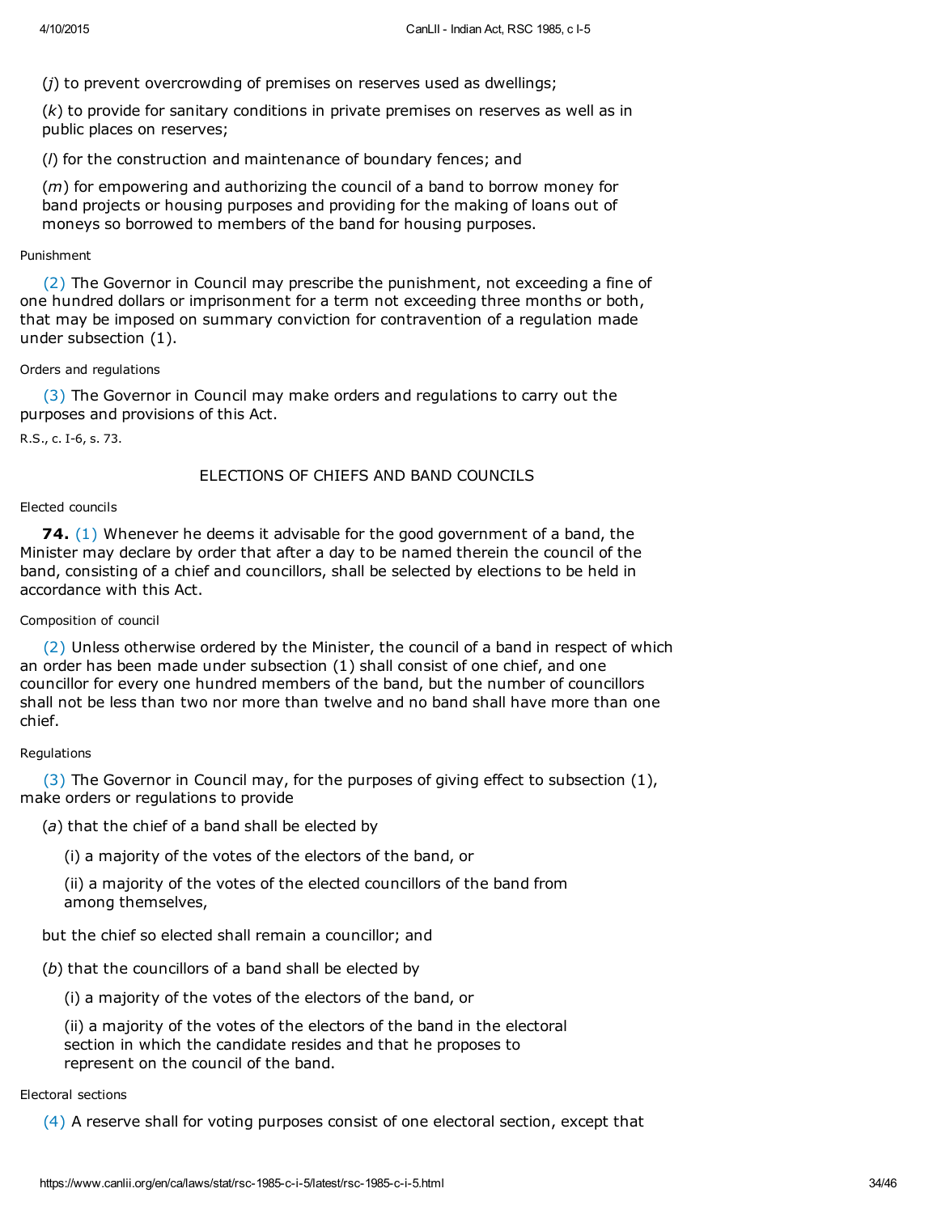(*j*) to prevent overcrowding of premises on reserves used as dwellings;

(*k*) to provide for sanitary conditions in private premises on reserves as well as in public places on reserves;

(*l*) for the construction and maintenance of boundary fences; and

(*m*) for empowering and authorizing the council of a band to borrow money for band projects or housing purposes and providing for the making of loans out of moneys so borrowed to members of the band for housing purposes.

Punishment

(2) The Governor in Council may prescribe the punishment, not exceeding a fine of one hundred dollars or imprisonment for a term not exceeding three months or both, that may be imposed on summary conviction for contravention of a regulation made under subsection (1).

Orders and regulations

(3) The Governor in Council may make orders and regulations to carry out the purposes and provisions of this Act.

R.S., c. I-6, s. 73.

## ELECTIONS OF CHIEFS AND BAND COUNCILS

Elected councils

**74.** (1) Whenever he deems it advisable for the good government of a band, the Minister may declare by order that after a day to be named therein the council of the band, consisting of a chief and councillors, shall be selected by elections to be held in accordance with this Act.

Composition of council

(2) Unless otherwise ordered by the Minister, the council of a band in respect of which an order has been made under subsection (1) shall consist of one chief, and one councillor for every one hundred members of the band, but the number of councillors shall not be less than two nor more than twelve and no band shall have more than one chief.

Regulations

(3) The Governor in Council may, for the purposes of giving effect to subsection (1), make orders or regulations to provide

(*a*) that the chief of a band shall be elected by

(i) a majority of the votes of the electors of the band, or

(ii) a majority of the votes of the elected councillors of the band from among themselves,

but the chief so elected shall remain a councillor; and

(*b*) that the councillors of a band shall be elected by

(i) a majority of the votes of the electors of the band, or

(ii) a majority of the votes of the electors of the band in the electoral section in which the candidate resides and that he proposes to represent on the council of the band.

Electoral sections

(4) A reserve shall for voting purposes consist of one electoral section, except that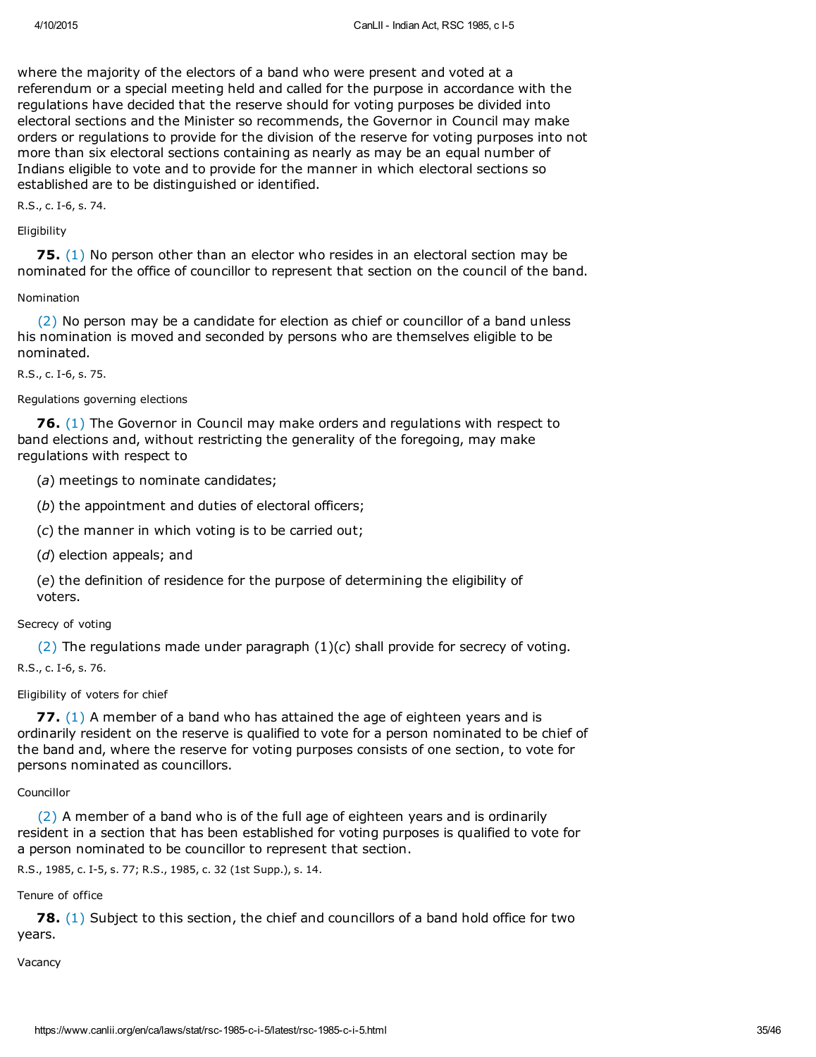where the majority of the electors of a band who were present and voted at a referendum or a special meeting held and called for the purpose in accordance with the regulations have decided that the reserve should for voting purposes be divided into electoral sections and the Minister so recommends, the Governor in Council may make orders or regulations to provide for the division of the reserve for voting purposes into not more than six electoral sections containing as nearly as may be an equal number of Indians eligible to vote and to provide for the manner in which electoral sections so established are to be distinguished or identified.

R.S., c. I-6, s. 74.

Eligibility

**75.** (1) No person other than an elector who resides in an electoral section may be nominated for the office of councillor to represent that section on the council of the band.

Nomination

(2) No person may be a candidate for election as chief or councillor of a band unless his nomination is moved and seconded by persons who are themselves eligible to be nominated.

R.S., c. I-6, s. 75.

Regulations governing elections

**76.** (1) The Governor in Council may make orders and regulations with respect to band elections and, without restricting the generality of the foregoing, may make regulations with respect to

(*a*) meetings to nominate candidates;

(*b*) the appointment and duties of electoral officers;

(*c*) the manner in which voting is to be carried out;

(*d*) election appeals; and

(*e*) the definition of residence for the purpose of determining the eligibility of voters.

Secrecy of voting

(2) The regulations made under paragraph (1)(*c*) shall provide for secrecy of voting.

R.S., c. I-6, s. 76.

Eligibility of voters for chief

**77.** (1) A member of a band who has attained the age of eighteen years and is ordinarily resident on the reserve is qualified to vote for a person nominated to be chief of the band and, where the reserve for voting purposes consists of one section, to vote for persons nominated as councillors.

Councillor

(2) A member of a band who is of the full age of eighteen years and is ordinarily resident in a section that has been established for voting purposes is qualified to vote for a person nominated to be councillor to represent that section.

R.S., 1985, c. I-5, s. 77; R.S., 1985, c. 32 (1st Supp.), s. 14.

Tenure of office

**78.** (1) Subject to this section, the chief and councillors of a band hold office for two years.

Vacancy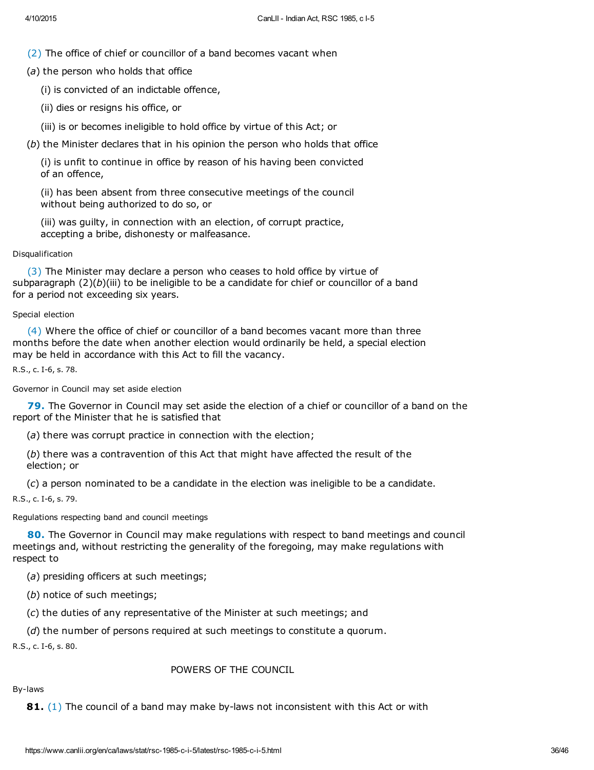(2) The office of chief or councillor of a band becomes vacant when

(*a*) the person who holds that office

(i) is convicted of an indictable offence,

(ii) dies or resigns his office, or

(iii) is or becomes ineligible to hold office by virtue of this Act; or

(*b*) the Minister declares that in his opinion the person who holds that office

(i) is unfit to continue in office by reason of his having been convicted of an offence,

(ii) has been absent from three consecutive meetings of the council without being authorized to do so, or

(iii) was guilty, in connection with an election, of corrupt practice, accepting a bribe, dishonesty or malfeasance.

Disqualification

(3) The Minister may declare a person who ceases to hold office by virtue of subparagraph (2)(*b*)(iii) to be ineligible to be a candidate for chief or councillor of a band for a period not exceeding six years.

Special election

(4) Where the office of chief or councillor of a band becomes vacant more than three months before the date when another election would ordinarily be held, a special election may be held in accordance with this Act to fill the vacancy.

R.S., c. I-6, s. 78.

Governor in Council may set aside election

**79.** The Governor in Council may set aside the election of a chief or councillor of a band on the report of the Minister that he is satisfied that

(*a*) there was corrupt practice in connection with the election;

(*b*) there was a contravention of this Act that might have affected the result of the election; or

(*c*) a person nominated to be a candidate in the election was ineligible to be a candidate.

R.S., c. I-6, s. 79.

Regulations respecting band and council meetings

**80.** The Governor in Council may make regulations with respect to band meetings and council meetings and, without restricting the generality of the foregoing, may make regulations with respect to

(*a*) presiding officers at such meetings;

(*b*) notice of such meetings;

(*c*) the duties of any representative of the Minister at such meetings; and

(*d*) the number of persons required at such meetings to constitute a quorum.

R.S., c. I-6, s. 80.

## POWERS OF THE COUNCIL

By-laws

**81.** (1) The council of a band may make by-laws not inconsistent with this Act or with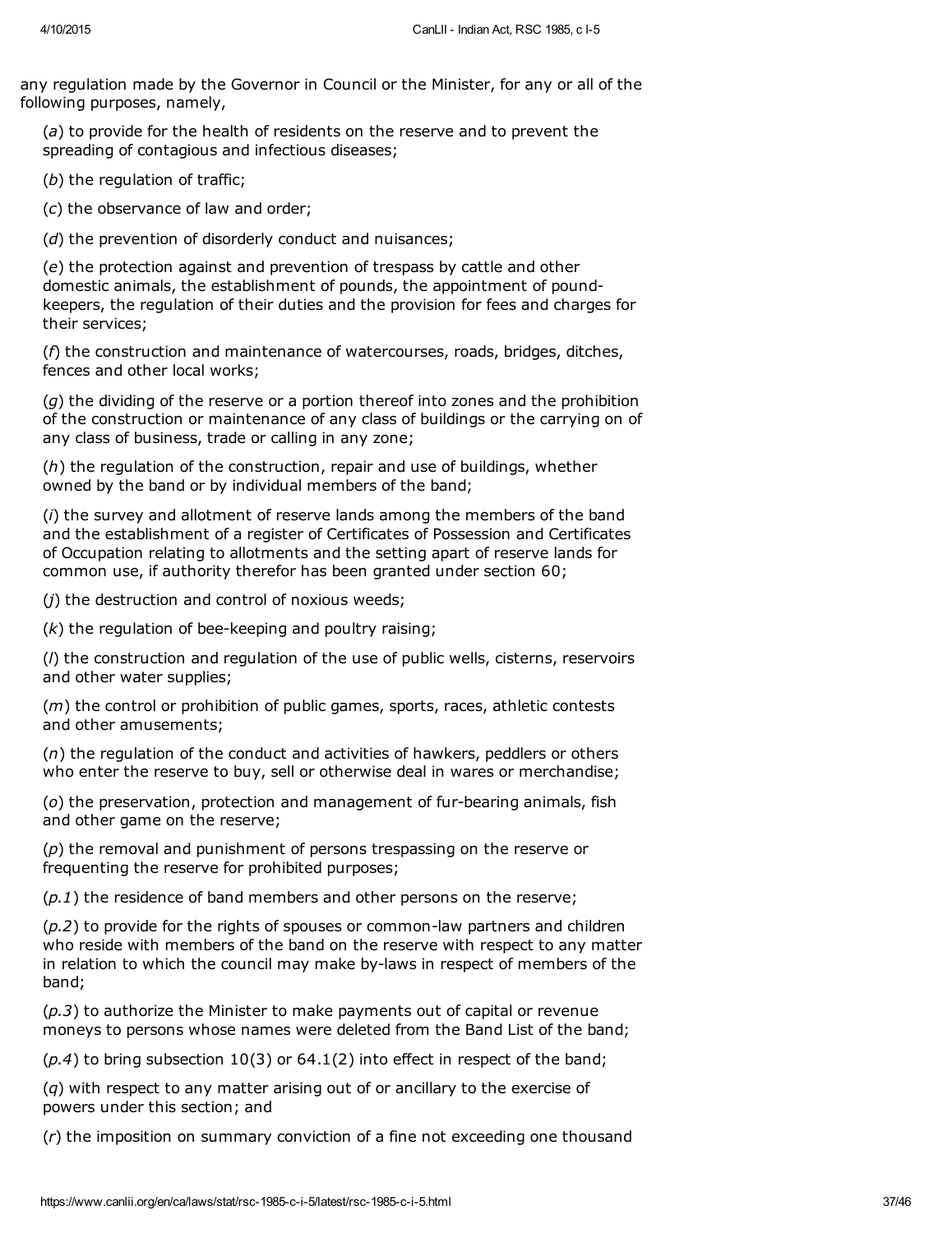any regulation made by the Governor in Council or the Minister, for any or all of the following purposes, namely,

(*a*) to provide for the health of residents on the reserve and to prevent the spreading of contagious and infectious diseases;

(*b*) the regulation of traffic;

(*c*) the observance of law and order;

(*d*) the prevention of disorderly conduct and nuisances;

(*e*) the protection against and prevention of trespass by cattle and other domestic animals, the establishment of pounds, the appointment of pound-keepers, the regulation of their duties and the provision for fees and charges for their services;

(*f*) the construction and maintenance of watercourses, roads, bridges, ditches, fences and other local works;

(*g*) the dividing of the reserve or a portion thereof into zones and the prohibition of the construction or maintenance of any class of buildings or the carrying on of any class of business, trade or calling in any zone;

(*h*) the regulation of the construction, repair and use of buildings, whether owned by the band or by individual members of the band;

(*i*) the survey and allotment of reserve lands among the members of the band and the establishment of a register of Certificates of Possession and Certificates of Occupation relating to allotments and the setting apart of reserve lands for common use, if authority therefor has been granted under section 60;

(*j*) the destruction and control of noxious weeds;

(*k*) the regulation of bee-keeping and poultry raising;

(*l*) the construction and regulation of the use of public wells, cisterns, reservoirs and other water supplies;

(*m*) the control or prohibition of public games, sports, races, athletic contests and other amusements;

(*n*) the regulation of the conduct and activities of hawkers, peddlers or others who enter the reserve to buy, sell or otherwise deal in wares or merchandise;

(*o*) the preservation, protection and management of fur-bearing animals, fish and other game on the reserve;

(*p*) the removal and punishment of persons trespassing on the reserve or frequenting the reserve for prohibited purposes;

(*p.1*) the residence of band members and other persons on the reserve;

(*p.2*) to provide for the rights of spouses or common-law partners and children who reside with members of the band on the reserve with respect to any matter in relation to which the council may make by-laws in respect of members of the band;

(*p.3*) to authorize the Minister to make payments out of capital or revenue moneys to persons whose names were deleted from the Band List of the band;

(*p.4*) to bring subsection 10(3) or 64.1(2) into effect in respect of the band;

(*q*) with respect to any matter arising out of or ancillary to the exercise of powers under this section; and

(*r*) the imposition on summary conviction of a fine not exceeding one thousand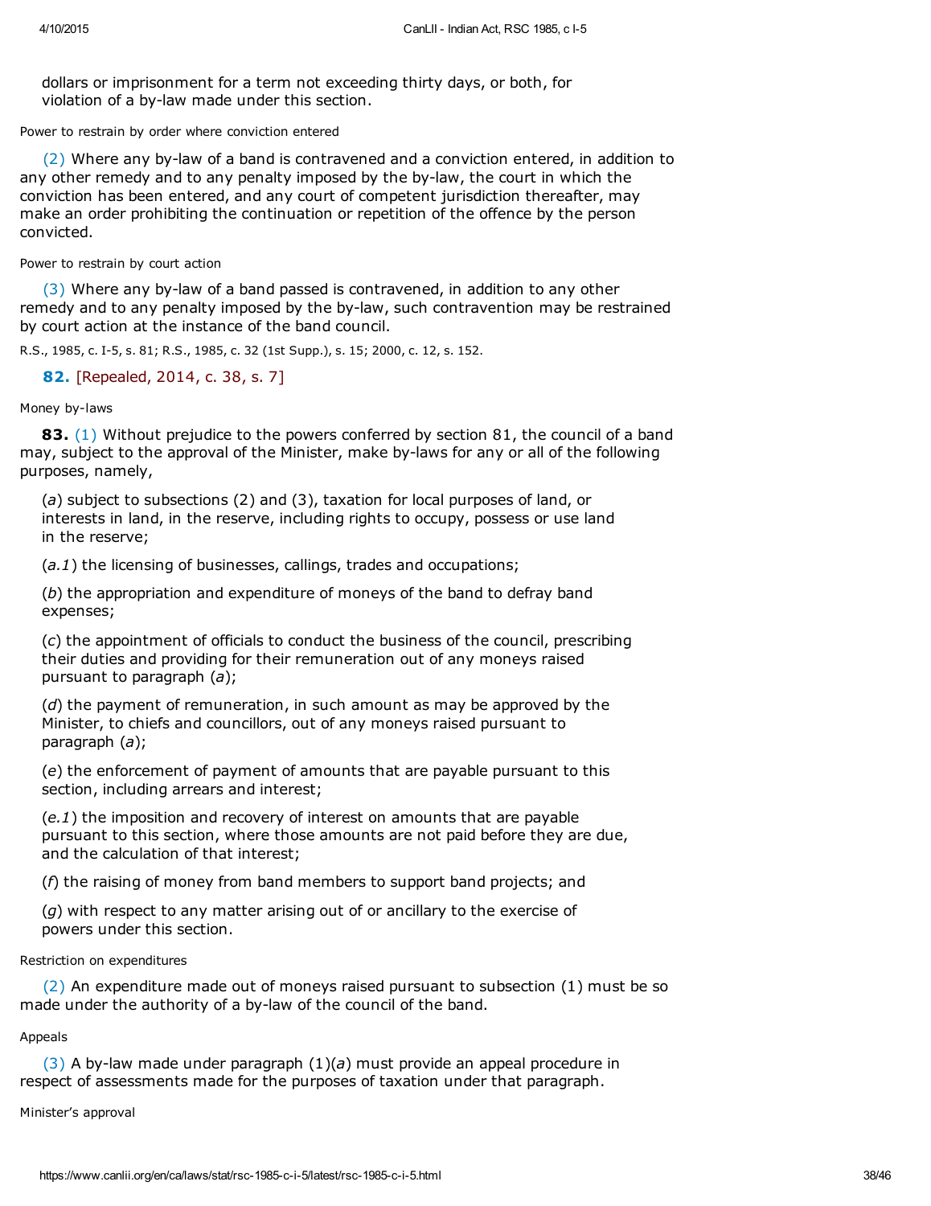dollars or imprisonment for a term not exceeding thirty days, or both, for violation of a by-law made under this section.

Power to restrain by order where conviction entered

(2) Where any by-law of a band is contravened and a conviction entered, in addition to any other remedy and to any penalty imposed by the by-law, the court in which the conviction has been entered, and any court of competent jurisdiction thereafter, may make an order prohibiting the continuation or repetition of the offence by the person convicted.

Power to restrain by court action

(3) Where any by-law of a band passed is contravened, in addition to any other remedy and to any penalty imposed by the by-law, such contravention may be restrained by court action at the instance of the band council.

R.S., 1985, c. I-5, s. 81; R.S., 1985, c. 32 (1st Supp.), s. 15; 2000, c. 12, s. 152.

**82.** [Repealed, 2014, c. 38, s. 7]

Money by-laws

**83.** (1) Without prejudice to the powers conferred by section 81, the council of a band may, subject to the approval of the Minister, make by-laws for any or all of the following purposes, namely,

(*a*) subject to subsections (2) and (3), taxation for local purposes of land, or interests in land, in the reserve, including rights to occupy, possess or use land in the reserve;

(*a.1*) the licensing of businesses, callings, trades and occupations;

(*b*) the appropriation and expenditure of moneys of the band to defray band expenses;

(*c*) the appointment of officials to conduct the business of the council, prescribing their duties and providing for their remuneration out of any moneys raised pursuant to paragraph (*a*);

(*d*) the payment of remuneration, in such amount as may be approved by the Minister, to chiefs and councillors, out of any moneys raised pursuant to paragraph (*a*);

(*e*) the enforcement of payment of amounts that are payable pursuant to this section, including arrears and interest;

(*e.1*) the imposition and recovery of interest on amounts that are payable pursuant to this section, where those amounts are not paid before they are due, and the calculation of that interest;

(*f*) the raising of money from band members to support band projects; and

(*g*) with respect to any matter arising out of or ancillary to the exercise of powers under this section.

Restriction on expenditures

(2) An expenditure made out of moneys raised pursuant to subsection (1) must be so made under the authority of a by-law of the council of the band.

Appeals

(3) A by-law made under paragraph (1)(*a*) must provide an appeal procedure in respect of assessments made for the purposes of taxation under that paragraph.

Minister's approval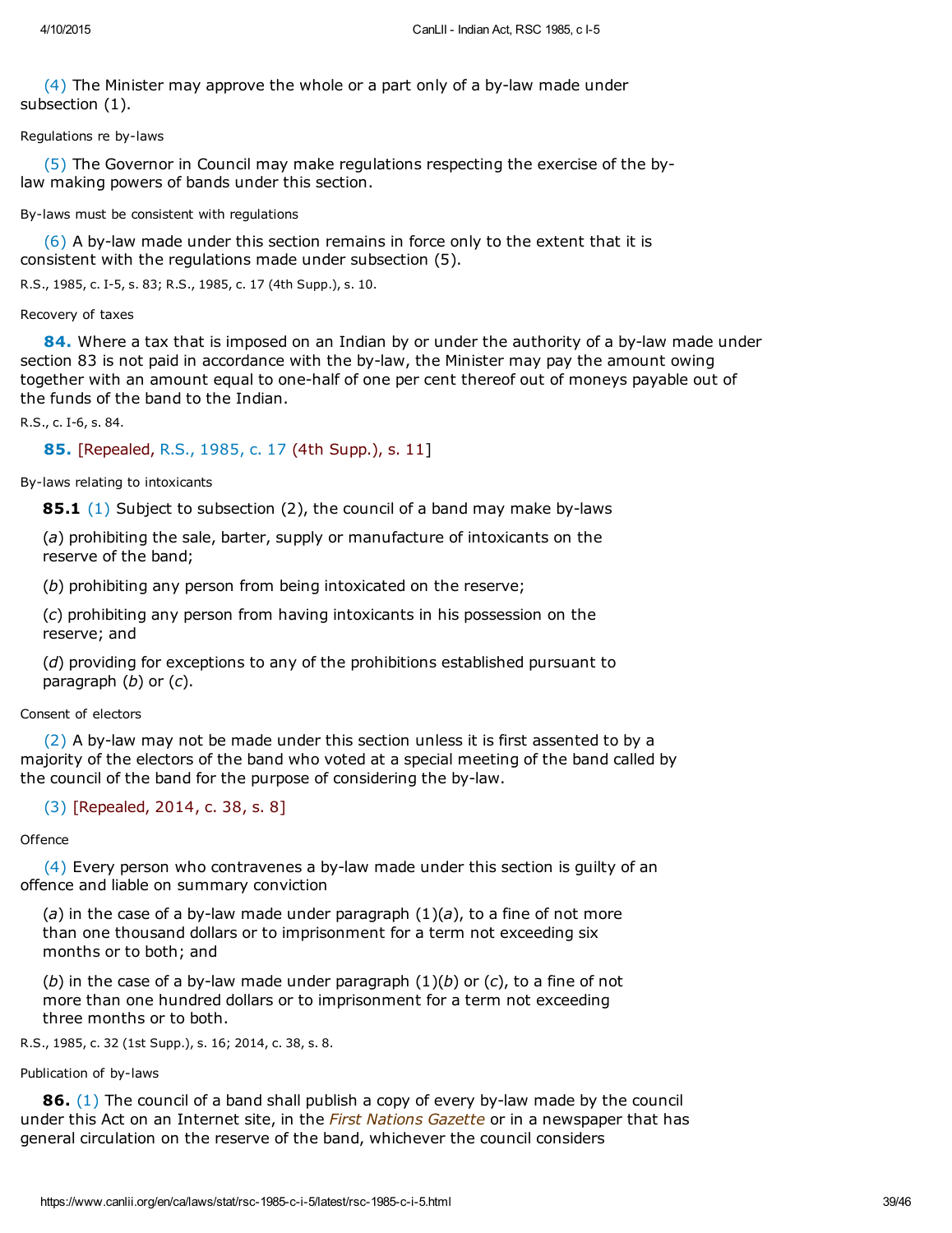(4) The Minister may approve the whole or a part only of a by-law made under subsection (1).

Regulations re by-laws

(5) The Governor in Council may make regulations respecting the exercise of the by-law making powers of bands under this section.

By-laws must be consistent with regulations

(6) A by-law made under this section remains in force only to the extent that it is consistent with the regulations made under subsection (5).

R.S., 1985, c. I-5, s. 83; R.S., 1985, c. 17 (4th Supp.), s. 10.

Recovery of taxes

**84.** Where a tax that is imposed on an Indian by or under the authority of a by-law made under section 83 is not paid in accordance with the by-law, the Minister may pay the amount owing together with an amount equal to one-half of one per cent thereof out of moneys payable out of the funds of the band to the Indian.

R.S., c. I-6, s. 84.

**85.** [Repealed, R.S., 1985, c. 17 (4th Supp.), s. 11]

By-laws relating to intoxicants

**85.1** (1) Subject to subsection (2), the council of a band may make by-laws

(*a*) prohibiting the sale, barter, supply or manufacture of intoxicants on the reserve of the band;

(*b*) prohibiting any person from being intoxicated on the reserve;

(*c*) prohibiting any person from having intoxicants in his possession on the reserve; and

(*d*) providing for exceptions to any of the prohibitions established pursuant to paragraph (*b*) or (*c*).

Consent of electors

(2) A by-law may not be made under this section unless it is first assented to by a majority of the electors of the band who voted at a special meeting of the band called by the council of the band for the purpose of considering the by-law.

(3) [Repealed, 2014, c. 38, s. 8]

Offence

(4) Every person who contravenes a by-law made under this section is guilty of an offence and liable on summary conviction

(*a*) in the case of a by-law made under paragraph (1)(*a*), to a fine of not more than one thousand dollars or to imprisonment for a term not exceeding six months or to both; and

(*b*) in the case of a by-law made under paragraph (1)(*b*) or (*c*), to a fine of not more than one hundred dollars or to imprisonment for a term not exceeding three months or to both.

R.S., 1985, c. 32 (1st Supp.), s. 16; 2014, c. 38, s. 8.

Publication of by-laws

**86.** (1) The council of a band shall publish a copy of every by-law made by the council under this Act on an Internet site, in the *First Nations Gazette* or in a newspaper that has general circulation on the reserve of the band, whichever the council considers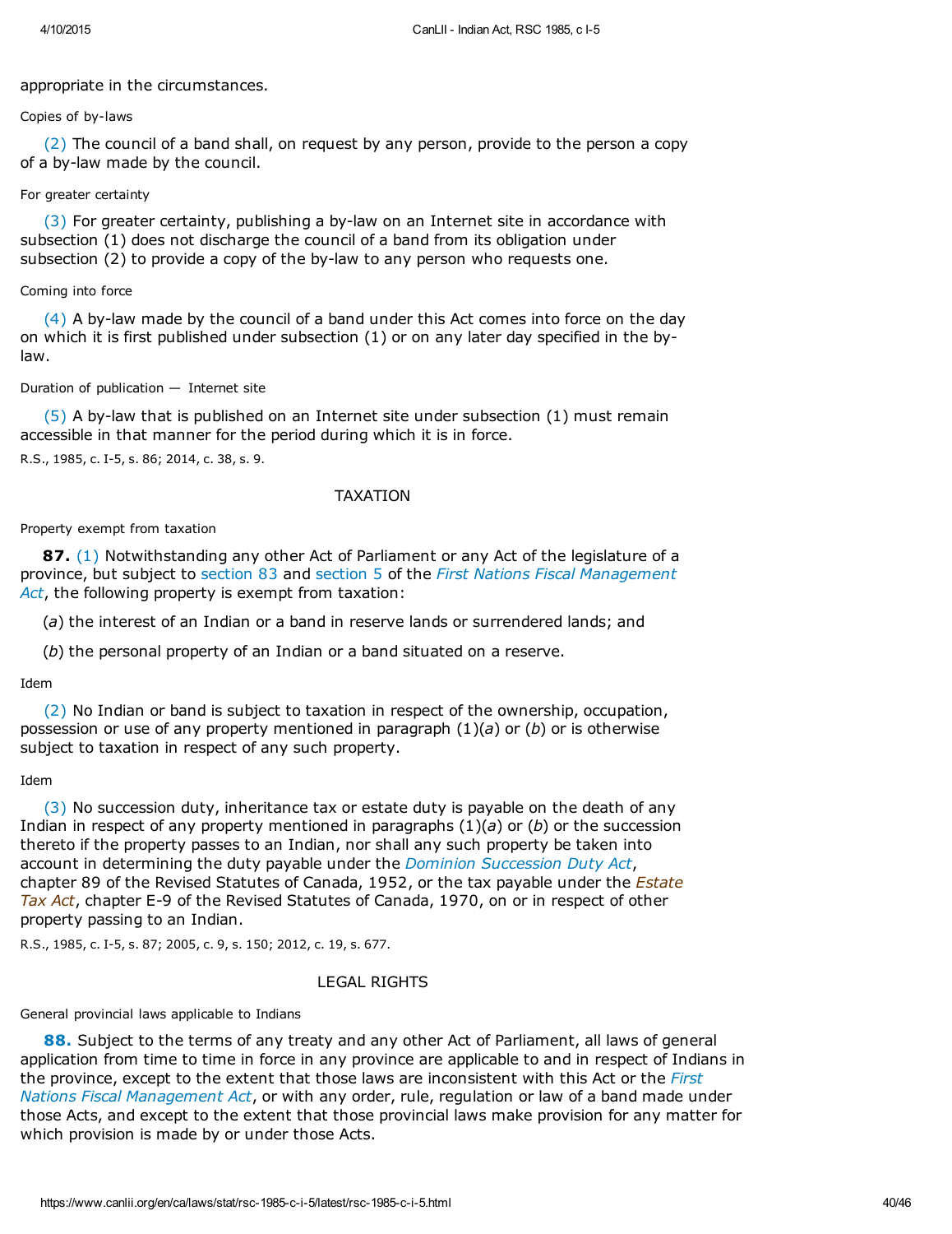appropriate in the circumstances.

Copies of by-laws

(2) The council of a band shall, on request by any person, provide to the person a copy of a by-law made by the council.

For greater certainty

(3) For greater certainty, publishing a by-law on an Internet site in accordance with subsection (1) does not discharge the council of a band from its obligation under subsection (2) to provide a copy of the by-law to any person who requests one.

Coming into force

(4) A by-law made by the council of a band under this Act comes into force on the day on which it is first published under subsection (1) or on any later day specified in the by-law.

Duration of publication — Internet site

(5) A by-law that is published on an Internet site under subsection (1) must remain accessible in that manner for the period during which it is in force.

R.S., 1985, c. I-5, s. 86; 2014, c. 38, s. 9.

## TAXATION

Property exempt from taxation

**87.** (1) Notwithstanding any other Act of Parliament or any Act of the legislature of a province, but subject to section 83 and section 5 of the *First Nations Fiscal Management Act*, the following property is exempt from taxation:

(*a*) the interest of an Indian or a band in reserve lands or surrendered lands; and

(*b*) the personal property of an Indian or a band situated on a reserve.

Idem

(2) No Indian or band is subject to taxation in respect of the ownership, occupation, possession or use of any property mentioned in paragraph (1)(*a*) or (*b*) or is otherwise subject to taxation in respect of any such property.

Idem

(3) No succession duty, inheritance tax or estate duty is payable on the death of any Indian in respect of any property mentioned in paragraphs (1)(*a*) or (*b*) or the succession thereto if the property passes to an Indian, nor shall any such property be taken into account in determining the duty payable under the *Dominion Succession Duty Act*, chapter 89 of the Revised Statutes of Canada, 1952, or the tax payable under the *Estate Tax Act*, chapter E-9 of the Revised Statutes of Canada, 1970, on or in respect of other property passing to an Indian.

R.S., 1985, c. I-5, s. 87; 2005, c. 9, s. 150; 2012, c. 19, s. 677.

## LEGAL RIGHTS

General provincial laws applicable to Indians

**88.** Subject to the terms of any treaty and any other Act of Parliament, all laws of general application from time to time in force in any province are applicable to and in respect of Indians in the province, except to the extent that those laws are inconsistent with this Act or the *First Nations Fiscal Management Act*, or with any order, rule, regulation or law of a band made under those Acts, and except to the extent that those provincial laws make provision for any matter for which provision is made by or under those Acts.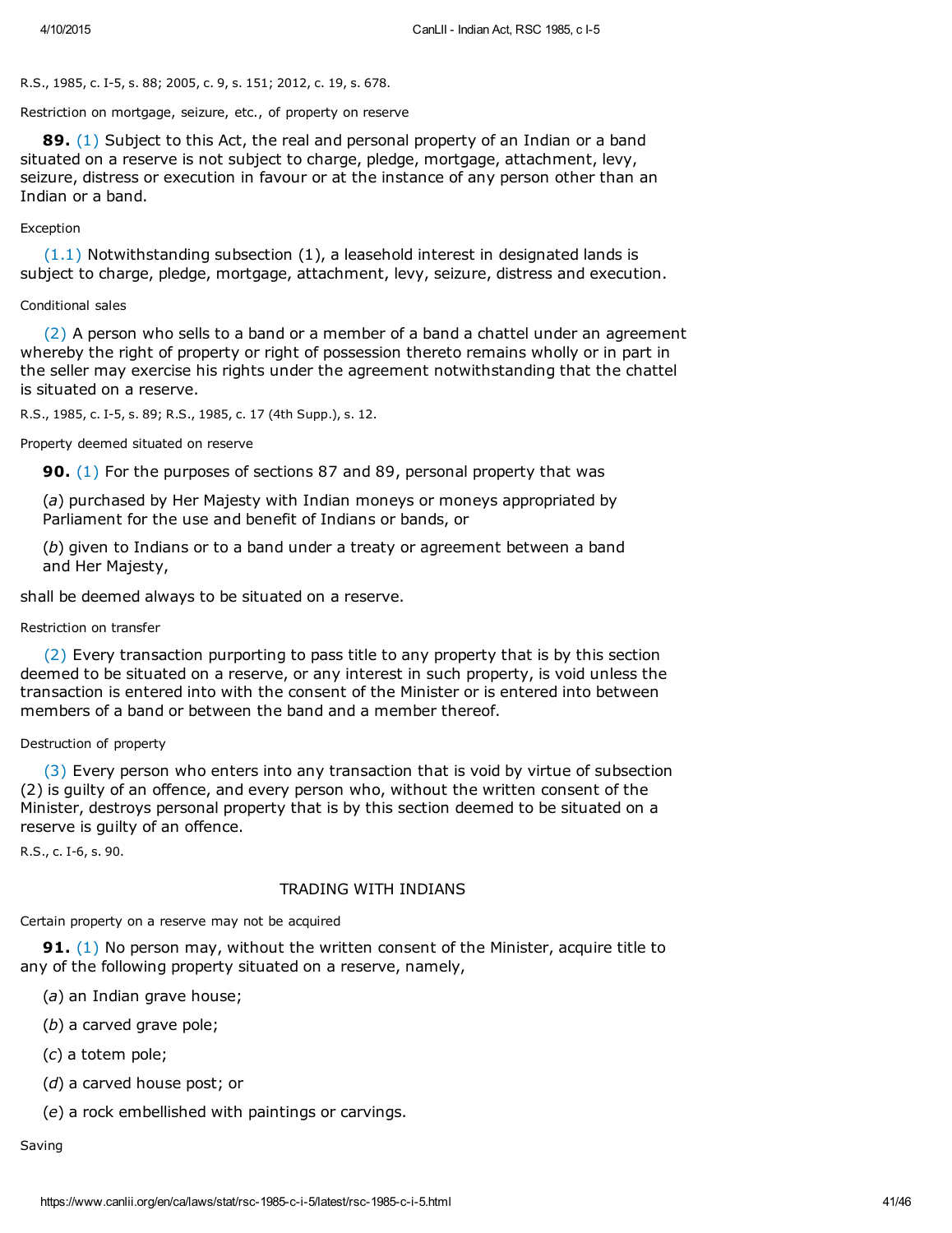R.S., 1985, c. I-5, s. 88; 2005, c. 9, s. 151; 2012, c. 19, s. 678.

Restriction on mortgage, seizure, etc., of property on reserve

**89.** (1) Subject to this Act, the real and personal property of an Indian or a band situated on a reserve is not subject to charge, pledge, mortgage, attachment, levy, seizure, distress or execution in favour or at the instance of any person other than an Indian or a band.

Exception

(1.1) Notwithstanding subsection (1), a leasehold interest in designated lands is subject to charge, pledge, mortgage, attachment, levy, seizure, distress and execution.

Conditional sales

(2) A person who sells to a band or a member of a band a chattel under an agreement whereby the right of property or right of possession thereto remains wholly or in part in the seller may exercise his rights under the agreement notwithstanding that the chattel is situated on a reserve.

R.S., 1985, c. I-5, s. 89; R.S., 1985, c. 17 (4th Supp.), s. 12.

Property deemed situated on reserve

**90.** (1) For the purposes of sections 87 and 89, personal property that was

(*a*) purchased by Her Majesty with Indian moneys or moneys appropriated by Parliament for the use and benefit of Indians or bands, or

(*b*) given to Indians or to a band under a treaty or agreement between a band and Her Majesty,

shall be deemed always to be situated on a reserve.

Restriction on transfer

(2) Every transaction purporting to pass title to any property that is by this section deemed to be situated on a reserve, or any interest in such property, is void unless the transaction is entered into with the consent of the Minister or is entered into between members of a band or between the band and a member thereof.

Destruction of property

(3) Every person who enters into any transaction that is void by virtue of subsection (2) is guilty of an offence, and every person who, without the written consent of the Minister, destroys personal property that is by this section deemed to be situated on a reserve is guilty of an offence.

R.S., c. I-6, s. 90.

## TRADING WITH INDIANS

Certain property on a reserve may not be acquired

**91.** (1) No person may, without the written consent of the Minister, acquire title to any of the following property situated on a reserve, namely,

(*a*) an Indian grave house;

(*b*) a carved grave pole;

(*c*) a totem pole;

(*d*) a carved house post; or

(*e*) a rock embellished with paintings or carvings.

Saving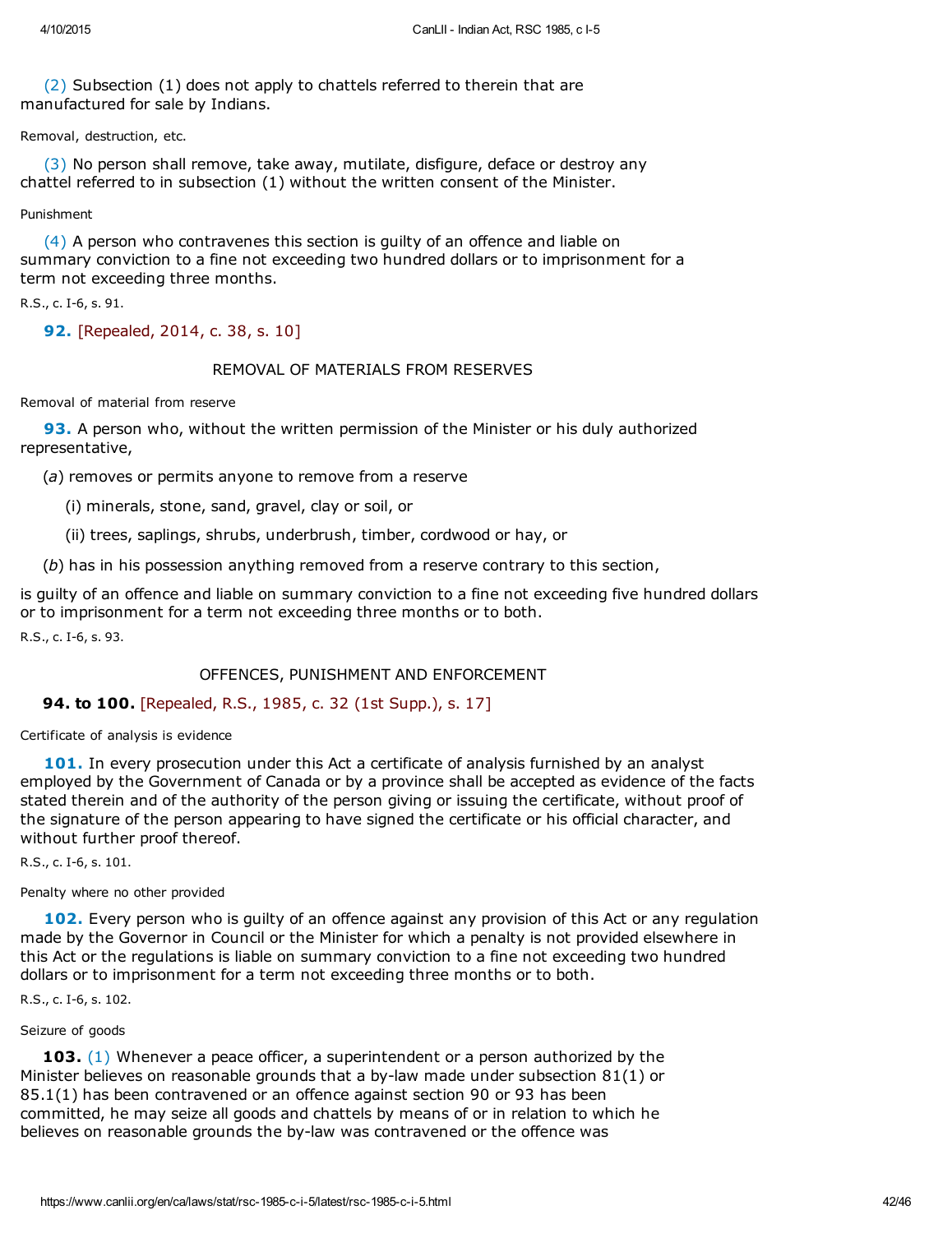(2) Subsection (1) does not apply to chattels referred to therein that are manufactured for sale by Indians.

Removal, destruction, etc.

(3) No person shall remove, take away, mutilate, disfigure, deface or destroy any chattel referred to in subsection (1) without the written consent of the Minister.

Punishment

(4) A person who contravenes this section is guilty of an offence and liable on summary conviction to a fine not exceeding two hundred dollars or to imprisonment for a term not exceeding three months.

R.S., c. I-6, s. 91.

**92.** [Repealed, 2014, c. 38, s. 10]

REMOVAL OF MATERIALS FROM RESERVES

Removal of material from reserve

**93.** A person who, without the written permission of the Minister or his duly authorized representative,

(*a*) removes or permits anyone to remove from a reserve

(i) minerals, stone, sand, gravel, clay or soil, or

(ii) trees, saplings, shrubs, underbrush, timber, cordwood or hay, or

(*b*) has in his possession anything removed from a reserve contrary to this section,

is guilty of an offence and liable on summary conviction to a fine not exceeding five hundred dollars or to imprisonment for a term not exceeding three months or to both.

R.S., c. I-6, s. 93.

OFFENCES, PUNISHMENT AND ENFORCEMENT

**94. to 100.** [Repealed, R.S., 1985, c. 32 (1st Supp.), s. 17]

Certificate of analysis is evidence

**101.** In every prosecution under this Act a certificate of analysis furnished by an analyst employed by the Government of Canada or by a province shall be accepted as evidence of the facts stated therein and of the authority of the person giving or issuing the certificate, without proof of the signature of the person appearing to have signed the certificate or his official character, and without further proof thereof.

R.S., c. I-6, s. 101.

Penalty where no other provided

**102.** Every person who is guilty of an offence against any provision of this Act or any regulation made by the Governor in Council or the Minister for which a penalty is not provided elsewhere in this Act or the regulations is liable on summary conviction to a fine not exceeding two hundred dollars or to imprisonment for a term not exceeding three months or to both.

R.S., c. I-6, s. 102.

Seizure of goods

**103.** (1) Whenever a peace officer, a superintendent or a person authorized by the Minister believes on reasonable grounds that a by-law made under subsection 81(1) or 85.1(1) has been contravened or an offence against section 90 or 93 has been committed, he may seize all goods and chattels by means of or in relation to which he believes on reasonable grounds the by-law was contravened or the offence was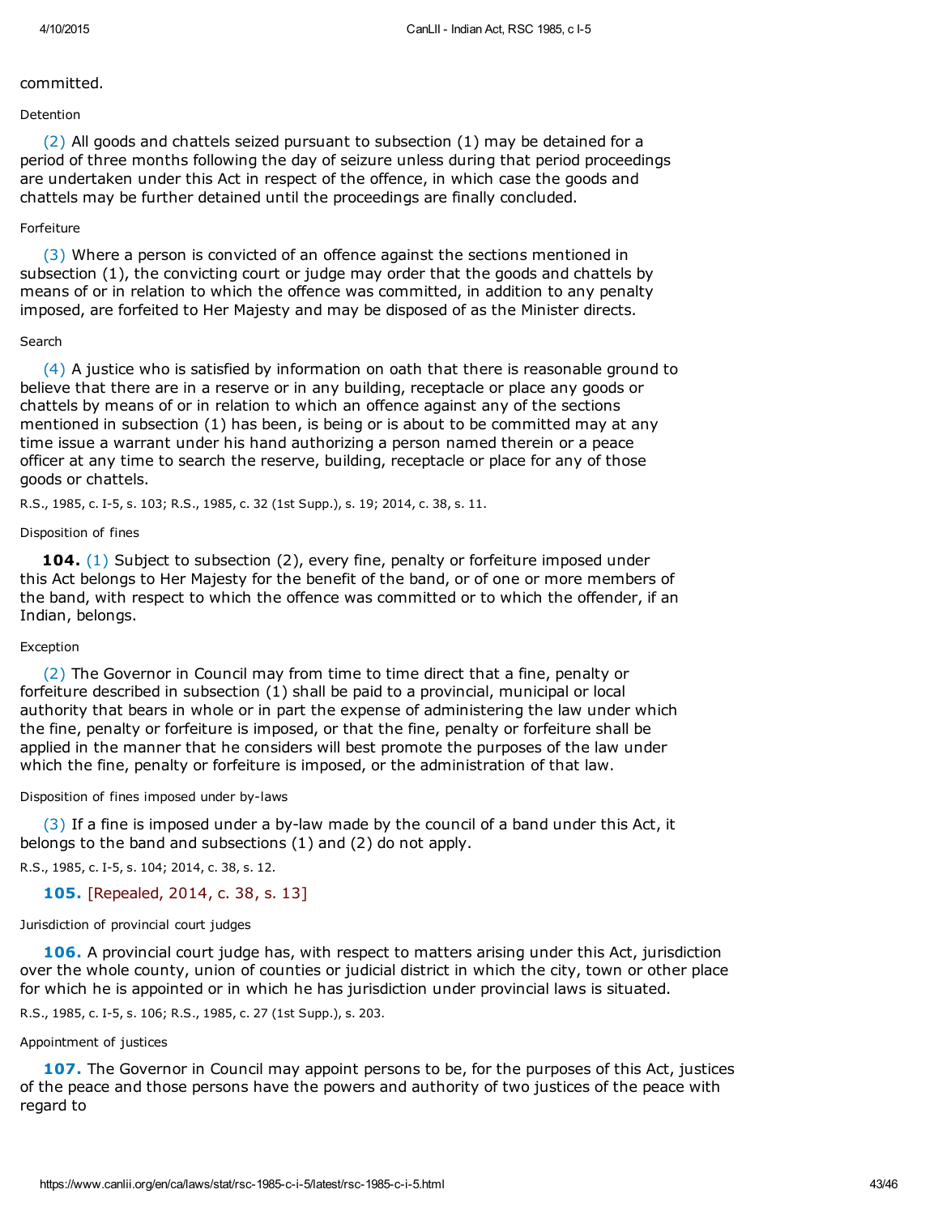committed.

Detention

(2) All goods and chattels seized pursuant to subsection (1) may be detained for a period of three months following the day of seizure unless during that period proceedings are undertaken under this Act in respect of the offence, in which case the goods and chattels may be further detained until the proceedings are finally concluded.

Forfeiture

(3) Where a person is convicted of an offence against the sections mentioned in subsection (1), the convicting court or judge may order that the goods and chattels by means of or in relation to which the offence was committed, in addition to any penalty imposed, are forfeited to Her Majesty and may be disposed of as the Minister directs.

Search

(4) A justice who is satisfied by information on oath that there is reasonable ground to believe that there are in a reserve or in any building, receptacle or place any goods or chattels by means of or in relation to which an offence against any of the sections mentioned in subsection (1) has been, is being or is about to be committed may at any time issue a warrant under his hand authorizing a person named therein or a peace officer at any time to search the reserve, building, receptacle or place for any of those goods or chattels.

R.S., 1985, c. I-5, s. 103; R.S., 1985, c. 32 (1st Supp.), s. 19; 2014, c. 38, s. 11.

Disposition of fines

**104.** (1) Subject to subsection (2), every fine, penalty or forfeiture imposed under this Act belongs to Her Majesty for the benefit of the band, or of one or more members of the band, with respect to which the offence was committed or to which the offender, if an Indian, belongs.

Exception

(2) The Governor in Council may from time to time direct that a fine, penalty or forfeiture described in subsection (1) shall be paid to a provincial, municipal or local authority that bears in whole or in part the expense of administering the law under which the fine, penalty or forfeiture is imposed, or that the fine, penalty or forfeiture shall be applied in the manner that he considers will best promote the purposes of the law under which the fine, penalty or forfeiture is imposed, or the administration of that law.

Disposition of fines imposed under by-laws

(3) If a fine is imposed under a by-law made by the council of a band under this Act, it belongs to the band and subsections (1) and (2) do not apply.

R.S., 1985, c. I-5, s. 104; 2014, c. 38, s. 12.

**105.** [Repealed, 2014, c. 38, s. 13]

Jurisdiction of provincial court judges

**106.** A provincial court judge has, with respect to matters arising under this Act, jurisdiction over the whole county, union of counties or judicial district in which the city, town or other place for which he is appointed or in which he has jurisdiction under provincial laws is situated.

R.S., 1985, c. I-5, s. 106; R.S., 1985, c. 27 (1st Supp.), s. 203.

Appointment of justices

**107.** The Governor in Council may appoint persons to be, for the purposes of this Act, justices of the peace and those persons have the powers and authority of two justices of the peace with regard to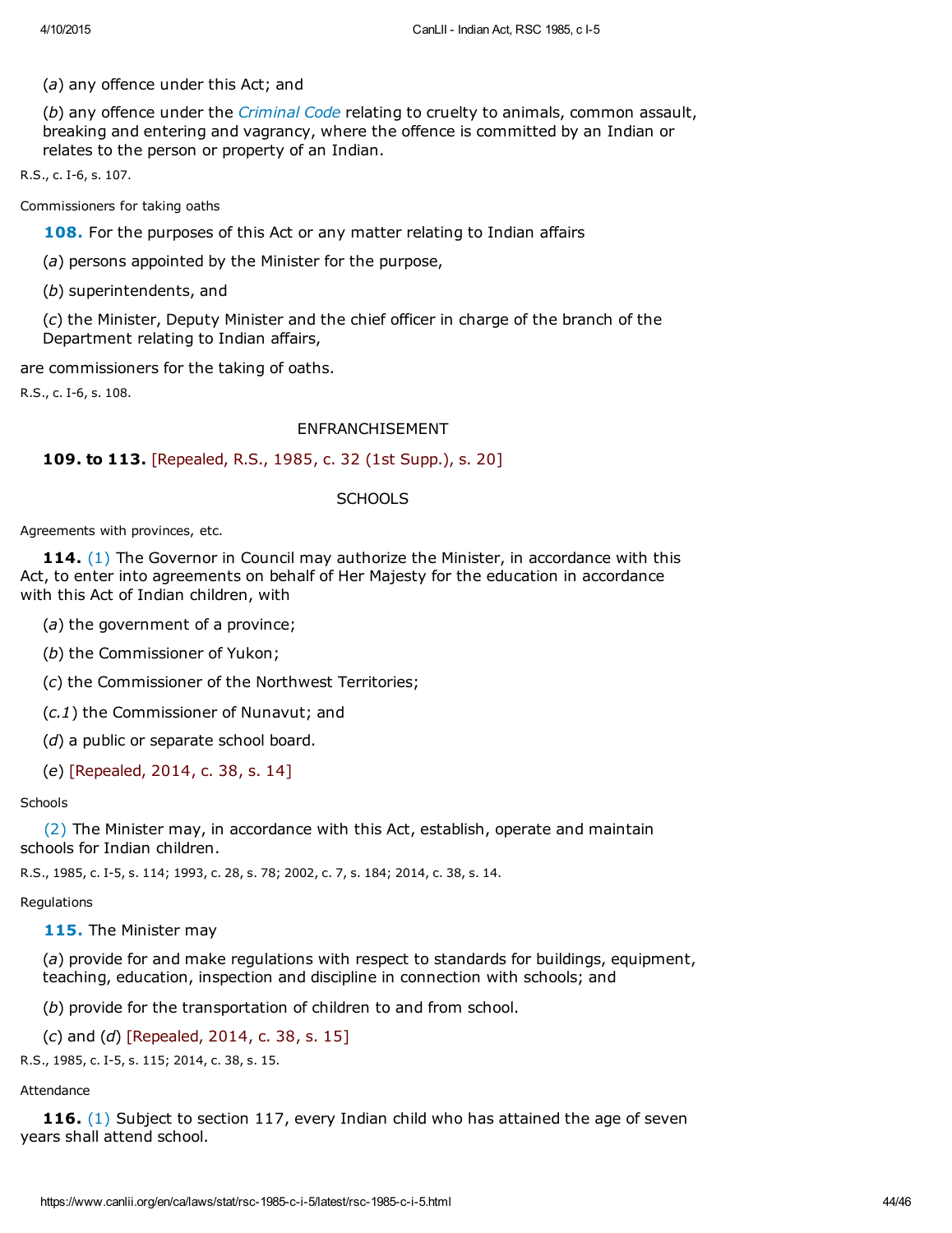(*a*) any offence under this Act; and

(*b*) any offence under the *Criminal Code* relating to cruelty to animals, common assault, breaking and entering and vagrancy, where the offence is committed by an Indian or relates to the person or property of an Indian.

R.S., c. I-6, s. 107.

Commissioners for taking oaths

**108.** For the purposes of this Act or any matter relating to Indian affairs

(*a*) persons appointed by the Minister for the purpose,

(*b*) superintendents, and

(*c*) the Minister, Deputy Minister and the chief officer in charge of the branch of the Department relating to Indian affairs,

are commissioners for the taking of oaths.

R.S., c. I-6, s. 108.

## ENFRANCHISEMENT

**109. to 113.** [Repealed, R.S., 1985, c. 32 (1st Supp.), s. 20]

## SCHOOLS

Agreements with provinces, etc.

**114.** (1) The Governor in Council may authorize the Minister, in accordance with this Act, to enter into agreements on behalf of Her Majesty for the education in accordance with this Act of Indian children, with

(*a*) the government of a province;

(*b*) the Commissioner of Yukon;

(*c*) the Commissioner of the Northwest Territories;

(*c.1*) the Commissioner of Nunavut; and

(*d*) a public or separate school board.

(*e*) [Repealed, 2014, c. 38, s. 14]

Schools

(2) The Minister may, in accordance with this Act, establish, operate and maintain schools for Indian children.

R.S., 1985, c. I-5, s. 114; 1993, c. 28, s. 78; 2002, c. 7, s. 184; 2014, c. 38, s. 14.

Regulations

**115.** The Minister may

(*a*) provide for and make regulations with respect to standards for buildings, equipment, teaching, education, inspection and discipline in connection with schools; and

(*b*) provide for the transportation of children to and from school.

(*c*) and (*d*) [Repealed, 2014, c. 38, s. 15]

R.S., 1985, c. I-5, s. 115; 2014, c. 38, s. 15.

Attendance

**116.** (1) Subject to section 117, every Indian child who has attained the age of seven years shall attend school.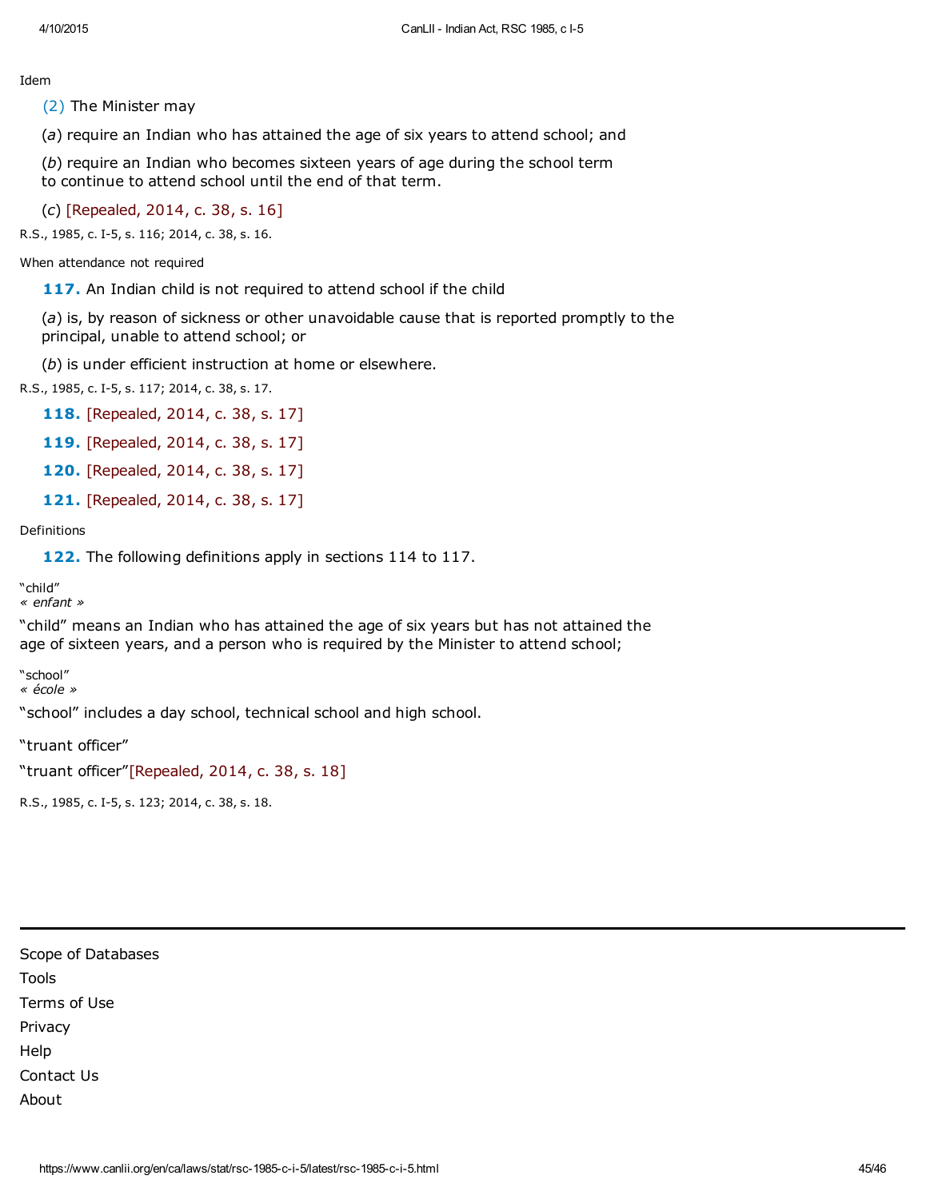Idem

(2) The Minister may

(*a*) require an Indian who has attained the age of six years to attend school; and

(*b*) require an Indian who becomes sixteen years of age during the school term to continue to attend school until the end of that term.

(*c*) [Repealed, 2014, c. 38, s. 16]

R.S., 1985, c. I-5, s. 116; 2014, c. 38, s. 16.

When attendance not required

**117.** An Indian child is not required to attend school if the child

(*a*) is, by reason of sickness or other unavoidable cause that is reported promptly to the principal, unable to attend school; or

(*b*) is under efficient instruction at home or elsewhere.

R.S., 1985, c. I-5, s. 117; 2014, c. 38, s. 17.

**118.** [Repealed, 2014, c. 38, s. 17]

**119.** [Repealed, 2014, c. 38, s. 17]

**120.** [Repealed, 2014, c. 38, s. 17]

**121.** [Repealed, 2014, c. 38, s. 17]

Definitions

**122.** The following definitions apply in sections 114 to 117.

"child"
*« enfant »*

"child" means an Indian who has attained the age of six years but has not attained the age of sixteen years, and a person who is required by the Minister to attend school;

"school"
*« école »*

"school" includes a day school, technical school and high school.

"truant officer"

"truant officer"[Repealed, 2014, c. 38, s. 18]

R.S., 1985, c. I-5, s. 123; 2014, c. 38, s. 18.

---

Scope of Databases
Tools
Terms of Use
Privacy
Help
Contact Us
About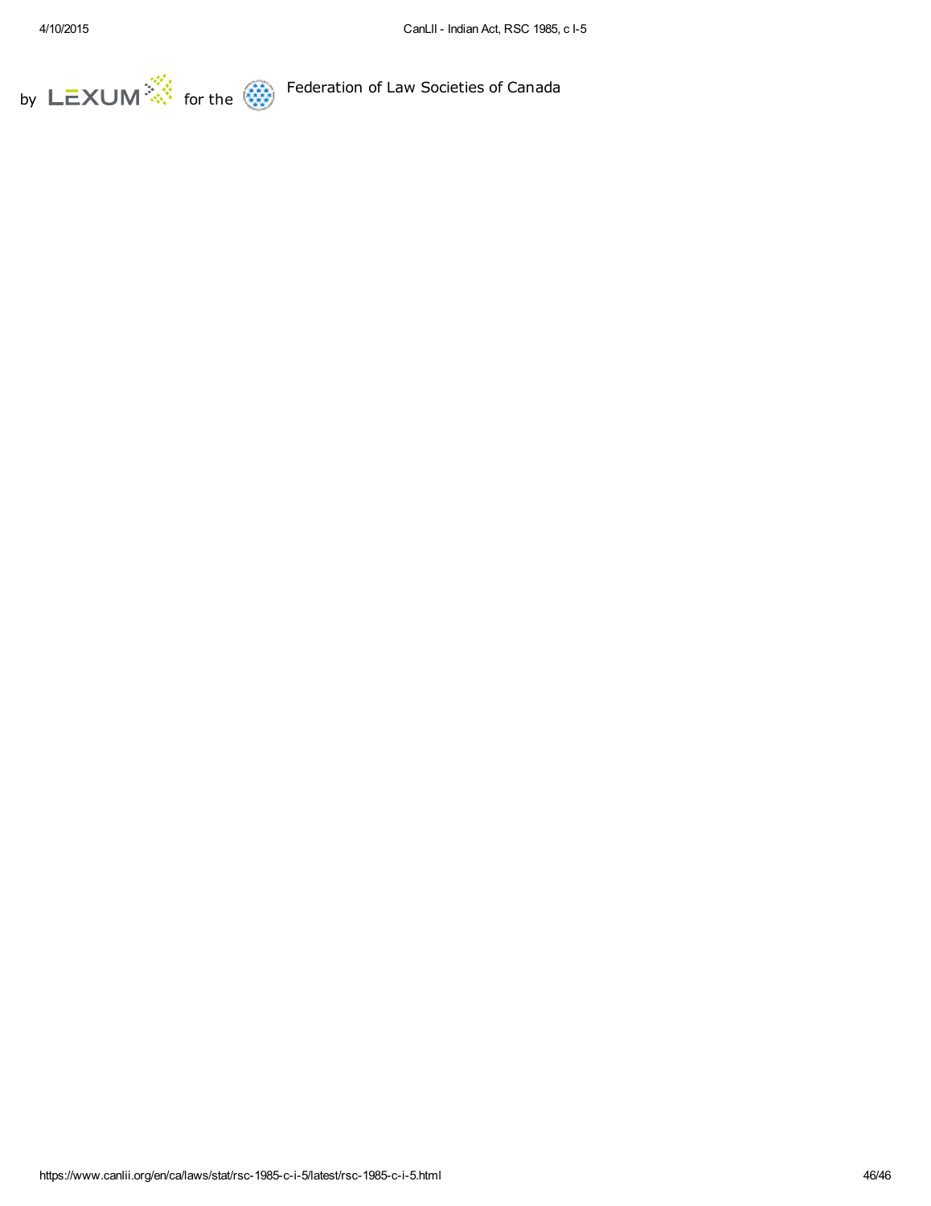by LEXUM for the Federation of Law Societies of Canada